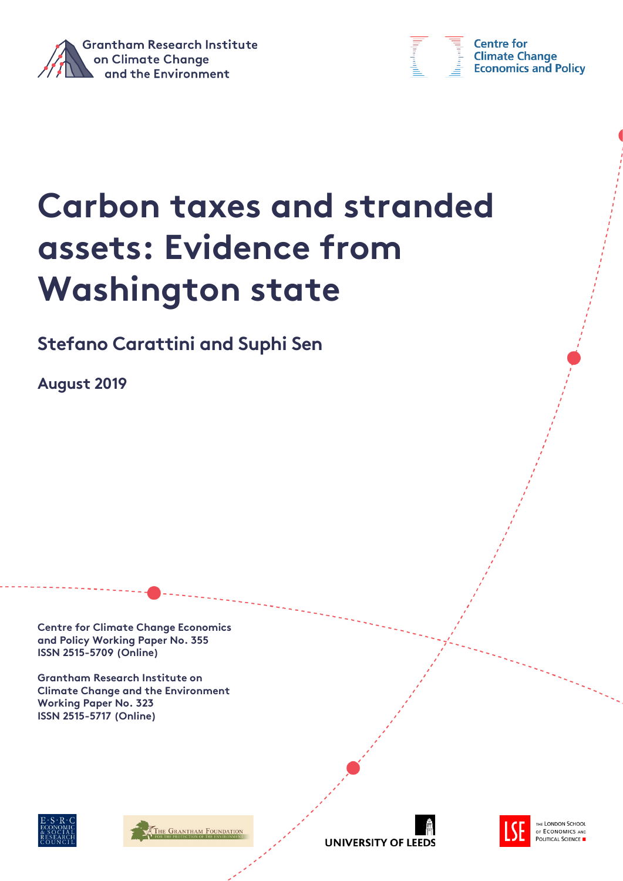Grantham Research Institute on Climate Change and the Environment

Centre for Climate Change Economics and Policy

# Carbon taxes and stranded assets: Evidence from Washington state

**Stefano Carattini and Suphi Sen**

**August 2019**

**Centre for Climate Change Economics and Policy Working Paper No. 355**
**ISSN 2515-5709 (Online)**

**Grantham Research Institute on Climate Change and the Environment Working Paper No. 323**
**ISSN 2515-5717 (Online)**

ESRC Economic & Social Research Council

The Grantham Foundation for the Protection of the Environment

University of Leeds

The London School of Economics and Political Science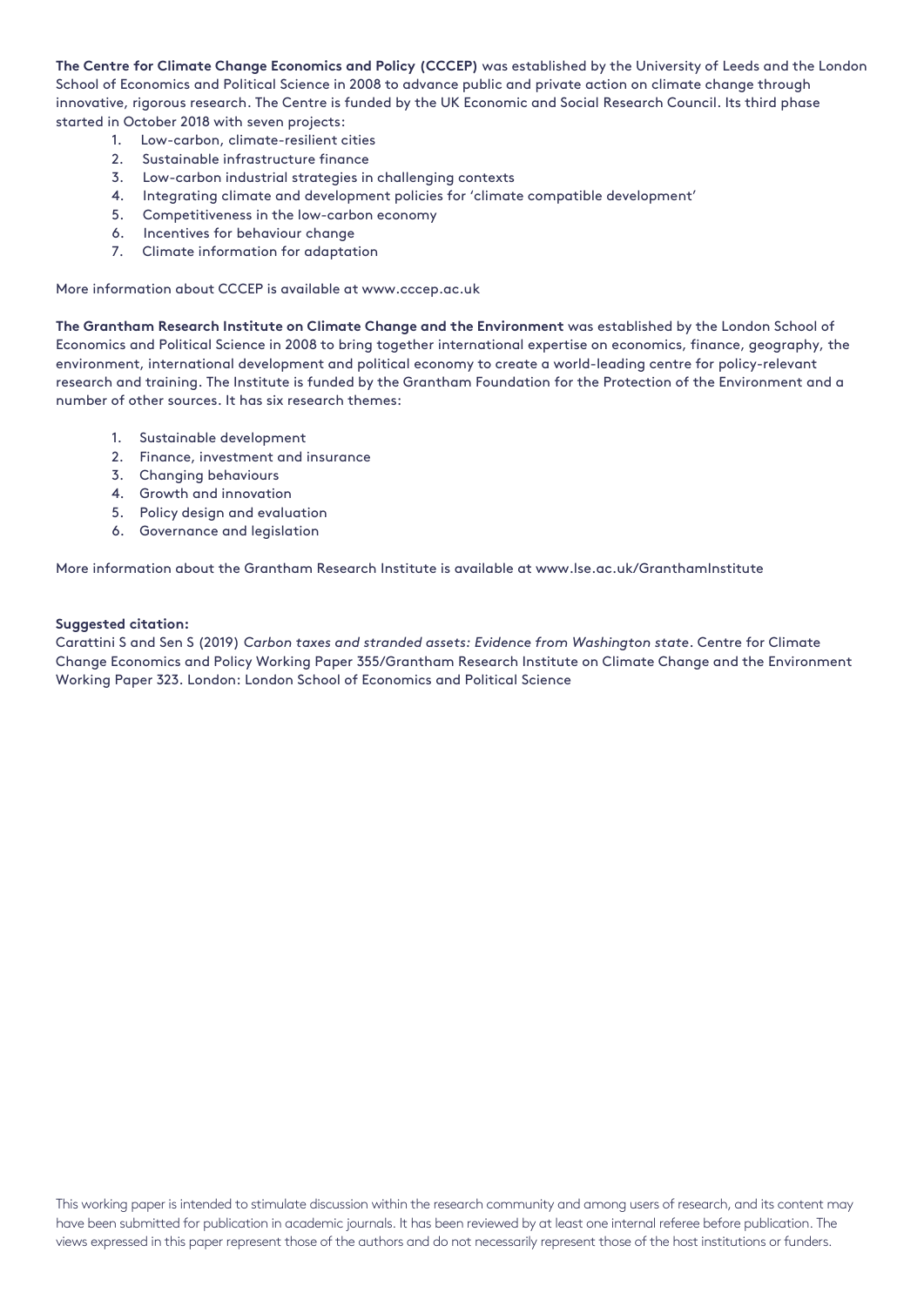**The Centre for Climate Change Economics and Policy (CCCEP)** was established by the University of Leeds and the London School of Economics and Political Science in 2008 to advance public and private action on climate change through innovative, rigorous research. The Centre is funded by the UK Economic and Social Research Council. Its third phase started in October 2018 with seven projects:

1. Low-carbon, climate-resilient cities
2. Sustainable infrastructure finance
3. Low-carbon industrial strategies in challenging contexts
4. Integrating climate and development policies for 'climate compatible development'
5. Competitiveness in the low-carbon economy
6. Incentives for behaviour change
7. Climate information for adaptation

More information about CCCEP is available at www.cccep.ac.uk

**The Grantham Research Institute on Climate Change and the Environment** was established by the London School of Economics and Political Science in 2008 to bring together international expertise on economics, finance, geography, the environment, international development and political economy to create a world-leading centre for policy-relevant research and training. The Institute is funded by the Grantham Foundation for the Protection of the Environment and a number of other sources. It has six research themes:

1. Sustainable development
2. Finance, investment and insurance
3. Changing behaviours
4. Growth and innovation
5. Policy design and evaluation
6. Governance and legislation

More information about the Grantham Research Institute is available at www.lse.ac.uk/GranthamInstitute

**Suggested citation:**

Carattini S and Sen S (2019) *Carbon taxes and stranded assets: Evidence from Washington state*. Centre for Climate Change Economics and Policy Working Paper 355/Grantham Research Institute on Climate Change and the Environment Working Paper 323. London: London School of Economics and Political Science

This working paper is intended to stimulate discussion within the research community and among users of research, and its content may have been submitted for publication in academic journals. It has been reviewed by at least one internal referee before publication. The views expressed in this paper represent those of the authors and do not necessarily represent those of the host institutions or funders.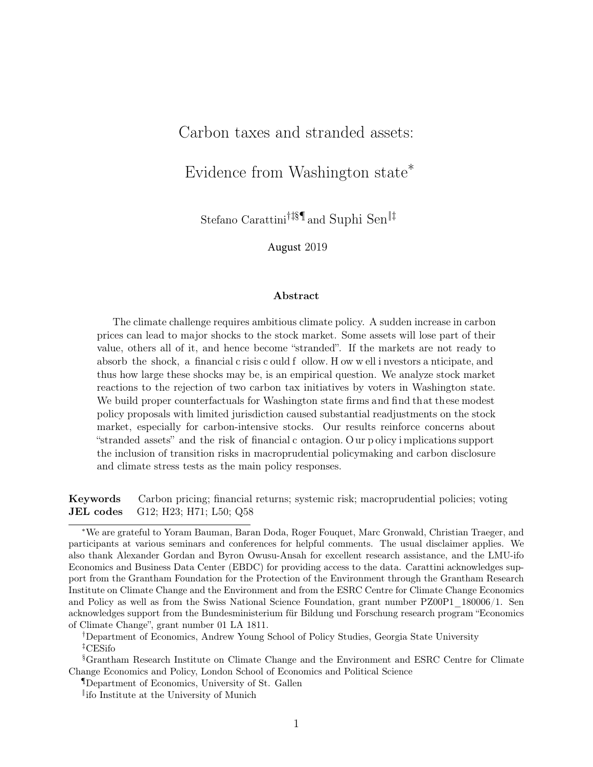# Carbon taxes and stranded assets:

# Evidence from Washington state*

Stefano Carattini[†‡§¶] and Suphi Sen[‖‡]

August 2019

### Abstract

The climate challenge requires ambitious climate policy. A sudden increase in carbon prices can lead to major shocks to the stock market. Some assets will lose part of their value, others all of it, and hence become "stranded". If the markets are not ready to absorb the shock, a financial crisis could follow. How well investors anticipate, and thus how large these shocks may be, is an empirical question. We analyze stock market reactions to the rejection of two carbon tax initiatives by voters in Washington state. We build proper counterfactuals for Washington state firms and find that these modest policy proposals with limited jurisdiction caused substantial readjustments on the stock market, especially for carbon-intensive stocks. Our results reinforce concerns about "stranded assets" and the risk of financial contagion. Our policy implications support the inclusion of transition risks in macroprudential policymaking and carbon disclosure and climate stress tests as the main policy responses.

**Keywords** Carbon pricing; financial returns; systemic risk; macroprudential policies; voting
**JEL codes** G12; H23; H71; L50; Q58

---

*We are grateful to Yoram Bauman, Baran Doda, Roger Fouquet, Marc Gronwald, Christian Traeger, and participants at various seminars and conferences for helpful comments. The usual disclaimer applies. We also thank Alexander Gordan and Byron Owusu-Ansah for excellent research assistance, and the LMU-ifo Economics and Business Data Center (EBDC) for providing access to the data. Carattini acknowledges support from the Grantham Foundation for the Protection of the Environment through the Grantham Research Institute on Climate Change and the Environment and from the ESRC Centre for Climate Change Economics and Policy as well as from the Swiss National Science Foundation, grant number PZ00P1_180006/1. Sen acknowledges support from the Bundesministerium für Bildung und Forschung research program "Economics of Climate Change", grant number 01 LA 1811.

[†] Department of Economics, Andrew Young School of Policy Studies, Georgia State University

[‡] CESifo

[§] Grantham Research Institute on Climate Change and the Environment and ESRC Centre for Climate Change Economics and Policy, London School of Economics and Political Science

[¶] Department of Economics, University of St. Gallen

[‖] ifo Institute at the University of Munich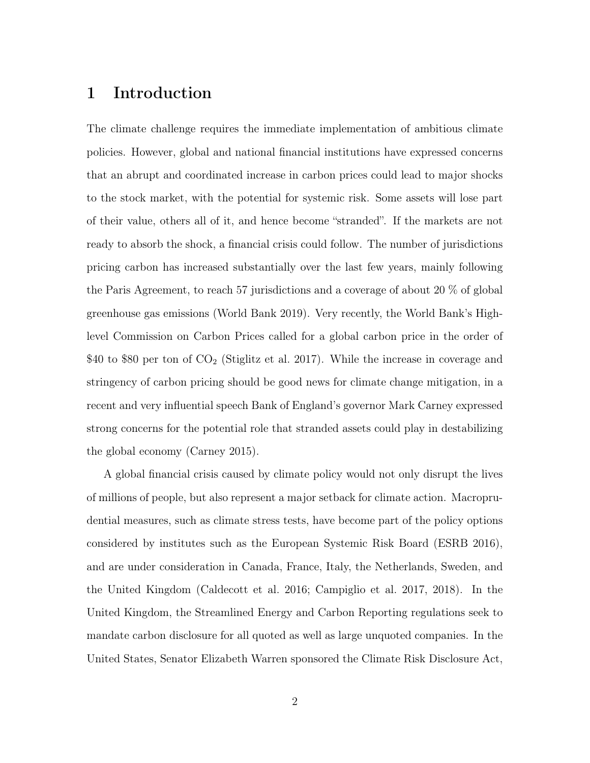# 1 Introduction

The climate challenge requires the immediate implementation of ambitious climate policies. However, global and national financial institutions have expressed concerns that an abrupt and coordinated increase in carbon prices could lead to major shocks to the stock market, with the potential for systemic risk. Some assets will lose part of their value, others all of it, and hence become "stranded". If the markets are not ready to absorb the shock, a financial crisis could follow. The number of jurisdictions pricing carbon has increased substantially over the last few years, mainly following the Paris Agreement, to reach 57 jurisdictions and a coverage of about 20 % of global greenhouse gas emissions (World Bank 2019). Very recently, the World Bank's High-level Commission on Carbon Prices called for a global carbon price in the order of \$40 to \$80 per ton of $CO_2$ (Stiglitz et al. 2017). While the increase in coverage and stringency of carbon pricing should be good news for climate change mitigation, in a recent and very influential speech Bank of England's governor Mark Carney expressed strong concerns for the potential role that stranded assets could play in destabilizing the global economy (Carney 2015).

A global financial crisis caused by climate policy would not only disrupt the lives of millions of people, but also represent a major setback for climate action. Macroprudential measures, such as climate stress tests, have become part of the policy options considered by institutes such as the European Systemic Risk Board (ESRB 2016), and are under consideration in Canada, France, Italy, the Netherlands, Sweden, and the United Kingdom (Caldecott et al. 2016; Campiglio et al. 2017, 2018). In the United Kingdom, the Streamlined Energy and Carbon Reporting regulations seek to mandate carbon disclosure for all quoted as well as large unquoted companies. In the United States, Senator Elizabeth Warren sponsored the Climate Risk Disclosure Act,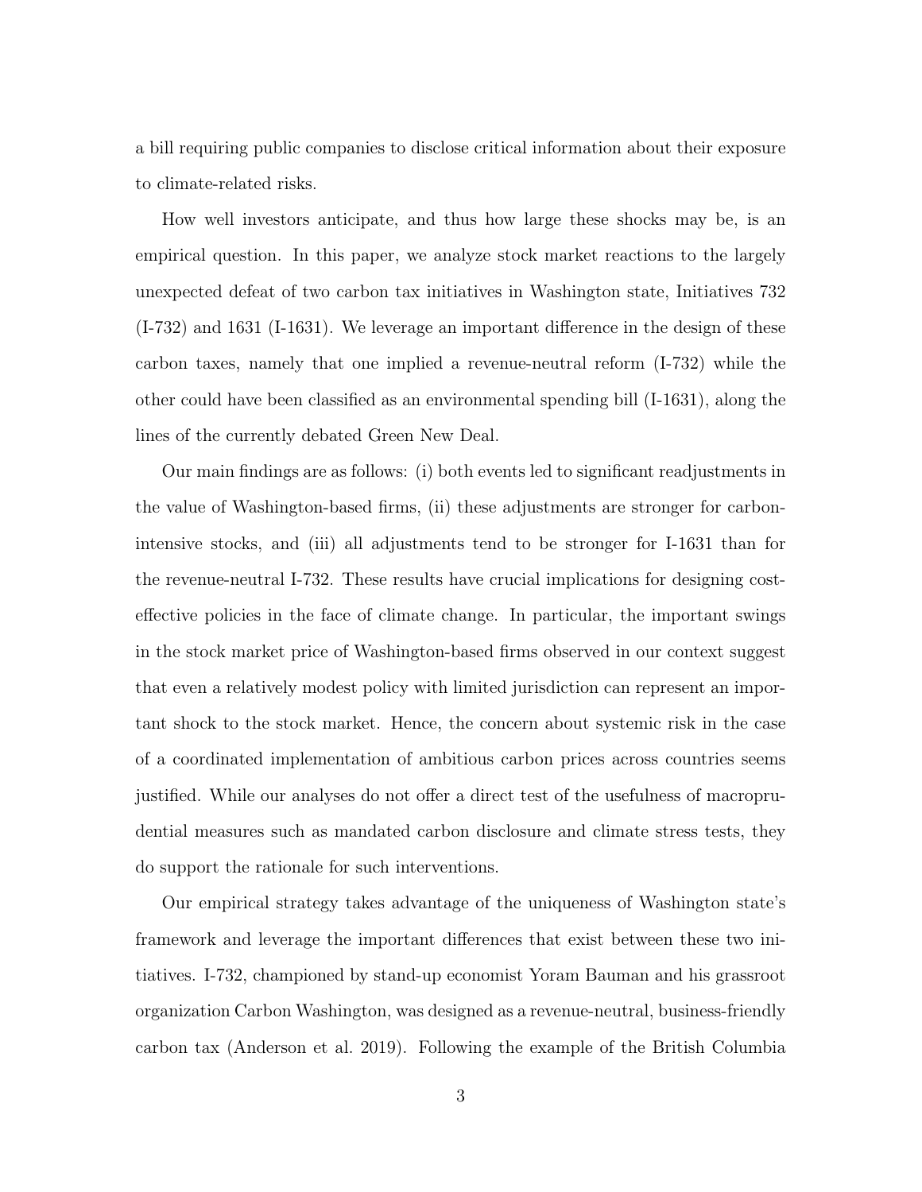a bill requiring public companies to disclose critical information about their exposure to climate-related risks.

How well investors anticipate, and thus how large these shocks may be, is an empirical question. In this paper, we analyze stock market reactions to the largely unexpected defeat of two carbon tax initiatives in Washington state, Initiatives 732 (I-732) and 1631 (I-1631). We leverage an important difference in the design of these carbon taxes, namely that one implied a revenue-neutral reform (I-732) while the other could have been classified as an environmental spending bill (I-1631), along the lines of the currently debated Green New Deal.

Our main findings are as follows: (i) both events led to significant readjustments in the value of Washington-based firms, (ii) these adjustments are stronger for carbon-intensive stocks, and (iii) all adjustments tend to be stronger for I-1631 than for the revenue-neutral I-732. These results have crucial implications for designing cost-effective policies in the face of climate change. In particular, the important swings in the stock market price of Washington-based firms observed in our context suggest that even a relatively modest policy with limited jurisdiction can represent an important shock to the stock market. Hence, the concern about systemic risk in the case of a coordinated implementation of ambitious carbon prices across countries seems justified. While our analyses do not offer a direct test of the usefulness of macroprudential measures such as mandated carbon disclosure and climate stress tests, they do support the rationale for such interventions.

Our empirical strategy takes advantage of the uniqueness of Washington state's framework and leverage the important differences that exist between these two initiatives. I-732, championed by stand-up economist Yoram Bauman and his grassroot organization Carbon Washington, was designed as a revenue-neutral, business-friendly carbon tax (Anderson et al. 2019). Following the example of the British Columbia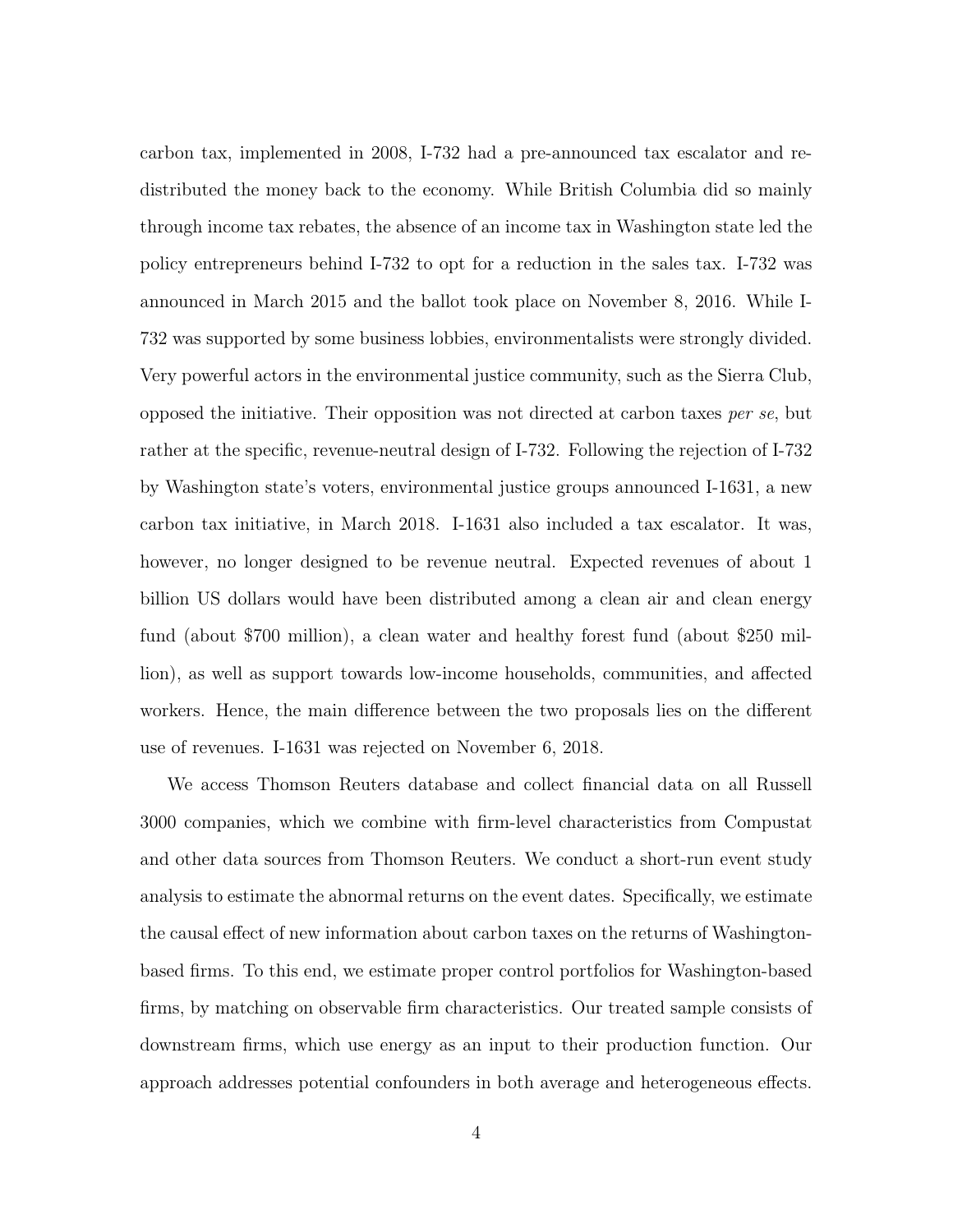carbon tax, implemented in 2008, I-732 had a pre-announced tax escalator and redistributed the money back to the economy. While British Columbia did so mainly through income tax rebates, the absence of an income tax in Washington state led the policy entrepreneurs behind I-732 to opt for a reduction in the sales tax. I-732 was announced in March 2015 and the ballot took place on November 8, 2016. While I-732 was supported by some business lobbies, environmentalists were strongly divided. Very powerful actors in the environmental justice community, such as the Sierra Club, opposed the initiative. Their opposition was not directed at carbon taxes *per se*, but rather at the specific, revenue-neutral design of I-732. Following the rejection of I-732 by Washington state's voters, environmental justice groups announced I-1631, a new carbon tax initiative, in March 2018. I-1631 also included a tax escalator. It was, however, no longer designed to be revenue neutral. Expected revenues of about 1 billion US dollars would have been distributed among a clean air and clean energy fund (about $700 million), a clean water and healthy forest fund (about $250 million), as well as support towards low-income households, communities, and affected workers. Hence, the main difference between the two proposals lies on the different use of revenues. I-1631 was rejected on November 6, 2018.

We access Thomson Reuters database and collect financial data on all Russell 3000 companies, which we combine with firm-level characteristics from Compustat and other data sources from Thomson Reuters. We conduct a short-run event study analysis to estimate the abnormal returns on the event dates. Specifically, we estimate the causal effect of new information about carbon taxes on the returns of Washington-based firms. To this end, we estimate proper control portfolios for Washington-based firms, by matching on observable firm characteristics. Our treated sample consists of downstream firms, which use energy as an input to their production function. Our approach addresses potential confounders in both average and heterogeneous effects.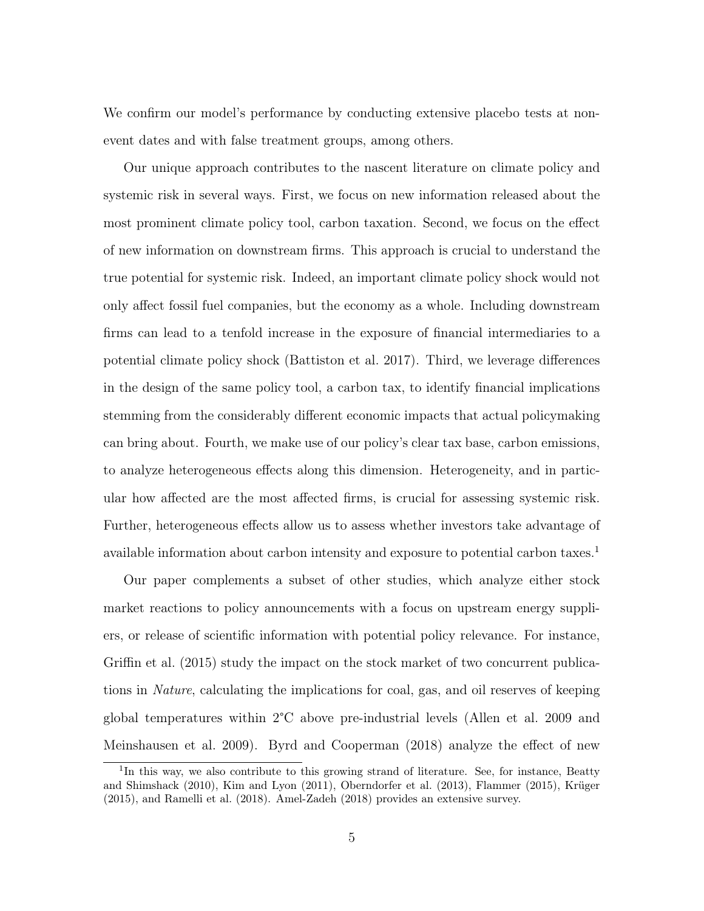We confirm our model's performance by conducting extensive placebo tests at non-event dates and with false treatment groups, among others.

Our unique approach contributes to the nascent literature on climate policy and systemic risk in several ways. First, we focus on new information released about the most prominent climate policy tool, carbon taxation. Second, we focus on the effect of new information on downstream firms. This approach is crucial to understand the true potential for systemic risk. Indeed, an important climate policy shock would not only affect fossil fuel companies, but the economy as a whole. Including downstream firms can lead to a tenfold increase in the exposure of financial intermediaries to a potential climate policy shock (Battiston et al. 2017). Third, we leverage differences in the design of the same policy tool, a carbon tax, to identify financial implications stemming from the considerably different economic impacts that actual policymaking can bring about. Fourth, we make use of our policy's clear tax base, carbon emissions, to analyze heterogeneous effects along this dimension. Heterogeneity, and in particular how affected are the most affected firms, is crucial for assessing systemic risk. Further, heterogeneous effects allow us to assess whether investors take advantage of available information about carbon intensity and exposure to potential carbon taxes.[1]

Our paper complements a subset of other studies, which analyze either stock market reactions to policy announcements with a focus on upstream energy suppliers, or release of scientific information with potential policy relevance. For instance, Griffin et al. (2015) study the impact on the stock market of two concurrent publications in *Nature*, calculating the implications for coal, gas, and oil reserves of keeping global temperatures within 2°C above pre-industrial levels (Allen et al. 2009 and Meinshausen et al. 2009). Byrd and Cooperman (2018) analyze the effect of new

[1] In this way, we also contribute to this growing strand of literature. See, for instance, Beatty and Shimshack (2010), Kim and Lyon (2011), Oberndorfer et al. (2013), Flammer (2015), Krüger (2015), and Ramelli et al. (2018). Amel-Zadeh (2018) provides an extensive survey.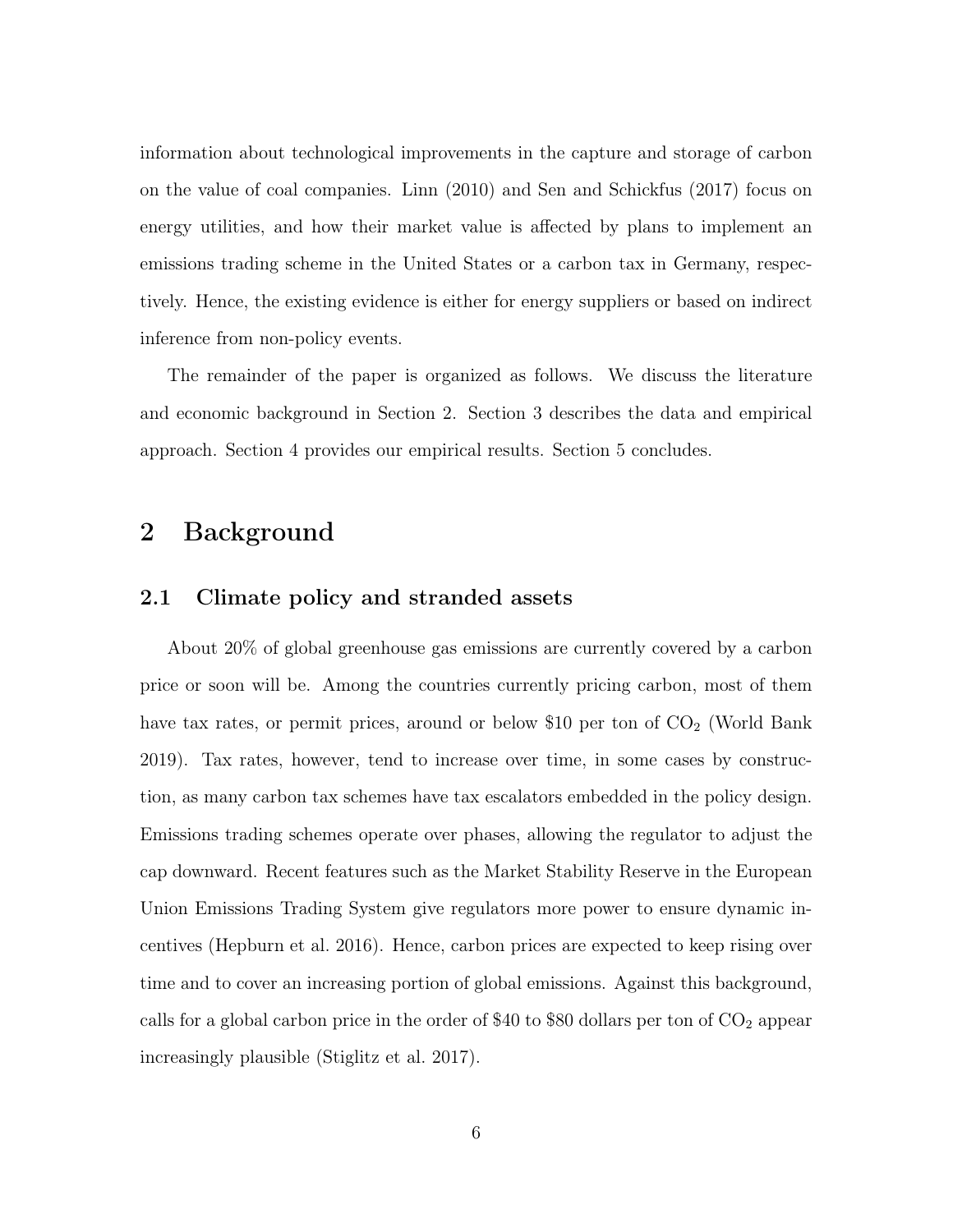information about technological improvements in the capture and storage of carbon on the value of coal companies. Linn (2010) and Sen and Schickfus (2017) focus on energy utilities, and how their market value is affected by plans to implement an emissions trading scheme in the United States or a carbon tax in Germany, respectively. Hence, the existing evidence is either for energy suppliers or based on indirect inference from non-policy events.

The remainder of the paper is organized as follows. We discuss the literature and economic background in Section 2. Section 3 describes the data and empirical approach. Section 4 provides our empirical results. Section 5 concludes.

# 2 Background

## 2.1 Climate policy and stranded assets

About 20% of global greenhouse gas emissions are currently covered by a carbon price or soon will be. Among the countries currently pricing carbon, most of them have tax rates, or permit prices, around or below $10 per ton of $CO_2$ (World Bank 2019). Tax rates, however, tend to increase over time, in some cases by construction, as many carbon tax schemes have tax escalators embedded in the policy design. Emissions trading schemes operate over phases, allowing the regulator to adjust the cap downward. Recent features such as the Market Stability Reserve in the European Union Emissions Trading System give regulators more power to ensure dynamic incentives (Hepburn et al. 2016). Hence, carbon prices are expected to keep rising over time and to cover an increasing portion of global emissions. Against this background, calls for a global carbon price in the order of $40 to $80 dollars per ton of $CO_2$ appear increasingly plausible (Stiglitz et al. 2017).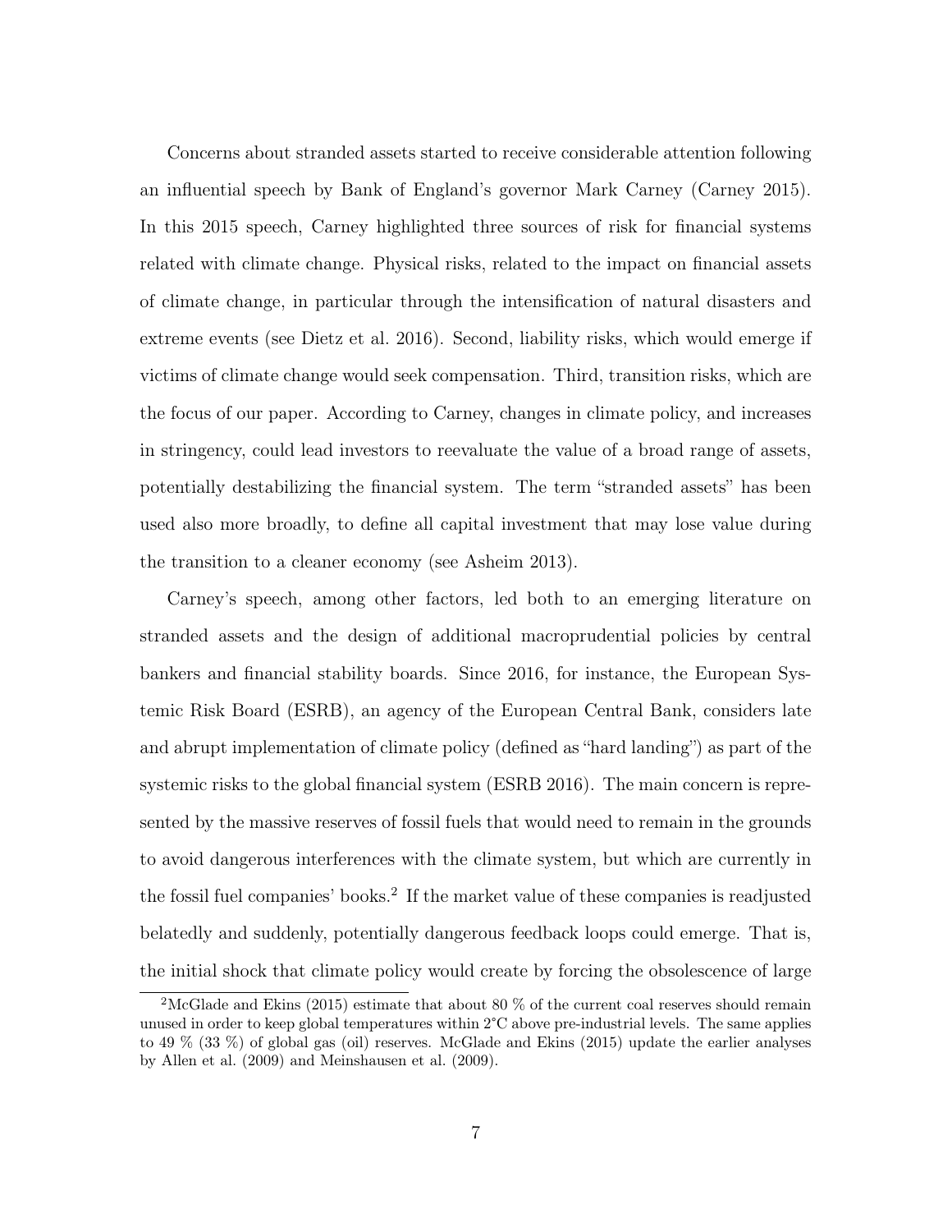Concerns about stranded assets started to receive considerable attention following an influential speech by Bank of England's governor Mark Carney (Carney 2015). In this 2015 speech, Carney highlighted three sources of risk for financial systems related with climate change. Physical risks, related to the impact on financial assets of climate change, in particular through the intensification of natural disasters and extreme events (see Dietz et al. 2016). Second, liability risks, which would emerge if victims of climate change would seek compensation. Third, transition risks, which are the focus of our paper. According to Carney, changes in climate policy, and increases in stringency, could lead investors to reevaluate the value of a broad range of assets, potentially destabilizing the financial system. The term "stranded assets" has been used also more broadly, to define all capital investment that may lose value during the transition to a cleaner economy (see Asheim 2013).

Carney's speech, among other factors, led both to an emerging literature on stranded assets and the design of additional macroprudential policies by central bankers and financial stability boards. Since 2016, for instance, the European Systemic Risk Board (ESRB), an agency of the European Central Bank, considers late and abrupt implementation of climate policy (defined as "hard landing") as part of the systemic risks to the global financial system (ESRB 2016). The main concern is represented by the massive reserves of fossil fuels that would need to remain in the grounds to avoid dangerous interferences with the climate system, but which are currently in the fossil fuel companies' books.[2] If the market value of these companies is readjusted belatedly and suddenly, potentially dangerous feedback loops could emerge. That is, the initial shock that climate policy would create by forcing the obsolescence of large

[2] McGlade and Ekins (2015) estimate that about 80 % of the current coal reserves should remain unused in order to keep global temperatures within 2°C above pre-industrial levels. The same applies to 49 % (33 %) of global gas (oil) reserves. McGlade and Ekins (2015) update the earlier analyses by Allen et al. (2009) and Meinshausen et al. (2009).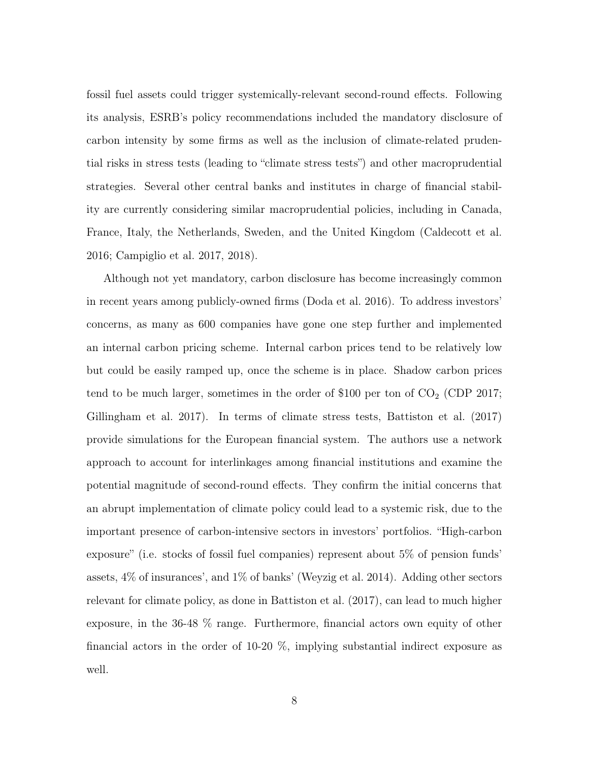fossil fuel assets could trigger systemically-relevant second-round effects. Following its analysis, ESRB's policy recommendations included the mandatory disclosure of carbon intensity by some firms as well as the inclusion of climate-related prudential risks in stress tests (leading to "climate stress tests") and other macroprudential strategies. Several other central banks and institutes in charge of financial stability are currently considering similar macroprudential policies, including in Canada, France, Italy, the Netherlands, Sweden, and the United Kingdom (Caldecott et al. 2016; Campiglio et al. 2017, 2018).

Although not yet mandatory, carbon disclosure has become increasingly common in recent years among publicly-owned firms (Doda et al. 2016). To address investors' concerns, as many as 600 companies have gone one step further and implemented an internal carbon pricing scheme. Internal carbon prices tend to be relatively low but could be easily ramped up, once the scheme is in place. Shadow carbon prices tend to be much larger, sometimes in the order of \$100 per ton of $CO_2$ (CDP 2017; Gillingham et al. 2017). In terms of climate stress tests, Battiston et al. (2017) provide simulations for the European financial system. The authors use a network approach to account for interlinkages among financial institutions and examine the potential magnitude of second-round effects. They confirm the initial concerns that an abrupt implementation of climate policy could lead to a systemic risk, due to the important presence of carbon-intensive sectors in investors' portfolios. "High-carbon exposure" (i.e. stocks of fossil fuel companies) represent about 5% of pension funds' assets, 4% of insurances', and 1% of banks' (Weyzig et al. 2014). Adding other sectors relevant for climate policy, as done in Battiston et al. (2017), can lead to much higher exposure, in the 36-48 % range. Furthermore, financial actors own equity of other financial actors in the order of 10-20 %, implying substantial indirect exposure as well.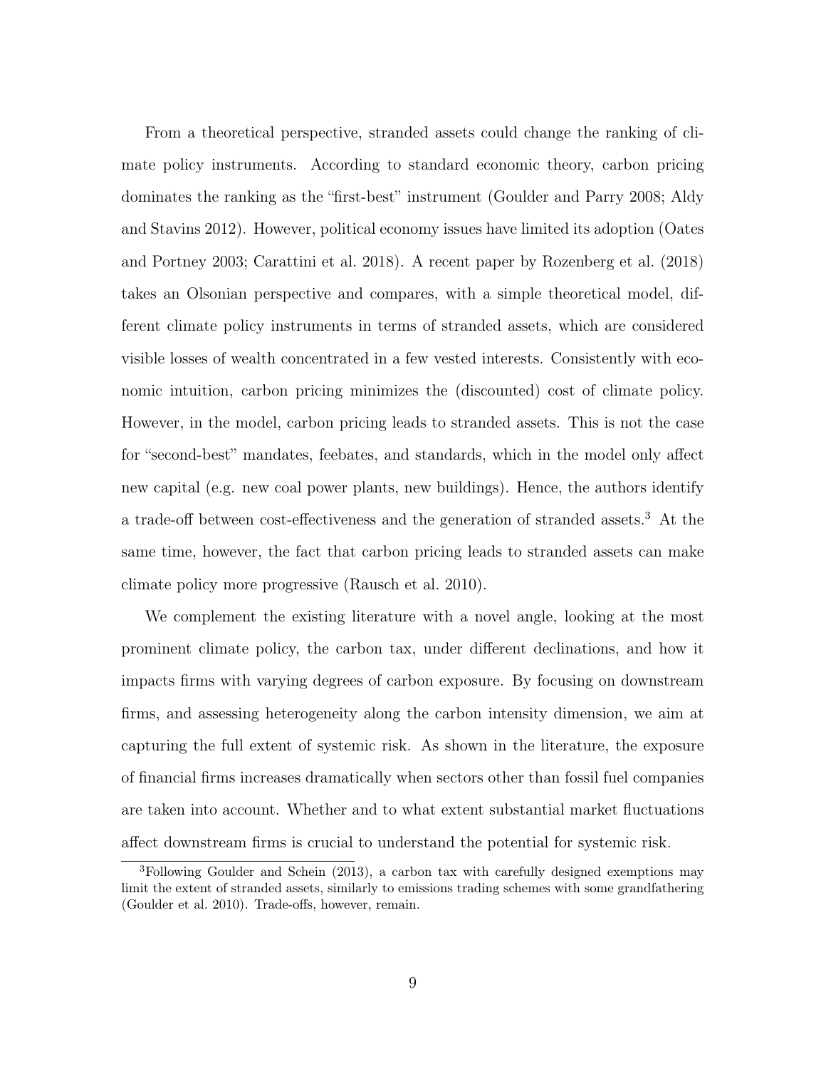From a theoretical perspective, stranded assets could change the ranking of climate policy instruments. According to standard economic theory, carbon pricing dominates the ranking as the "first-best" instrument (Goulder and Parry 2008; Aldy and Stavins 2012). However, political economy issues have limited its adoption (Oates and Portney 2003; Carattini et al. 2018). A recent paper by Rozenberg et al. (2018) takes an Olsonian perspective and compares, with a simple theoretical model, different climate policy instruments in terms of stranded assets, which are considered visible losses of wealth concentrated in a few vested interests. Consistently with economic intuition, carbon pricing minimizes the (discounted) cost of climate policy. However, in the model, carbon pricing leads to stranded assets. This is not the case for "second-best" mandates, feebates, and standards, which in the model only affect new capital (e.g. new coal power plants, new buildings). Hence, the authors identify a trade-off between cost-effectiveness and the generation of stranded assets.[3] At the same time, however, the fact that carbon pricing leads to stranded assets can make climate policy more progressive (Rausch et al. 2010).

We complement the existing literature with a novel angle, looking at the most prominent climate policy, the carbon tax, under different declinations, and how it impacts firms with varying degrees of carbon exposure. By focusing on downstream firms, and assessing heterogeneity along the carbon intensity dimension, we aim at capturing the full extent of systemic risk. As shown in the literature, the exposure of financial firms increases dramatically when sectors other than fossil fuel companies are taken into account. Whether and to what extent substantial market fluctuations affect downstream firms is crucial to understand the potential for systemic risk.

[3] Following Goulder and Schein (2013), a carbon tax with carefully designed exemptions may limit the extent of stranded assets, similarly to emissions trading schemes with some grandfathering (Goulder et al. 2010). Trade-offs, however, remain.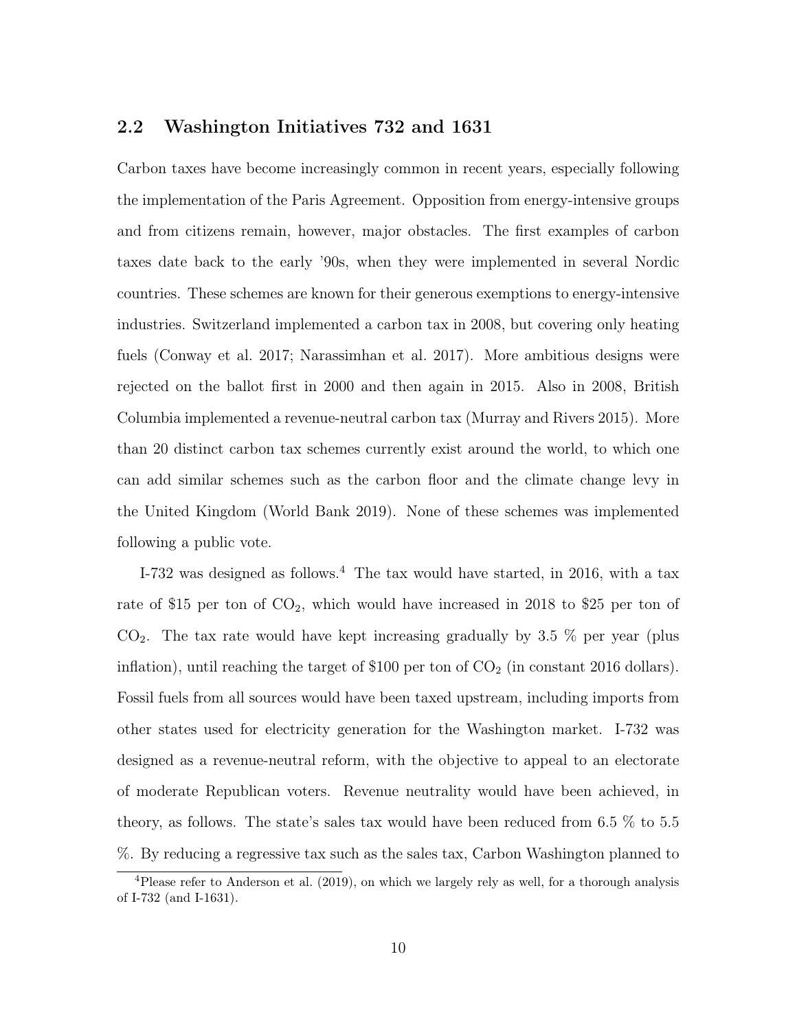## 2.2 Washington Initiatives 732 and 1631

Carbon taxes have become increasingly common in recent years, especially following the implementation of the Paris Agreement. Opposition from energy-intensive groups and from citizens remain, however, major obstacles. The first examples of carbon taxes date back to the early '90s, when they were implemented in several Nordic countries. These schemes are known for their generous exemptions to energy-intensive industries. Switzerland implemented a carbon tax in 2008, but covering only heating fuels (Conway et al. 2017; Narassimhan et al. 2017). More ambitious designs were rejected on the ballot first in 2000 and then again in 2015. Also in 2008, British Columbia implemented a revenue-neutral carbon tax (Murray and Rivers 2015). More than 20 distinct carbon tax schemes currently exist around the world, to which one can add similar schemes such as the carbon floor and the climate change levy in the United Kingdom (World Bank 2019). None of these schemes was implemented following a public vote.

I-732 was designed as follows.[4] The tax would have started, in 2016, with a tax rate of $15 per ton of $CO_2$, which would have increased in 2018 to $25 per ton of $CO_2$. The tax rate would have kept increasing gradually by 3.5 % per year (plus inflation), until reaching the target of $100 per ton of $CO_2$ (in constant 2016 dollars). Fossil fuels from all sources would have been taxed upstream, including imports from other states used for electricity generation for the Washington market. I-732 was designed as a revenue-neutral reform, with the objective to appeal to an electorate of moderate Republican voters. Revenue neutrality would have been achieved, in theory, as follows. The state's sales tax would have been reduced from 6.5 % to 5.5 %. By reducing a regressive tax such as the sales tax, Carbon Washington planned to

[4] Please refer to Anderson et al. (2019), on which we largely rely as well, for a thorough analysis of I-732 (and I-1631).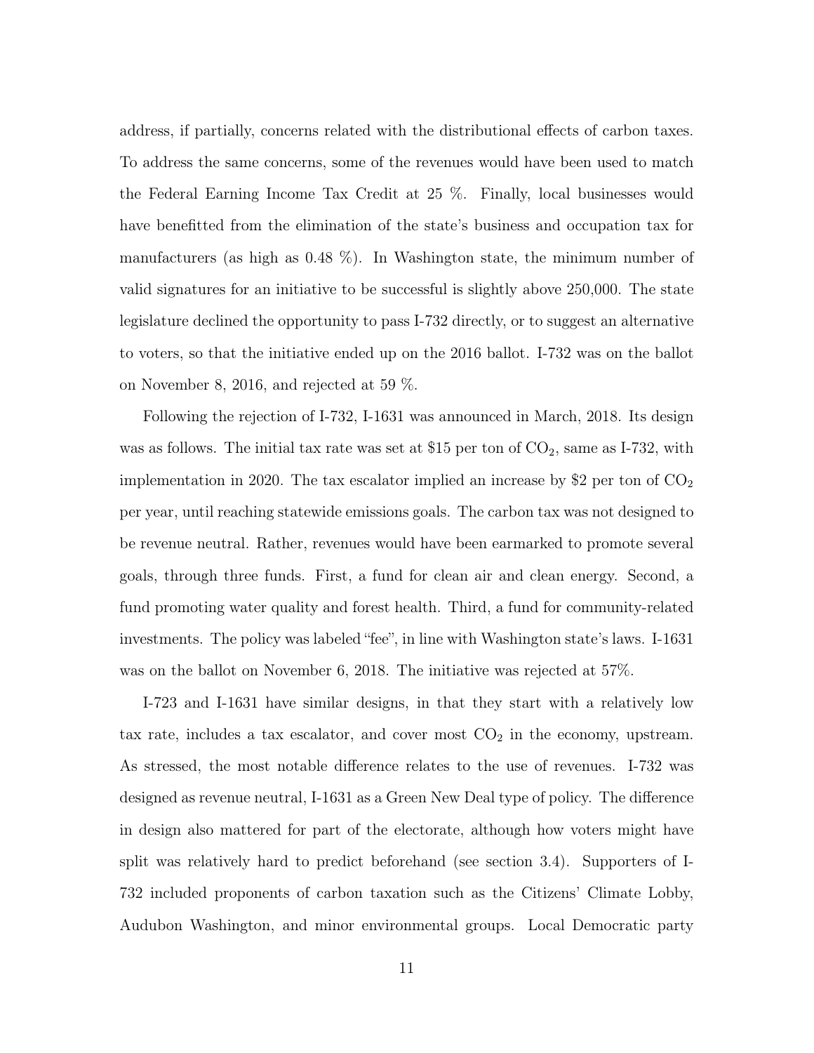address, if partially, concerns related with the distributional effects of carbon taxes. To address the same concerns, some of the revenues would have been used to match the Federal Earning Income Tax Credit at 25 %. Finally, local businesses would have benefitted from the elimination of the state's business and occupation tax for manufacturers (as high as 0.48 %). In Washington state, the minimum number of valid signatures for an initiative to be successful is slightly above 250,000. The state legislature declined the opportunity to pass I-732 directly, or to suggest an alternative to voters, so that the initiative ended up on the 2016 ballot. I-732 was on the ballot on November 8, 2016, and rejected at 59 %.

Following the rejection of I-732, I-1631 was announced in March, 2018. Its design was as follows. The initial tax rate was set at \$15 per ton of $CO_2$, same as I-732, with implementation in 2020. The tax escalator implied an increase by \$2 per ton of $CO_2$ per year, until reaching statewide emissions goals. The carbon tax was not designed to be revenue neutral. Rather, revenues would have been earmarked to promote several goals, through three funds. First, a fund for clean air and clean energy. Second, a fund promoting water quality and forest health. Third, a fund for community-related investments. The policy was labeled "fee", in line with Washington state's laws. I-1631 was on the ballot on November 6, 2018. The initiative was rejected at 57%.

I-723 and I-1631 have similar designs, in that they start with a relatively low tax rate, includes a tax escalator, and cover most $CO_2$ in the economy, upstream. As stressed, the most notable difference relates to the use of revenues. I-732 was designed as revenue neutral, I-1631 as a Green New Deal type of policy. The difference in design also mattered for part of the electorate, although how voters might have split was relatively hard to predict beforehand (see section 3.4). Supporters of I-732 included proponents of carbon taxation such as the Citizens' Climate Lobby, Audubon Washington, and minor environmental groups. Local Democratic party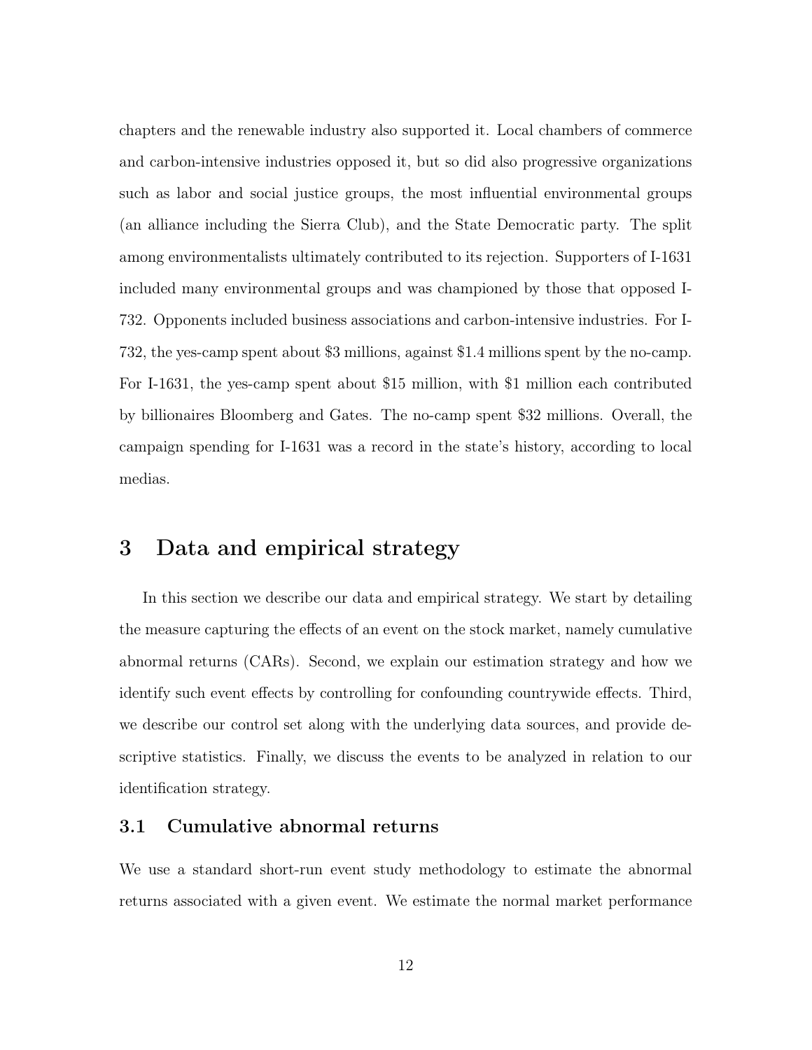chapters and the renewable industry also supported it. Local chambers of commerce and carbon-intensive industries opposed it, but so did also progressive organizations such as labor and social justice groups, the most influential environmental groups (an alliance including the Sierra Club), and the State Democratic party. The split among environmentalists ultimately contributed to its rejection. Supporters of I-1631 included many environmental groups and was championed by those that opposed I-732. Opponents included business associations and carbon-intensive industries. For I-732, the yes-camp spent about $3 millions, against $1.4 millions spent by the no-camp. For I-1631, the yes-camp spent about $15 million, with $1 million each contributed by billionaires Bloomberg and Gates. The no-camp spent $32 millions. Overall, the campaign spending for I-1631 was a record in the state's history, according to local medias.

# 3 Data and empirical strategy

In this section we describe our data and empirical strategy. We start by detailing the measure capturing the effects of an event on the stock market, namely cumulative abnormal returns (CARs). Second, we explain our estimation strategy and how we identify such event effects by controlling for confounding countrywide effects. Third, we describe our control set along with the underlying data sources, and provide descriptive statistics. Finally, we discuss the events to be analyzed in relation to our identification strategy.

## 3.1 Cumulative abnormal returns

We use a standard short-run event study methodology to estimate the abnormal returns associated with a given event. We estimate the normal market performance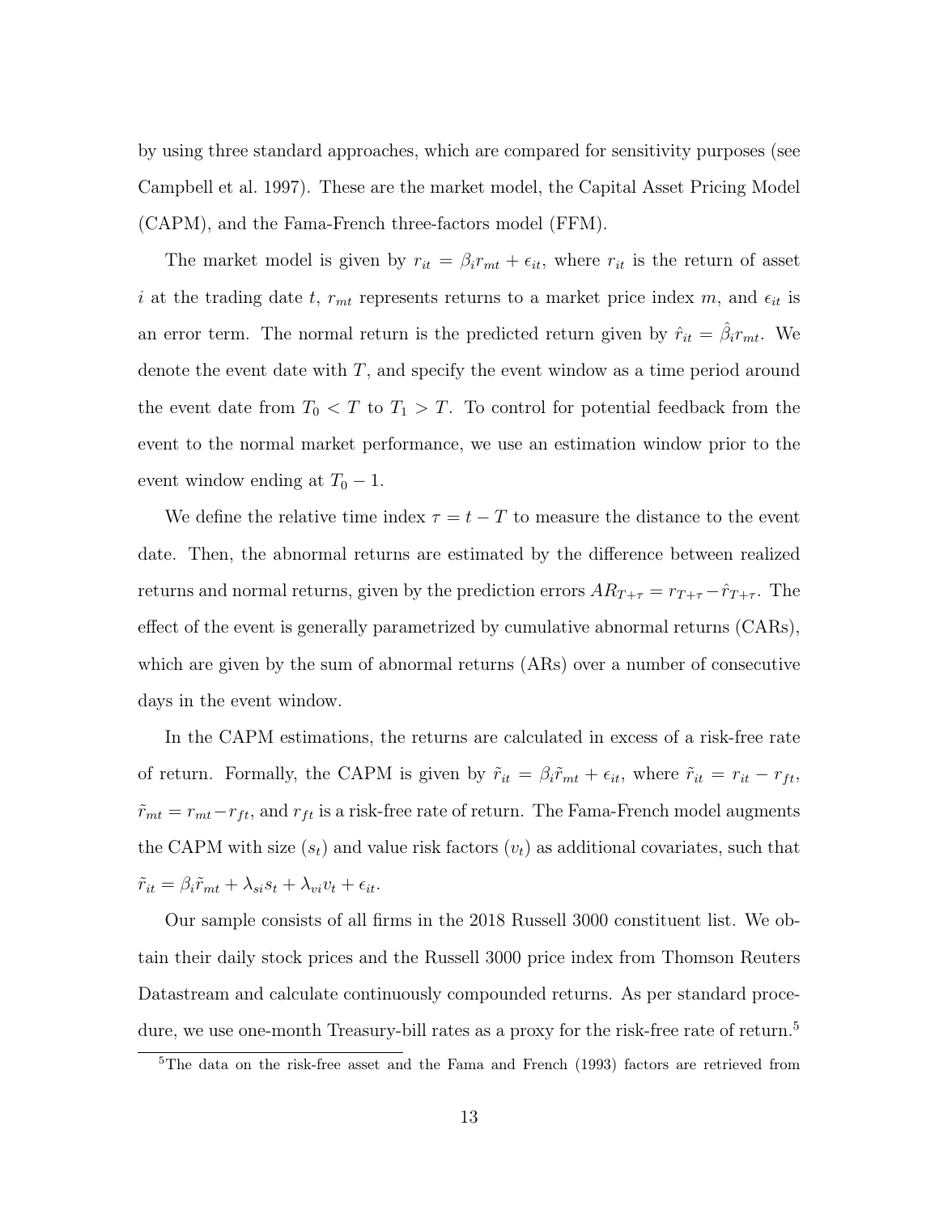by using three standard approaches, which are compared for sensitivity purposes (see Campbell et al. 1997). These are the market model, the Capital Asset Pricing Model (CAPM), and the Fama-French three-factors model (FFM).

The market model is given by $r_{it} = \beta_i r_{mt} + \epsilon_{it}$, where $r_{it}$ is the return of asset $i$ at the trading date $t$, $r_{mt}$ represents returns to a market price index $m$, and $\epsilon_{it}$ is an error term. The normal return is the predicted return given by $\hat{r}_{it} = \hat{\beta}_i r_{mt}$. We denote the event date with $T$, and specify the event window as a time period around the event date from $T_0 < T$ to $T_1 > T$. To control for potential feedback from the event to the normal market performance, we use an estimation window prior to the event window ending at $T_0 - 1$.

We define the relative time index $\tau = t - T$ to measure the distance to the event date. Then, the abnormal returns are estimated by the difference between realized returns and normal returns, given by the prediction errors $AR_{T+\tau} = r_{T+\tau} - \hat{r}_{T+\tau}$. The effect of the event is generally parametrized by cumulative abnormal returns (CARs), which are given by the sum of abnormal returns (ARs) over a number of consecutive days in the event window.

In the CAPM estimations, the returns are calculated in excess of a risk-free rate of return. Formally, the CAPM is given by $\tilde{r}_{it} = \beta_i \tilde{r}_{mt} + \epsilon_{it}$, where $\tilde{r}_{it} = r_{it} - r_{ft}$, $\tilde{r}_{mt} = r_{mt} - r_{ft}$, and $r_{ft}$ is a risk-free rate of return. The Fama-French model augments the CAPM with size ($s_t$) and value risk factors ($v_t$) as additional covariates, such that $\tilde{r}_{it} = \beta_i \tilde{r}_{mt} + \lambda_{si} s_t + \lambda_{vi} v_t + \epsilon_{it}$.

Our sample consists of all firms in the 2018 Russell 3000 constituent list. We obtain their daily stock prices and the Russell 3000 price index from Thomson Reuters Datastream and calculate continuously compounded returns. As per standard procedure, we use one-month Treasury-bill rates as a proxy for the risk-free rate of return.[5]

[5] The data on the risk-free asset and the Fama and French (1993) factors are retrieved from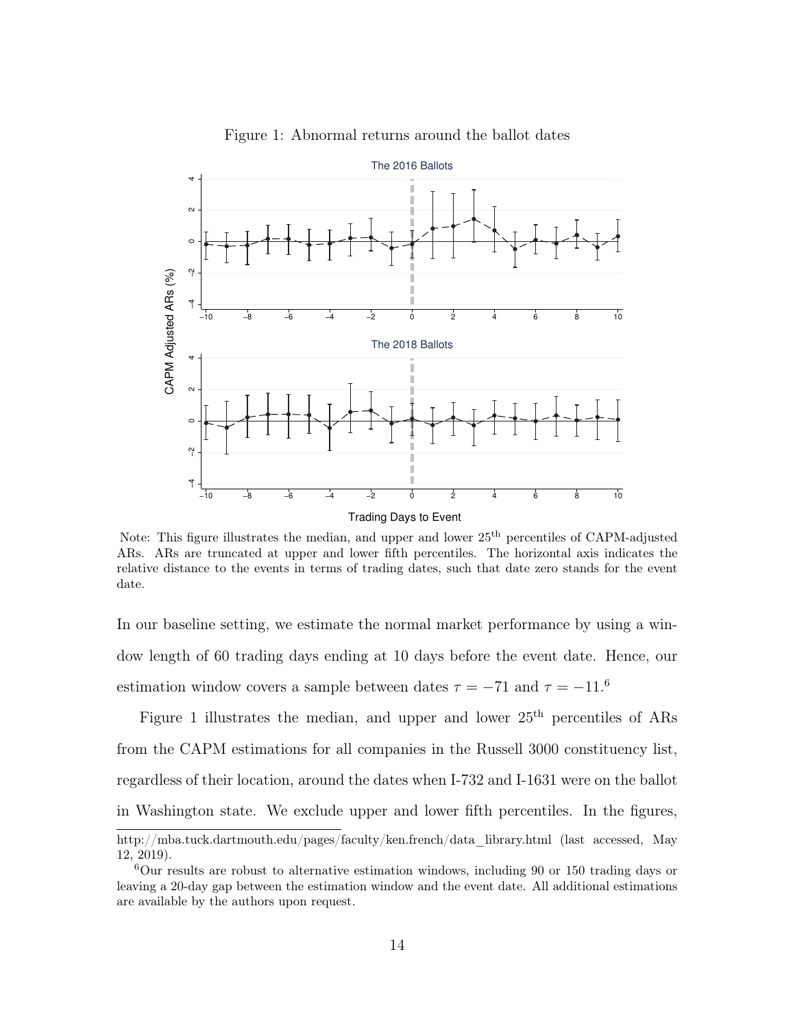Figure 1: Abnormal returns around the ballot dates

Note: This figure illustrates the median, and upper and lower 25th percentiles of CAPM-adjusted ARs. ARs are truncated at upper and lower fifth percentiles. The horizontal axis indicates the relative distance to the events in terms of trading dates, such that date zero stands for the event date.

In our baseline setting, we estimate the normal market performance by using a window length of 60 trading days ending at 10 days before the event date. Hence, our estimation window covers a sample between dates $\tau = -71$ and $\tau = -11$.[6]

Figure 1 illustrates the median, and upper and lower 25th percentiles of ARs from the CAPM estimations for all companies in the Russell 3000 constituency list, regardless of their location, around the dates when I-732 and I-1631 were on the ballot in Washington state. We exclude upper and lower fifth percentiles. In the figures,

---

http://mba.tuck.dartmouth.edu/pages/faculty/ken.french/data_library.html (last accessed, May 12, 2019).

[6] Our results are robust to alternative estimation windows, including 90 or 150 trading days or leaving a 20-day gap between the estimation window and the event date. All additional estimations are available by the authors upon request.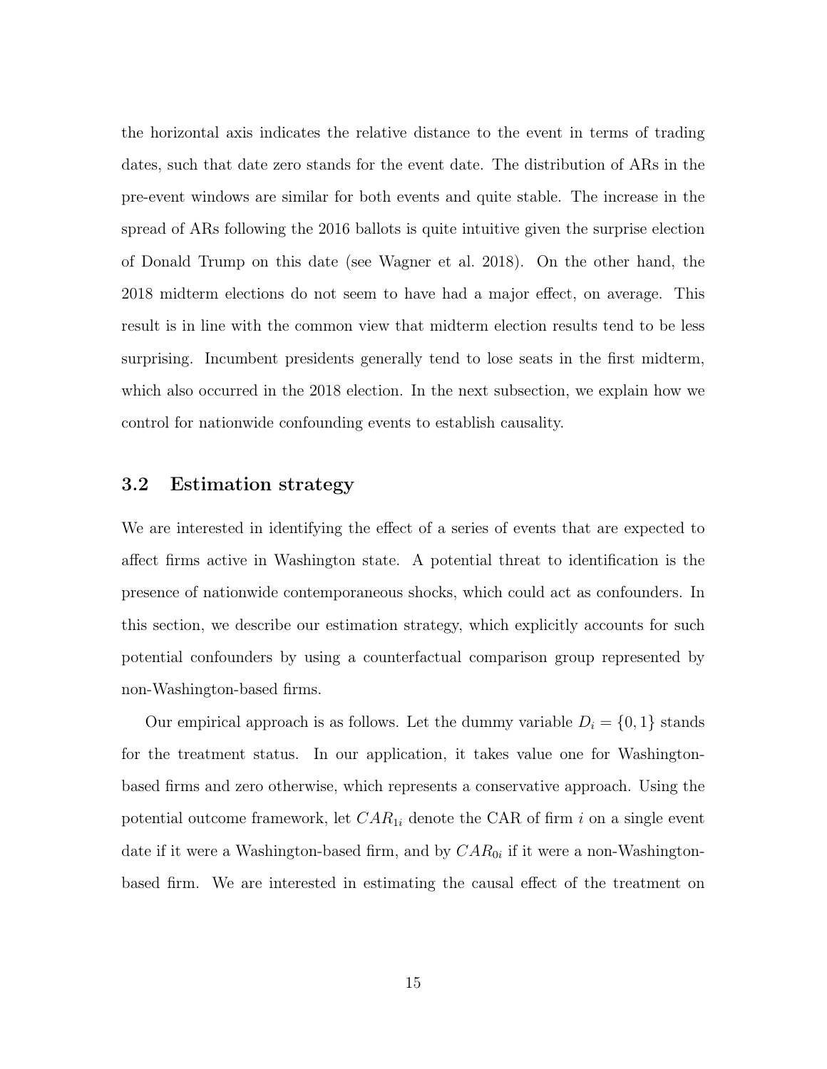the horizontal axis indicates the relative distance to the event in terms of trading dates, such that date zero stands for the event date. The distribution of ARs in the pre-event windows are similar for both events and quite stable. The increase in the spread of ARs following the 2016 ballots is quite intuitive given the surprise election of Donald Trump on this date (see Wagner et al. 2018). On the other hand, the 2018 midterm elections do not seem to have had a major effect, on average. This result is in line with the common view that midterm election results tend to be less surprising. Incumbent presidents generally tend to lose seats in the first midterm, which also occurred in the 2018 election. In the next subsection, we explain how we control for nationwide confounding events to establish causality.

## 3.2 Estimation strategy

We are interested in identifying the effect of a series of events that are expected to affect firms active in Washington state. A potential threat to identification is the presence of nationwide contemporaneous shocks, which could act as confounders. In this section, we describe our estimation strategy, which explicitly accounts for such potential confounders by using a counterfactual comparison group represented by non-Washington-based firms.

Our empirical approach is as follows. Let the dummy variable $D_i = \{0, 1\}$ stands for the treatment status. In our application, it takes value one for Washington-based firms and zero otherwise, which represents a conservative approach. Using the potential outcome framework, let $CAR_{1i}$ denote the CAR of firm $i$ on a single event date if it were a Washington-based firm, and by $CAR_{0i}$ if it were a non-Washington-based firm. We are interested in estimating the causal effect of the treatment on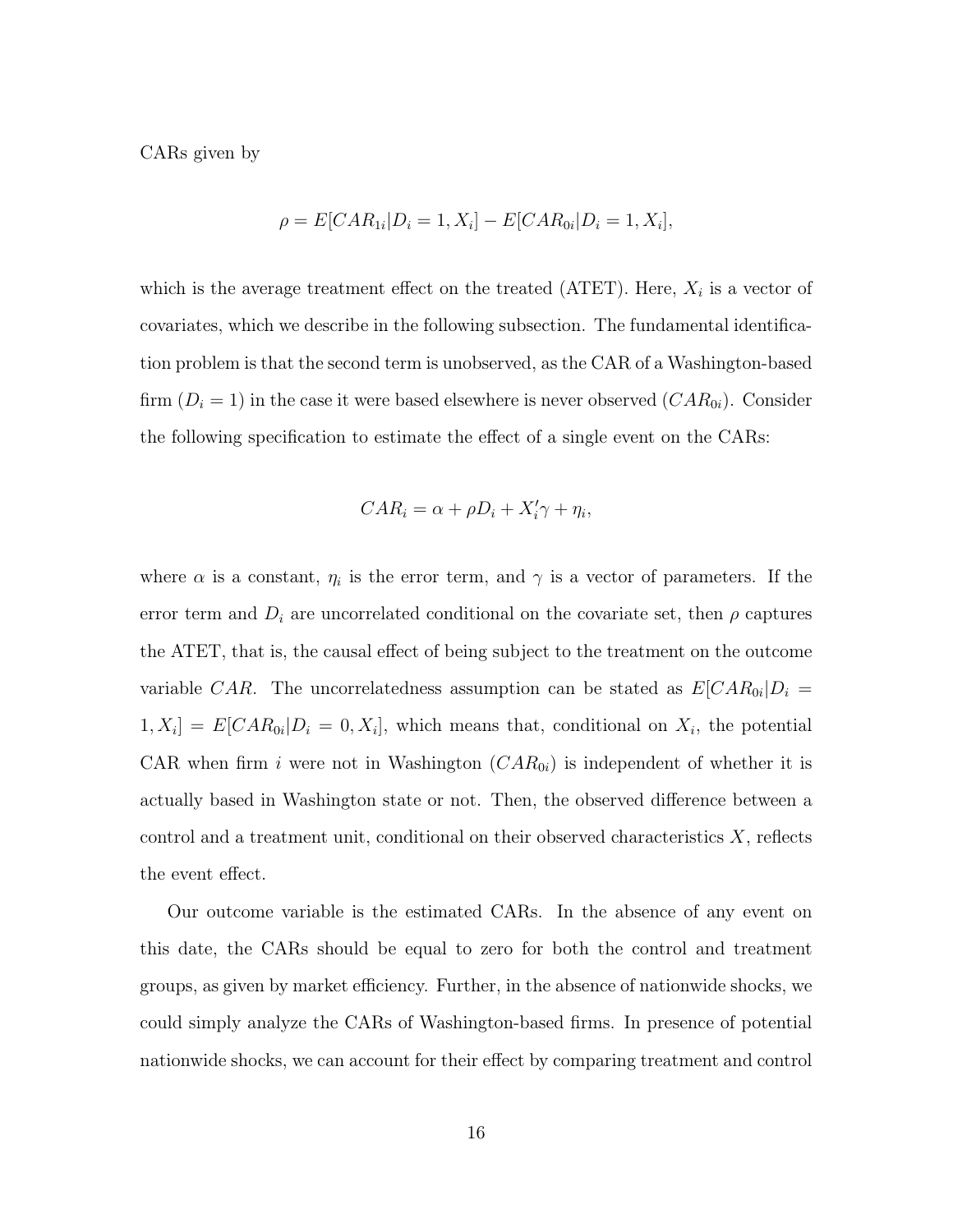CARs given by

$$\rho = E[CAR_{1i}|D_i = 1, X_i] - E[CAR_{0i}|D_i = 1, X_i],$$

which is the average treatment effect on the treated (ATET). Here, $X_i$ is a vector of covariates, which we describe in the following subsection. The fundamental identification problem is that the second term is unobserved, as the CAR of a Washington-based firm ($D_i = 1$) in the case it were based elsewhere is never observed ($CAR_{0i}$). Consider the following specification to estimate the effect of a single event on the CARs:

$$CAR_i = \alpha + \rho D_i + X_i'\gamma + \eta_i,$$

where $\alpha$ is a constant, $\eta_i$ is the error term, and $\gamma$ is a vector of parameters. If the error term and $D_i$ are uncorrelated conditional on the covariate set, then $\rho$ captures the ATET, that is, the causal effect of being subject to the treatment on the outcome variable $CAR$. The uncorrelatedness assumption can be stated as $E[CAR_{0i}|D_i = 1, X_i] = E[CAR_{0i}|D_i = 0, X_i]$, which means that, conditional on $X_i$, the potential CAR when firm $i$ were not in Washington ($CAR_{0i}$) is independent of whether it is actually based in Washington state or not. Then, the observed difference between a control and a treatment unit, conditional on their observed characteristics $X$, reflects the event effect.

Our outcome variable is the estimated CARs. In the absence of any event on this date, the CARs should be equal to zero for both the control and treatment groups, as given by market efficiency. Further, in the absence of nationwide shocks, we could simply analyze the CARs of Washington-based firms. In presence of potential nationwide shocks, we can account for their effect by comparing treatment and control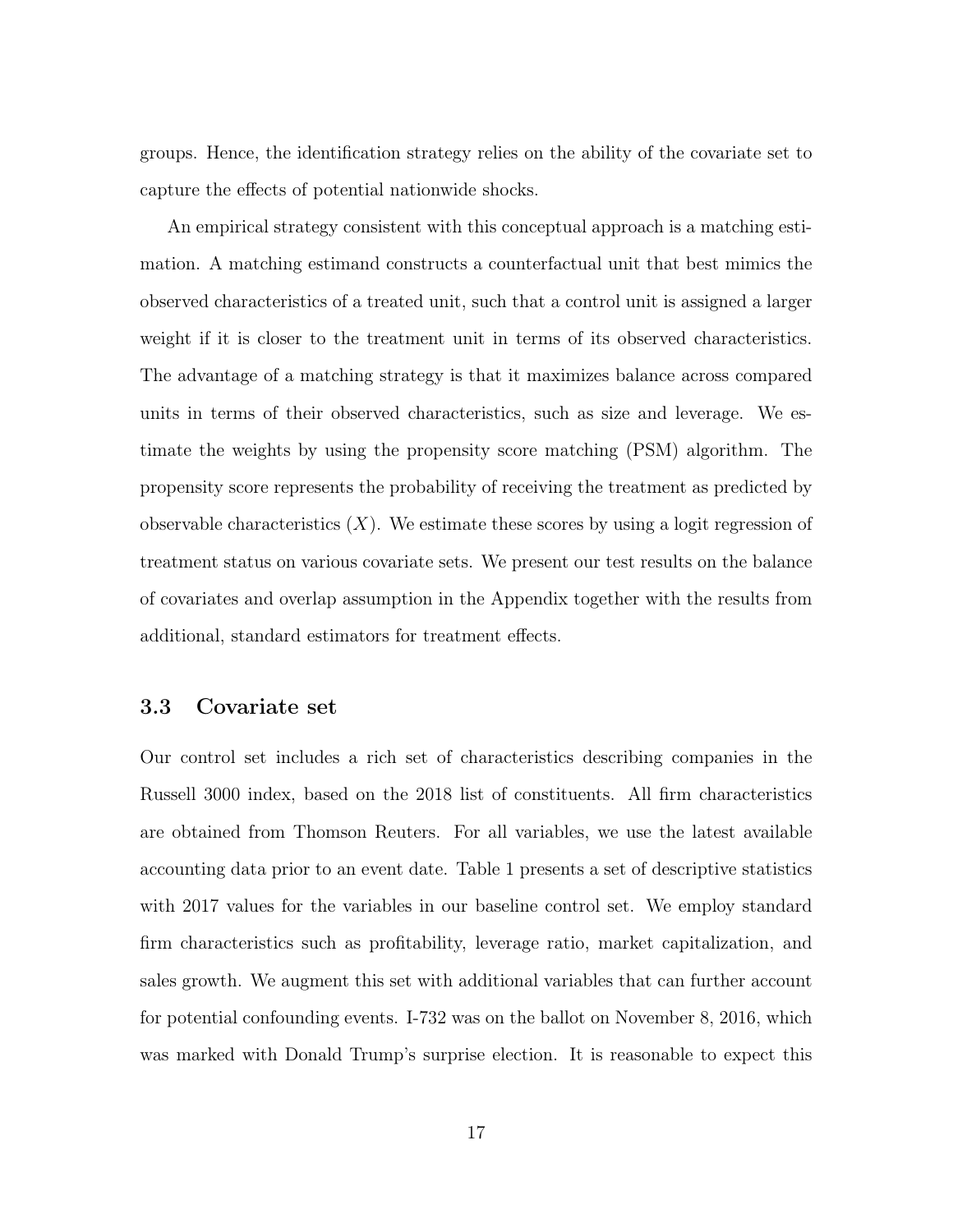groups. Hence, the identification strategy relies on the ability of the covariate set to capture the effects of potential nationwide shocks.

An empirical strategy consistent with this conceptual approach is a matching estimation. A matching estimand constructs a counterfactual unit that best mimics the observed characteristics of a treated unit, such that a control unit is assigned a larger weight if it is closer to the treatment unit in terms of its observed characteristics. The advantage of a matching strategy is that it maximizes balance across compared units in terms of their observed characteristics, such as size and leverage. We estimate the weights by using the propensity score matching (PSM) algorithm. The propensity score represents the probability of receiving the treatment as predicted by observable characteristics ($X$). We estimate these scores by using a logit regression of treatment status on various covariate sets. We present our test results on the balance of covariates and overlap assumption in the Appendix together with the results from additional, standard estimators for treatment effects.

### 3.3 Covariate set

Our control set includes a rich set of characteristics describing companies in the Russell 3000 index, based on the 2018 list of constituents. All firm characteristics are obtained from Thomson Reuters. For all variables, we use the latest available accounting data prior to an event date. Table 1 presents a set of descriptive statistics with 2017 values for the variables in our baseline control set. We employ standard firm characteristics such as profitability, leverage ratio, market capitalization, and sales growth. We augment this set with additional variables that can further account for potential confounding events. I-732 was on the ballot on November 8, 2016, which was marked with Donald Trump's surprise election. It is reasonable to expect this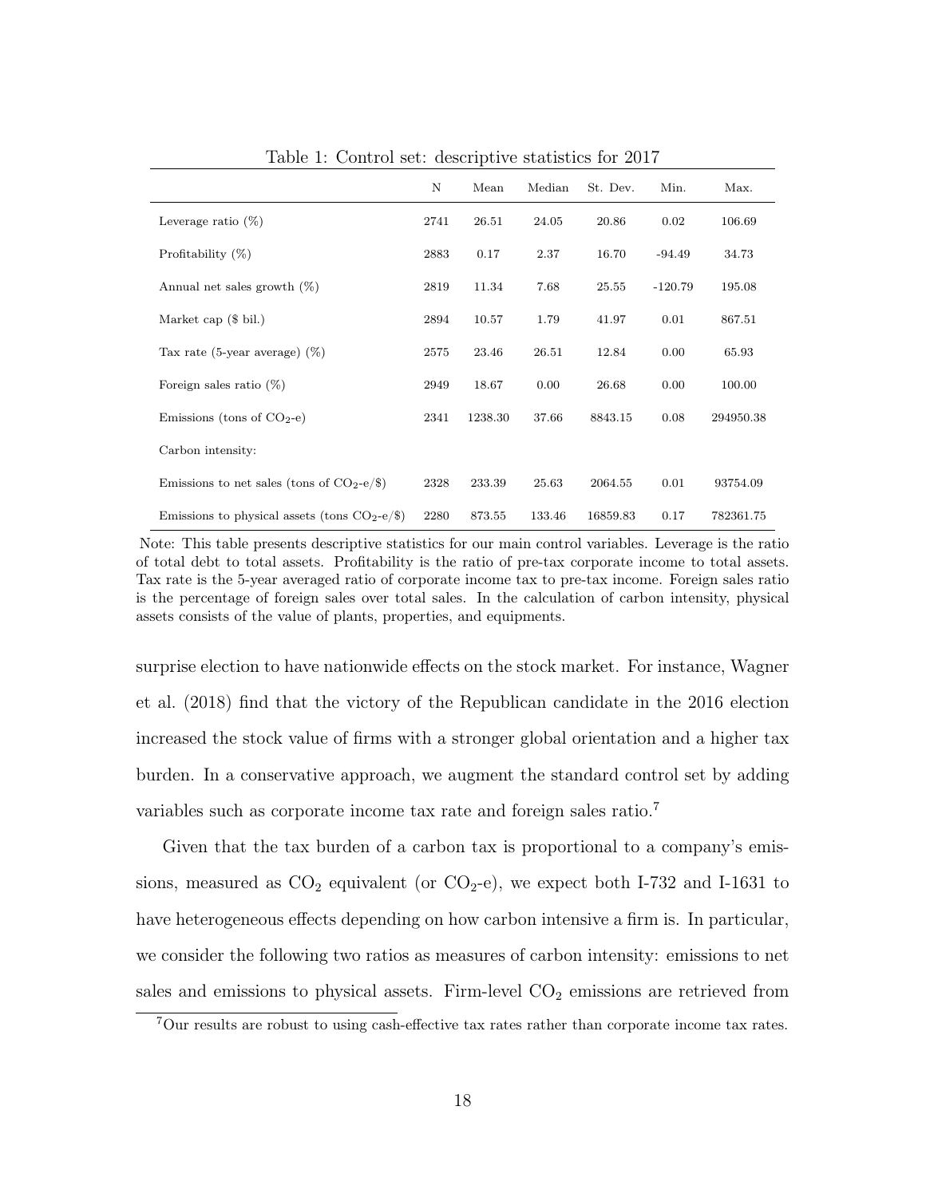Table 1: Control set: descriptive statistics for 2017

| | N | Mean | Median | St. Dev. | Min. | Max. |
|---|---|---|---|---|---|---|
| Leverage ratio (%) | 2741 | 26.51 | 24.05 | 20.86 | 0.02 | 106.69 |
| Profitability (%) | 2883 | 0.17 | 2.37 | 16.70 | -94.49 | 34.73 |
| Annual net sales growth (%) | 2819 | 11.34 | 7.68 | 25.55 | -120.79 | 195.08 |
| Market cap ($ bil.) | 2894 | 10.57 | 1.79 | 41.97 | 0.01 | 867.51 |
| Tax rate (5-year average) (%) | 2575 | 23.46 | 26.51 | 12.84 | 0.00 | 65.93 |
| Foreign sales ratio (%) | 2949 | 18.67 | 0.00 | 26.68 | 0.00 | 100.00 |
| Emissions (tons of $CO_2$-e) | 2341 | 1238.30 | 37.66 | 8843.15 | 0.08 | 294950.38 |
| Carbon intensity: | | | | | | |
| Emissions to net sales (tons of $CO_2$-e/$) | 2328 | 233.39 | 25.63 | 2064.55 | 0.01 | 93754.09 |
| Emissions to physical assets (tons $CO_2$-e/$) | 2280 | 873.55 | 133.46 | 16859.83 | 0.17 | 782361.75 |

Note: This table presents descriptive statistics for our main control variables. Leverage is the ratio of total debt to total assets. Profitability is the ratio of pre-tax corporate income to total assets. Tax rate is the 5-year averaged ratio of corporate income tax to pre-tax income. Foreign sales ratio is the percentage of foreign sales over total sales. In the calculation of carbon intensity, physical assets consists of the value of plants, properties, and equipments.

surprise election to have nationwide effects on the stock market. For instance, Wagner et al. (2018) find that the victory of the Republican candidate in the 2016 election increased the stock value of firms with a stronger global orientation and a higher tax burden. In a conservative approach, we augment the standard control set by adding variables such as corporate income tax rate and foreign sales ratio.[7]

Given that the tax burden of a carbon tax is proportional to a company's emissions, measured as $CO_2$ equivalent (or $CO_2$-e), we expect both I-732 and I-1631 to have heterogeneous effects depending on how carbon intensive a firm is. In particular, we consider the following two ratios as measures of carbon intensity: emissions to net sales and emissions to physical assets. Firm-level $CO_2$ emissions are retrieved from

[7] Our results are robust to using cash-effective tax rates rather than corporate income tax rates.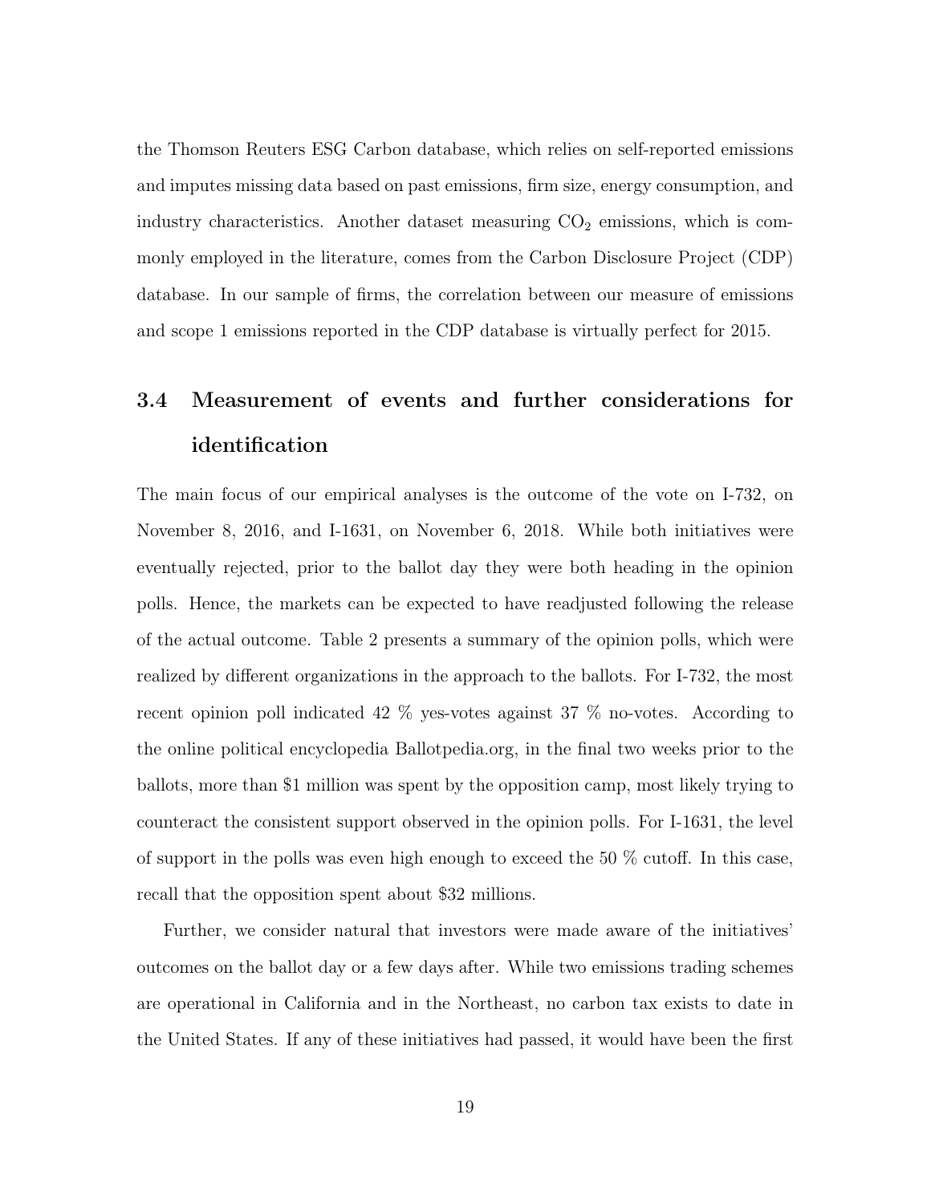the Thomson Reuters ESG Carbon database, which relies on self-reported emissions and imputes missing data based on past emissions, firm size, energy consumption, and industry characteristics. Another dataset measuring $CO_2$ emissions, which is commonly employed in the literature, comes from the Carbon Disclosure Project (CDP) database. In our sample of firms, the correlation between our measure of emissions and scope 1 emissions reported in the CDP database is virtually perfect for 2015.

## 3.4 Measurement of events and further considerations for identification

The main focus of our empirical analyses is the outcome of the vote on I-732, on November 8, 2016, and I-1631, on November 6, 2018. While both initiatives were eventually rejected, prior to the ballot day they were both heading in the opinion polls. Hence, the markets can be expected to have readjusted following the release of the actual outcome. Table 2 presents a summary of the opinion polls, which were realized by different organizations in the approach to the ballots. For I-732, the most recent opinion poll indicated 42 % yes-votes against 37 % no-votes. According to the online political encyclopedia Ballotpedia.org, in the final two weeks prior to the ballots, more than $1 million was spent by the opposition camp, most likely trying to counteract the consistent support observed in the opinion polls. For I-1631, the level of support in the polls was even high enough to exceed the 50 % cutoff. In this case, recall that the opposition spent about $32 millions.

Further, we consider natural that investors were made aware of the initiatives' outcomes on the ballot day or a few days after. While two emissions trading schemes are operational in California and in the Northeast, no carbon tax exists to date in the United States. If any of these initiatives had passed, it would have been the first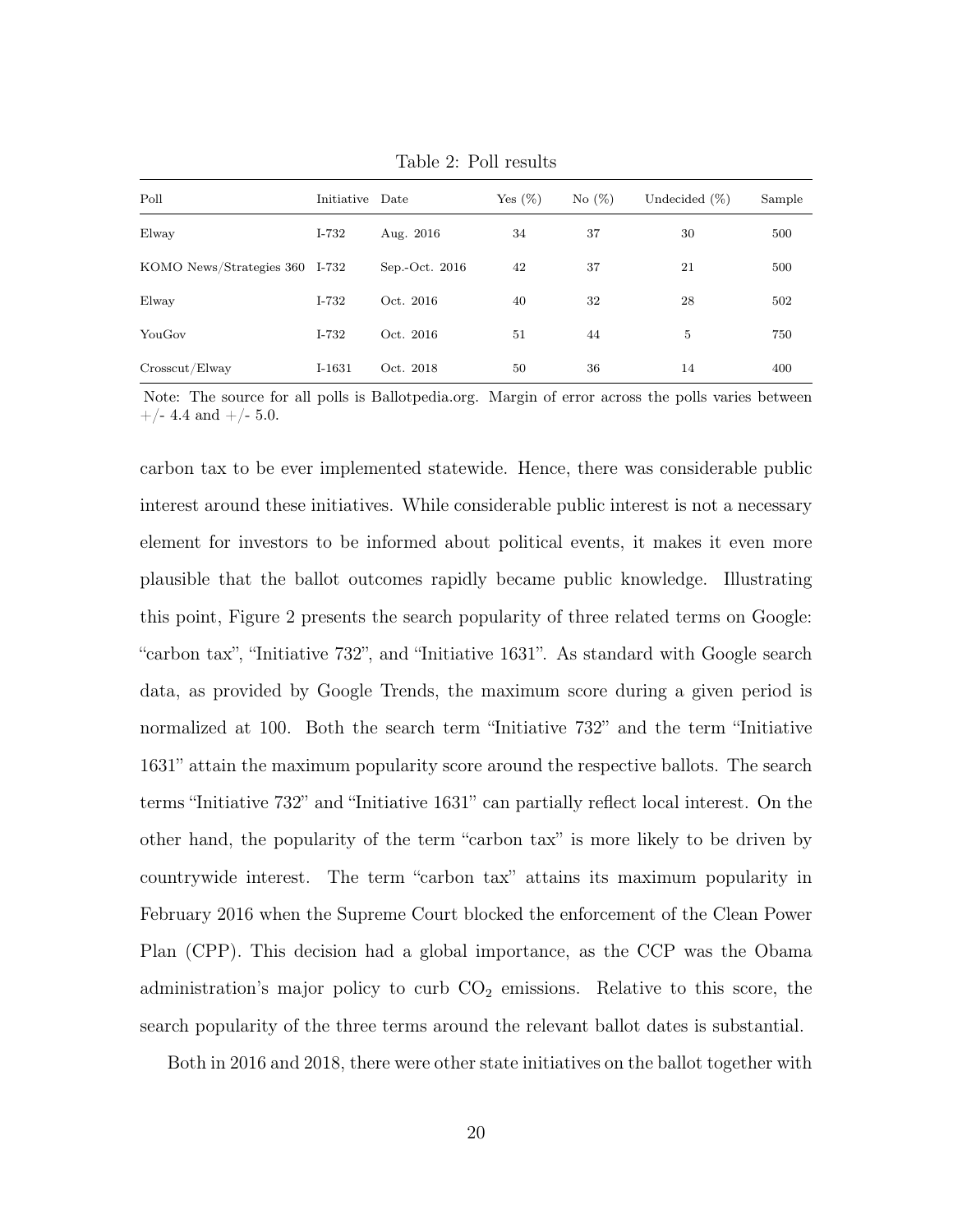Table 2: Poll results

| Poll | Initiative | Date | Yes (%) | No (%) | Undecided (%) | Sample |
|---|---|---|---|---|---|---|
| Elway | I-732 | Aug. 2016 | 34 | 37 | 30 | 500 |
| KOMO News/Strategies 360 | I-732 | Sep.-Oct. 2016 | 42 | 37 | 21 | 500 |
| Elway | I-732 | Oct. 2016 | 40 | 32 | 28 | 502 |
| YouGov | I-732 | Oct. 2016 | 51 | 44 | 5 | 750 |
| Crosscut/Elway | I-1631 | Oct. 2018 | 50 | 36 | 14 | 400 |

Note: The source for all polls is Ballotpedia.org. Margin of error across the polls varies between +/- 4.4 and +/- 5.0.

carbon tax to be ever implemented statewide. Hence, there was considerable public interest around these initiatives. While considerable public interest is not a necessary element for investors to be informed about political events, it makes it even more plausible that the ballot outcomes rapidly became public knowledge. Illustrating this point, Figure 2 presents the search popularity of three related terms on Google: "carbon tax", "Initiative 732", and "Initiative 1631". As standard with Google search data, as provided by Google Trends, the maximum score during a given period is normalized at 100. Both the search term "Initiative 732" and the term "Initiative 1631" attain the maximum popularity score around the respective ballots. The search terms "Initiative 732" and "Initiative 1631" can partially reflect local interest. On the other hand, the popularity of the term "carbon tax" is more likely to be driven by countrywide interest. The term "carbon tax" attains its maximum popularity in February 2016 when the Supreme Court blocked the enforcement of the Clean Power Plan (CPP). This decision had a global importance, as the CCP was the Obama administration's major policy to curb $CO_2$ emissions. Relative to this score, the search popularity of the three terms around the relevant ballot dates is substantial.

Both in 2016 and 2018, there were other state initiatives on the ballot together with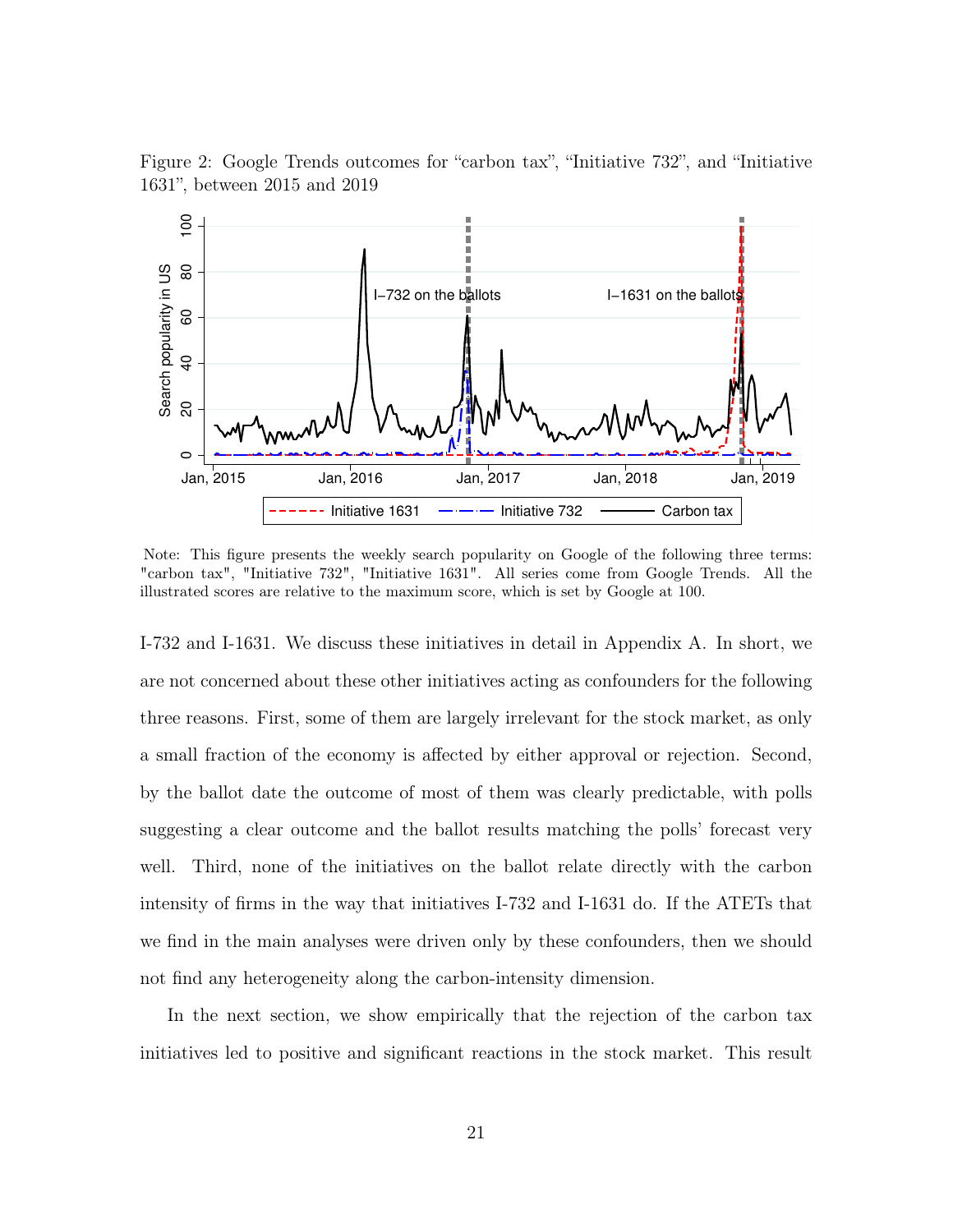Figure 2: Google Trends outcomes for "carbon tax", "Initiative 732", and "Initiative 1631", between 2015 and 2019

Note: This figure presents the weekly search popularity on Google of the following three terms: "carbon tax", "Initiative 732", "Initiative 1631". All series come from Google Trends. All the illustrated scores are relative to the maximum score, which is set by Google at 100.

I-732 and I-1631. We discuss these initiatives in detail in Appendix A. In short, we are not concerned about these other initiatives acting as confounders for the following three reasons. First, some of them are largely irrelevant for the stock market, as only a small fraction of the economy is affected by either approval or rejection. Second, by the ballot date the outcome of most of them was clearly predictable, with polls suggesting a clear outcome and the ballot results matching the polls' forecast very well. Third, none of the initiatives on the ballot relate directly with the carbon intensity of firms in the way that initiatives I-732 and I-1631 do. If the ATETs that we find in the main analyses were driven only by these confounders, then we should not find any heterogeneity along the carbon-intensity dimension.

In the next section, we show empirically that the rejection of the carbon tax initiatives led to positive and significant reactions in the stock market. This result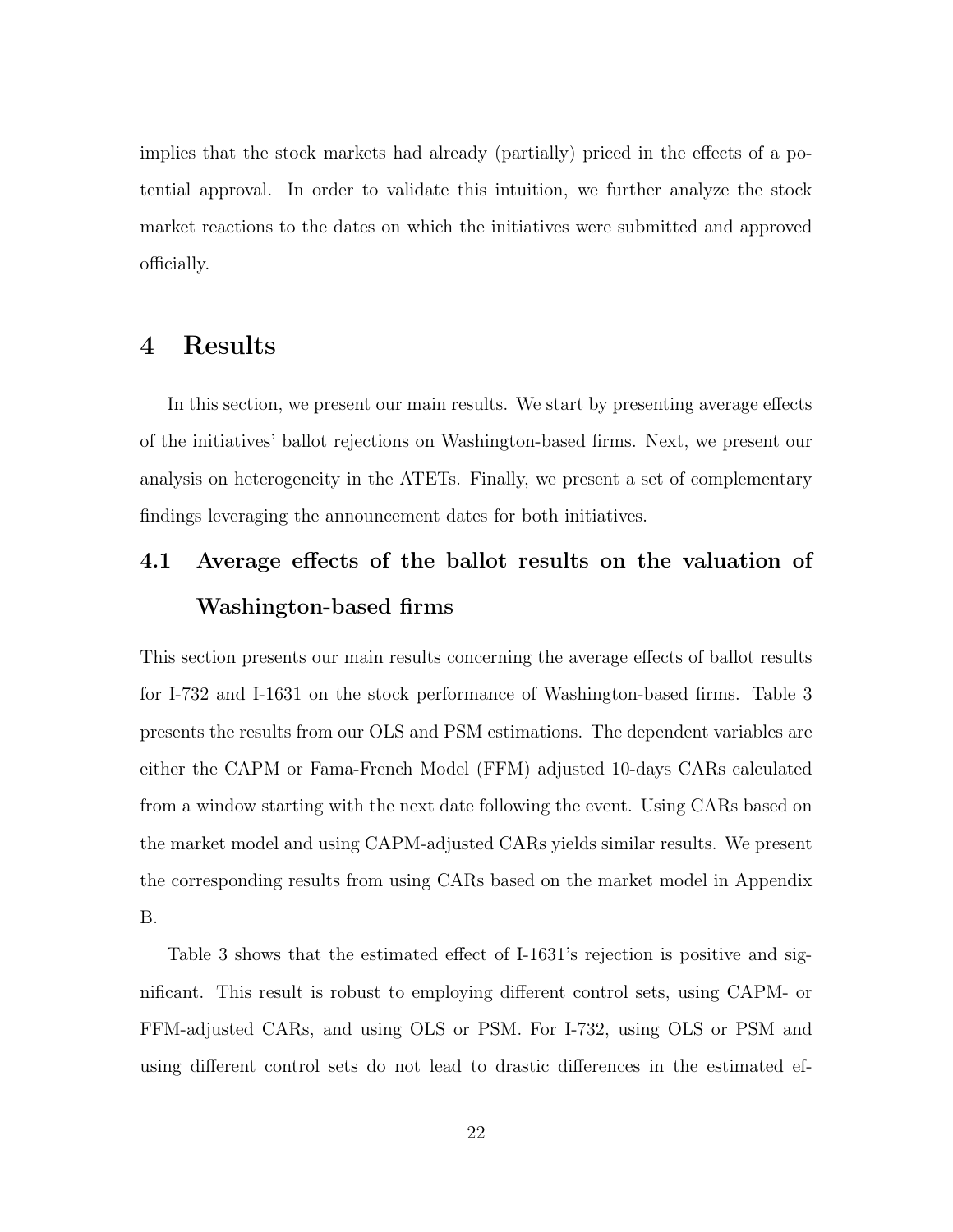implies that the stock markets had already (partially) priced in the effects of a potential approval. In order to validate this intuition, we further analyze the stock market reactions to the dates on which the initiatives were submitted and approved officially.

# 4 Results

In this section, we present our main results. We start by presenting average effects of the initiatives' ballot rejections on Washington-based firms. Next, we present our analysis on heterogeneity in the ATETs. Finally, we present a set of complementary findings leveraging the announcement dates for both initiatives.

## 4.1 Average effects of the ballot results on the valuation of Washington-based firms

This section presents our main results concerning the average effects of ballot results for I-732 and I-1631 on the stock performance of Washington-based firms. Table 3 presents the results from our OLS and PSM estimations. The dependent variables are either the CAPM or Fama-French Model (FFM) adjusted 10-days CARs calculated from a window starting with the next date following the event. Using CARs based on the market model and using CAPM-adjusted CARs yields similar results. We present the corresponding results from using CARs based on the market model in Appendix B.

Table 3 shows that the estimated effect of I-1631's rejection is positive and significant. This result is robust to employing different control sets, using CAPM- or FFM-adjusted CARs, and using OLS or PSM. For I-732, using OLS or PSM and using different control sets do not lead to drastic differences in the estimated ef-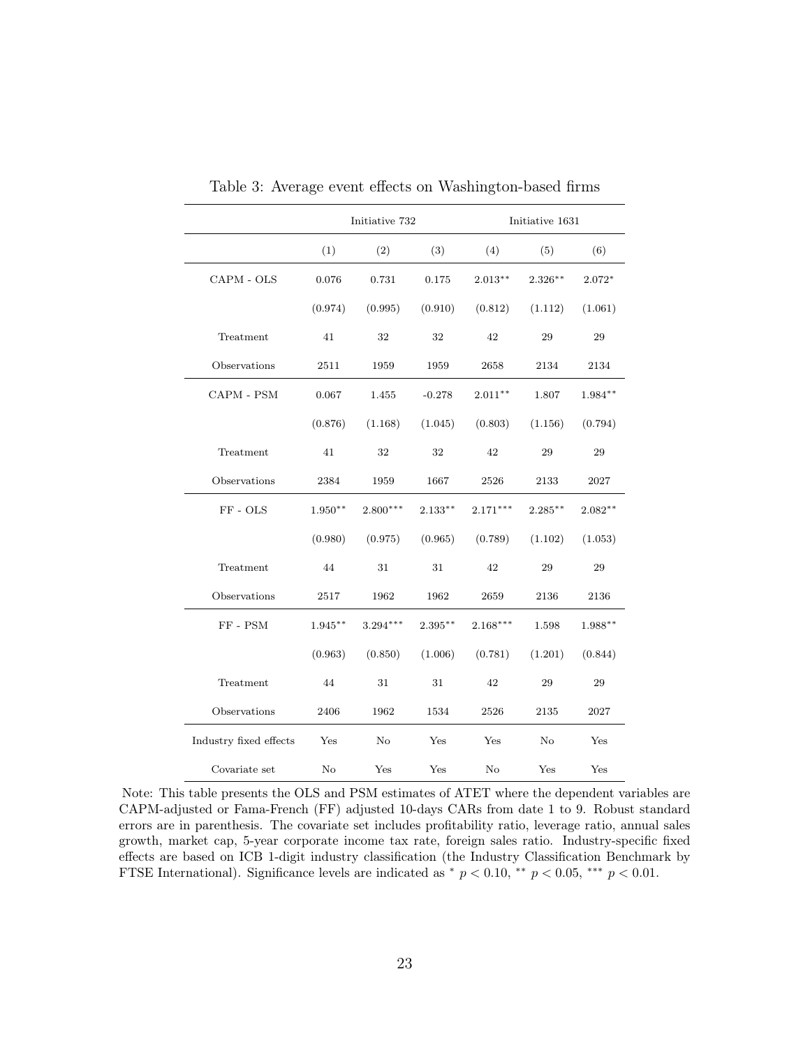Table 3: Average event effects on Washington-based firms

| | Initiative 732 | | | Initiative 1631 | | |
|---|---|---|---|---|---|---|
| | (1) | (2) | (3) | (4) | (5) | (6) |
| CAPM - OLS | 0.076 | 0.731 | 0.175 | 2.013** | 2.326** | 2.072* |
| | (0.974) | (0.995) | (0.910) | (0.812) | (1.112) | (1.061) |
| Treatment | 41 | 32 | 32 | 42 | 29 | 29 |
| Observations | 2511 | 1959 | 1959 | 2658 | 2134 | 2134 |
| CAPM - PSM | 0.067 | 1.455 | -0.278 | 2.011** | 1.807 | 1.984** |
| | (0.876) | (1.168) | (1.045) | (0.803) | (1.156) | (0.794) |
| Treatment | 41 | 32 | 32 | 42 | 29 | 29 |
| Observations | 2384 | 1959 | 1667 | 2526 | 2133 | 2027 |
| FF - OLS | 1.950** | 2.800*** | 2.133** | 2.171*** | 2.285** | 2.082** |
| | (0.980) | (0.975) | (0.965) | (0.789) | (1.102) | (1.053) |
| Treatment | 44 | 31 | 31 | 42 | 29 | 29 |
| Observations | 2517 | 1962 | 1962 | 2659 | 2136 | 2136 |
| FF - PSM | 1.945** | 3.294*** | 2.395** | 2.168*** | 1.598 | 1.988** |
| | (0.963) | (0.850) | (1.006) | (0.781) | (1.201) | (0.844) |
| Treatment | 44 | 31 | 31 | 42 | 29 | 29 |
| Observations | 2406 | 1962 | 1534 | 2526 | 2135 | 2027 |
| Industry fixed effects | Yes | No | Yes | Yes | No | Yes |
| Covariate set | No | Yes | Yes | No | Yes | Yes |

Note: This table presents the OLS and PSM estimates of ATET where the dependent variables are CAPM-adjusted or Fama-French (FF) adjusted 10-days CARs from date 1 to 9. Robust standard errors are in parenthesis. The covariate set includes profitability ratio, leverage ratio, annual sales growth, market cap, 5-year corporate income tax rate, foreign sales ratio. Industry-specific fixed effects are based on ICB 1-digit industry classification (the Industry Classification Benchmark by FTSE International). Significance levels are indicated as * $p < 0.10$, ** $p < 0.05$, *** $p < 0.01$.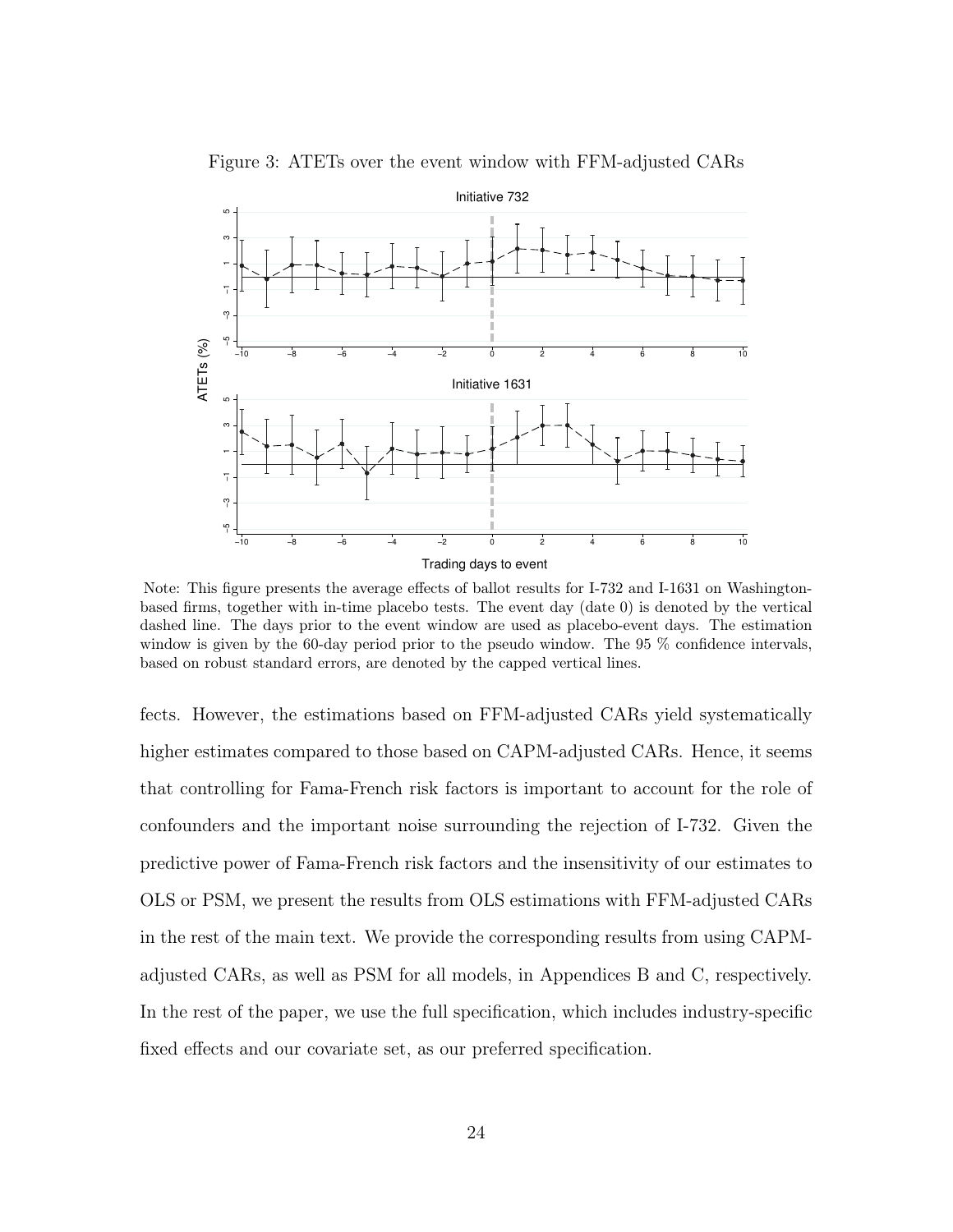Figure 3: ATETs over the event window with FFM-adjusted CARs

Note: This figure presents the average effects of ballot results for I-732 and I-1631 on Washington-based firms, together with in-time placebo tests. The event day (date 0) is denoted by the vertical dashed line. The days prior to the event window are used as placebo-event days. The estimation window is given by the 60-day period prior to the pseudo window. The 95 % confidence intervals, based on robust standard errors, are denoted by the capped vertical lines.

fects. However, the estimations based on FFM-adjusted CARs yield systematically higher estimates compared to those based on CAPM-adjusted CARs. Hence, it seems that controlling for Fama-French risk factors is important to account for the role of confounders and the important noise surrounding the rejection of I-732. Given the predictive power of Fama-French risk factors and the insensitivity of our estimates to OLS or PSM, we present the results from OLS estimations with FFM-adjusted CARs in the rest of the main text. We provide the corresponding results from using CAPM-adjusted CARs, as well as PSM for all models, in Appendices B and C, respectively. In the rest of the paper, we use the full specification, which includes industry-specific fixed effects and our covariate set, as our preferred specification.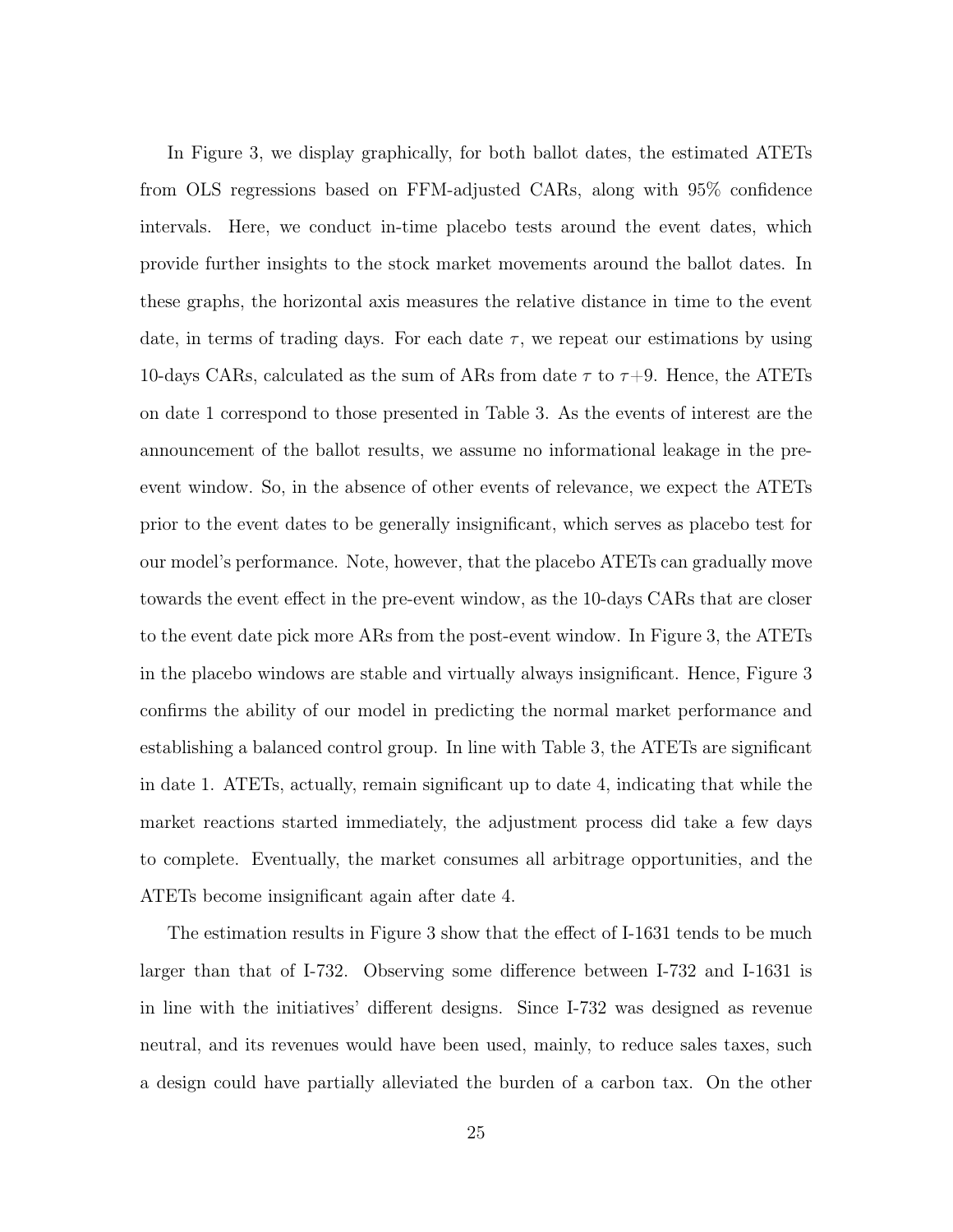In Figure 3, we display graphically, for both ballot dates, the estimated ATETs from OLS regressions based on FFM-adjusted CARs, along with 95% confidence intervals. Here, we conduct in-time placebo tests around the event dates, which provide further insights to the stock market movements around the ballot dates. In these graphs, the horizontal axis measures the relative distance in time to the event date, in terms of trading days. For each date $\tau$, we repeat our estimations by using 10-days CARs, calculated as the sum of ARs from date $\tau$ to $\tau+9$. Hence, the ATETs on date 1 correspond to those presented in Table 3. As the events of interest are the announcement of the ballot results, we assume no informational leakage in the pre-event window. So, in the absence of other events of relevance, we expect the ATETs prior to the event dates to be generally insignificant, which serves as placebo test for our model's performance. Note, however, that the placebo ATETs can gradually move towards the event effect in the pre-event window, as the 10-days CARs that are closer to the event date pick more ARs from the post-event window. In Figure 3, the ATETs in the placebo windows are stable and virtually always insignificant. Hence, Figure 3 confirms the ability of our model in predicting the normal market performance and establishing a balanced control group. In line with Table 3, the ATETs are significant in date 1. ATETs, actually, remain significant up to date 4, indicating that while the market reactions started immediately, the adjustment process did take a few days to complete. Eventually, the market consumes all arbitrage opportunities, and the ATETs become insignificant again after date 4.

The estimation results in Figure 3 show that the effect of I-1631 tends to be much larger than that of I-732. Observing some difference between I-732 and I-1631 is in line with the initiatives' different designs. Since I-732 was designed as revenue neutral, and its revenues would have been used, mainly, to reduce sales taxes, such a design could have partially alleviated the burden of a carbon tax. On the other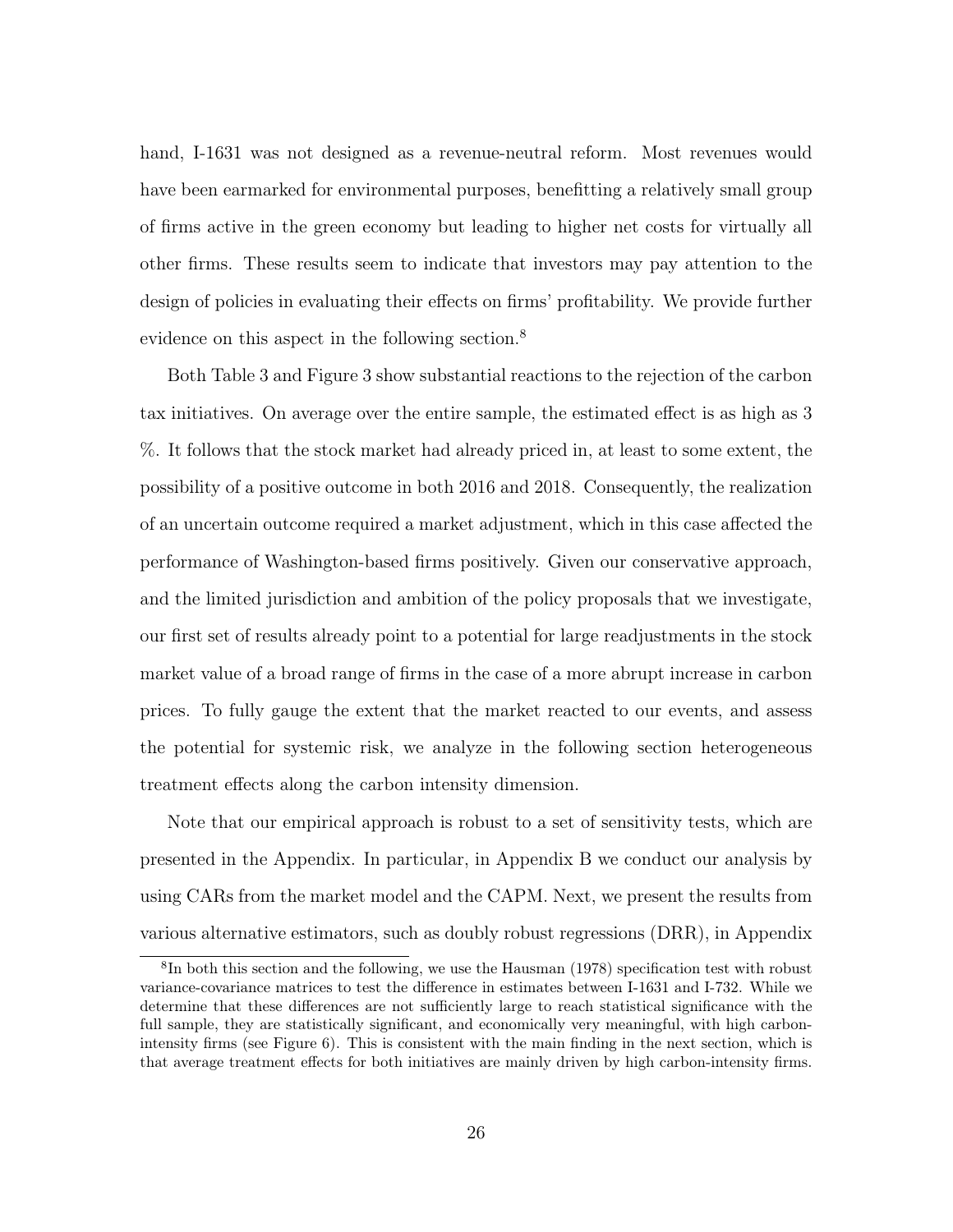hand, I-1631 was not designed as a revenue-neutral reform. Most revenues would have been earmarked for environmental purposes, benefitting a relatively small group of firms active in the green economy but leading to higher net costs for virtually all other firms. These results seem to indicate that investors may pay attention to the design of policies in evaluating their effects on firms' profitability. We provide further evidence on this aspect in the following section.[8]

Both Table 3 and Figure 3 show substantial reactions to the rejection of the carbon tax initiatives. On average over the entire sample, the estimated effect is as high as 3 %. It follows that the stock market had already priced in, at least to some extent, the possibility of a positive outcome in both 2016 and 2018. Consequently, the realization of an uncertain outcome required a market adjustment, which in this case affected the performance of Washington-based firms positively. Given our conservative approach, and the limited jurisdiction and ambition of the policy proposals that we investigate, our first set of results already point to a potential for large readjustments in the stock market value of a broad range of firms in the case of a more abrupt increase in carbon prices. To fully gauge the extent that the market reacted to our events, and assess the potential for systemic risk, we analyze in the following section heterogeneous treatment effects along the carbon intensity dimension.

Note that our empirical approach is robust to a set of sensitivity tests, which are presented in the Appendix. In particular, in Appendix B we conduct our analysis by using CARs from the market model and the CAPM. Next, we present the results from various alternative estimators, such as doubly robust regressions (DRR), in Appendix

[8] In both this section and the following, we use the Hausman (1978) specification test with robust variance-covariance matrices to test the difference in estimates between I-1631 and I-732. While we determine that these differences are not sufficiently large to reach statistical significance with the full sample, they are statistically significant, and economically very meaningful, with high carbon-intensity firms (see Figure 6). This is consistent with the main finding in the next section, which is that average treatment effects for both initiatives are mainly driven by high carbon-intensity firms.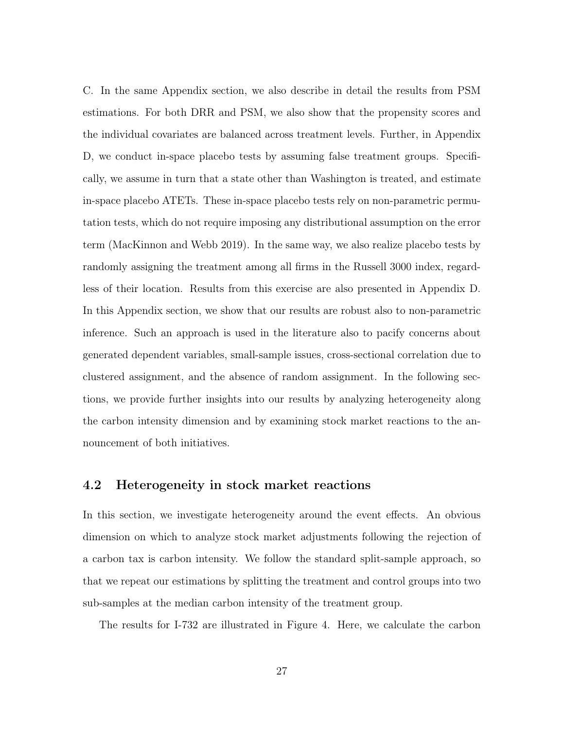C. In the same Appendix section, we also describe in detail the results from PSM estimations. For both DRR and PSM, we also show that the propensity scores and the individual covariates are balanced across treatment levels. Further, in Appendix D, we conduct in-space placebo tests by assuming false treatment groups. Specifically, we assume in turn that a state other than Washington is treated, and estimate in-space placebo ATETs. These in-space placebo tests rely on non-parametric permutation tests, which do not require imposing any distributional assumption on the error term (MacKinnon and Webb 2019). In the same way, we also realize placebo tests by randomly assigning the treatment among all firms in the Russell 3000 index, regardless of their location. Results from this exercise are also presented in Appendix D. In this Appendix section, we show that our results are robust also to non-parametric inference. Such an approach is used in the literature also to pacify concerns about generated dependent variables, small-sample issues, cross-sectional correlation due to clustered assignment, and the absence of random assignment. In the following sections, we provide further insights into our results by analyzing heterogeneity along the carbon intensity dimension and by examining stock market reactions to the announcement of both initiatives.

## 4.2 Heterogeneity in stock market reactions

In this section, we investigate heterogeneity around the event effects. An obvious dimension on which to analyze stock market adjustments following the rejection of a carbon tax is carbon intensity. We follow the standard split-sample approach, so that we repeat our estimations by splitting the treatment and control groups into two sub-samples at the median carbon intensity of the treatment group.

The results for I-732 are illustrated in Figure 4. Here, we calculate the carbon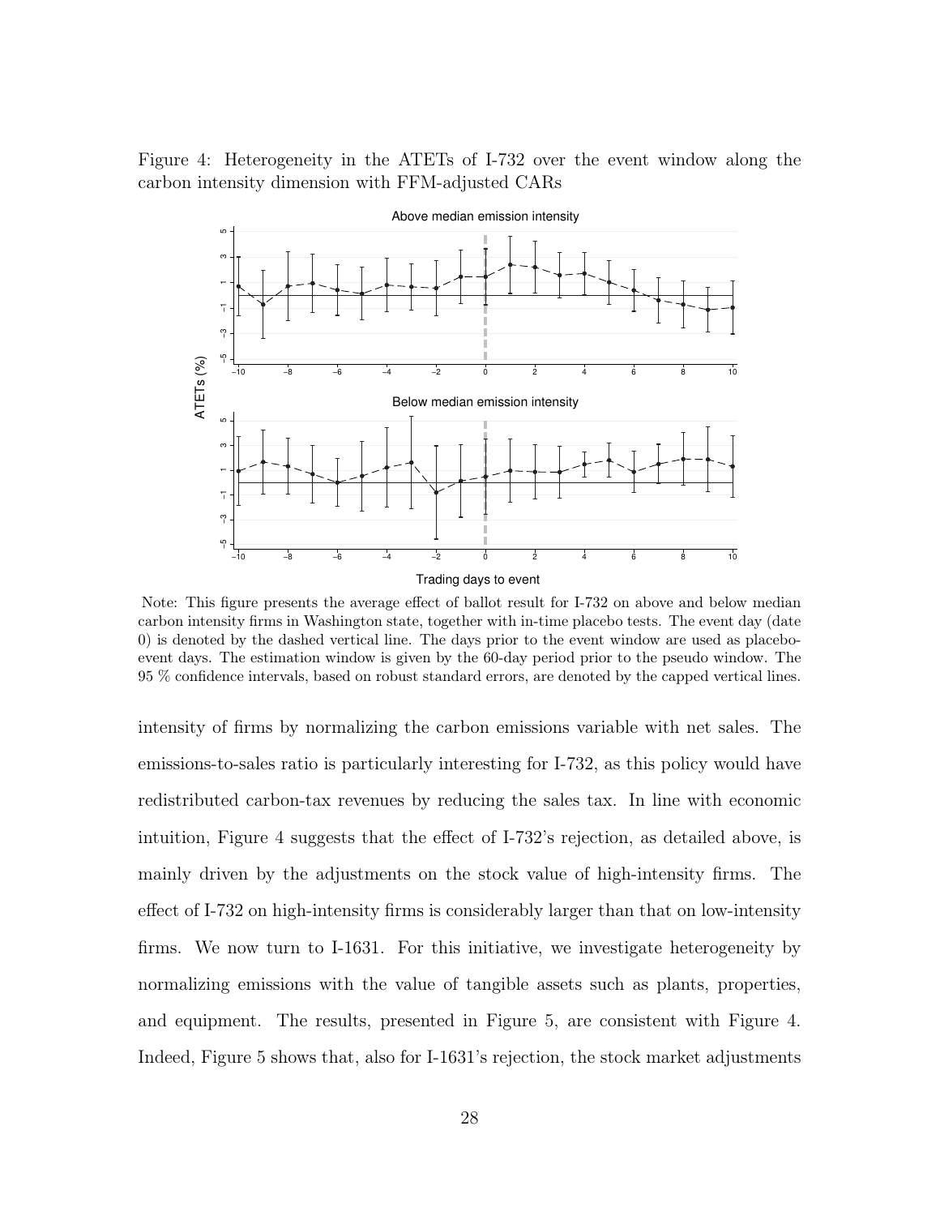Figure 4: Heterogeneity in the ATETs of I-732 over the event window along the carbon intensity dimension with FFM-adjusted CARs

Note: This figure presents the average effect of ballot result for I-732 on above and below median carbon intensity firms in Washington state, together with in-time placebo tests. The event day (date 0) is denoted by the dashed vertical line. The days prior to the event window are used as placebo-event days. The estimation window is given by the 60-day period prior to the pseudo window. The 95 % confidence intervals, based on robust standard errors, are denoted by the capped vertical lines.

intensity of firms by normalizing the carbon emissions variable with net sales. The emissions-to-sales ratio is particularly interesting for I-732, as this policy would have redistributed carbon-tax revenues by reducing the sales tax. In line with economic intuition, Figure 4 suggests that the effect of I-732's rejection, as detailed above, is mainly driven by the adjustments on the stock value of high-intensity firms. The effect of I-732 on high-intensity firms is considerably larger than that on low-intensity firms. We now turn to I-1631. For this initiative, we investigate heterogeneity by normalizing emissions with the value of tangible assets such as plants, properties, and equipment. The results, presented in Figure 5, are consistent with Figure 4. Indeed, Figure 5 shows that, also for I-1631's rejection, the stock market adjustments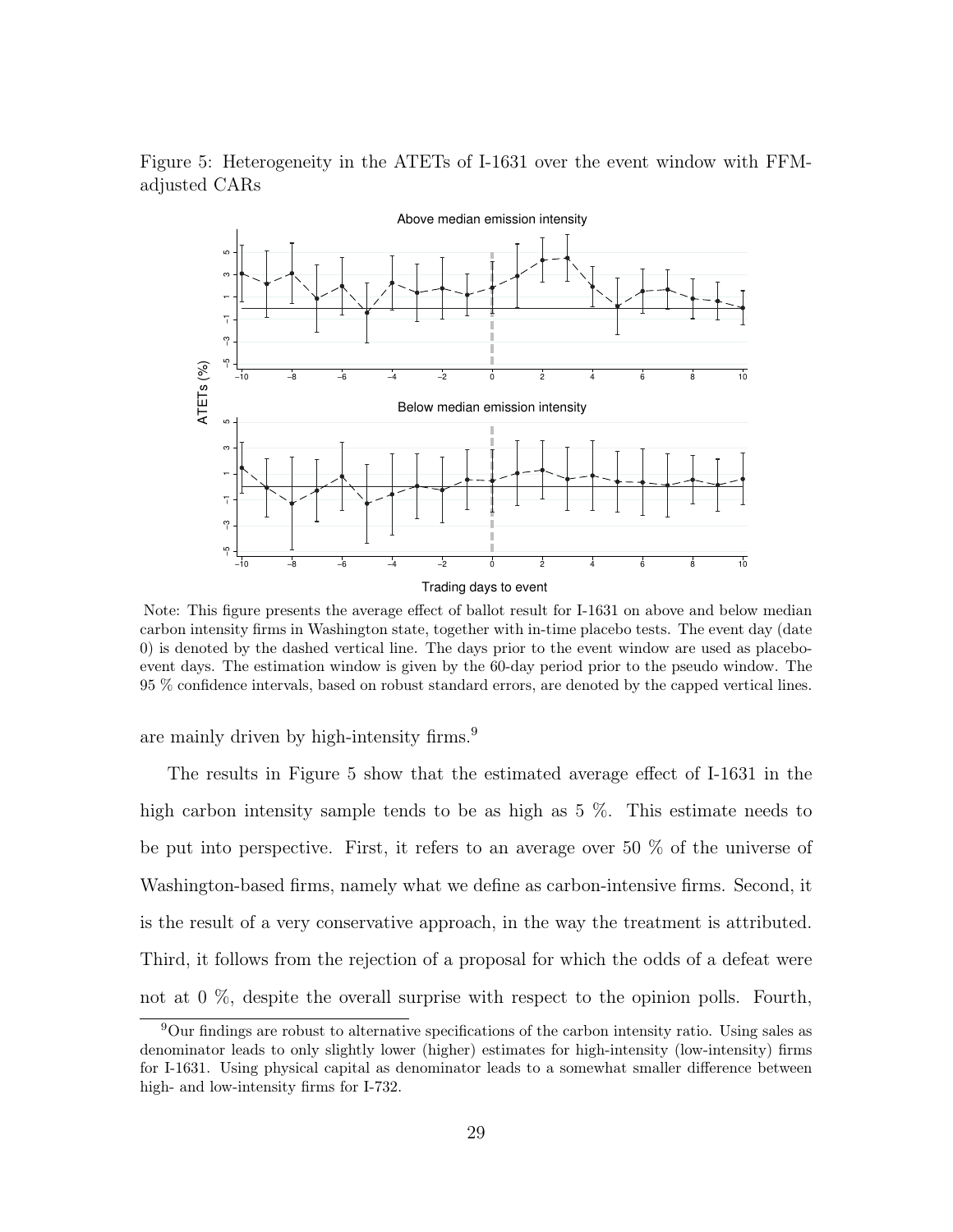Figure 5: Heterogeneity in the ATETs of I-1631 over the event window with FFM-adjusted CARs

Note: This figure presents the average effect of ballot result for I-1631 on above and below median carbon intensity firms in Washington state, together with in-time placebo tests. The event day (date 0) is denoted by the dashed vertical line. The days prior to the event window are used as placebo-event days. The estimation window is given by the 60-day period prior to the pseudo window. The 95 % confidence intervals, based on robust standard errors, are denoted by the capped vertical lines.

are mainly driven by high-intensity firms.[9]

The results in Figure 5 show that the estimated average effect of I-1631 in the high carbon intensity sample tends to be as high as 5 %. This estimate needs to be put into perspective. First, it refers to an average over 50 % of the universe of Washington-based firms, namely what we define as carbon-intensive firms. Second, it is the result of a very conservative approach, in the way the treatment is attributed. Third, it follows from the rejection of a proposal for which the odds of a defeat were not at 0 %, despite the overall surprise with respect to the opinion polls. Fourth,

[9] Our findings are robust to alternative specifications of the carbon intensity ratio. Using sales as denominator leads to only slightly lower (higher) estimates for high-intensity (low-intensity) firms for I-1631. Using physical capital as denominator leads to a somewhat smaller difference between high- and low-intensity firms for I-732.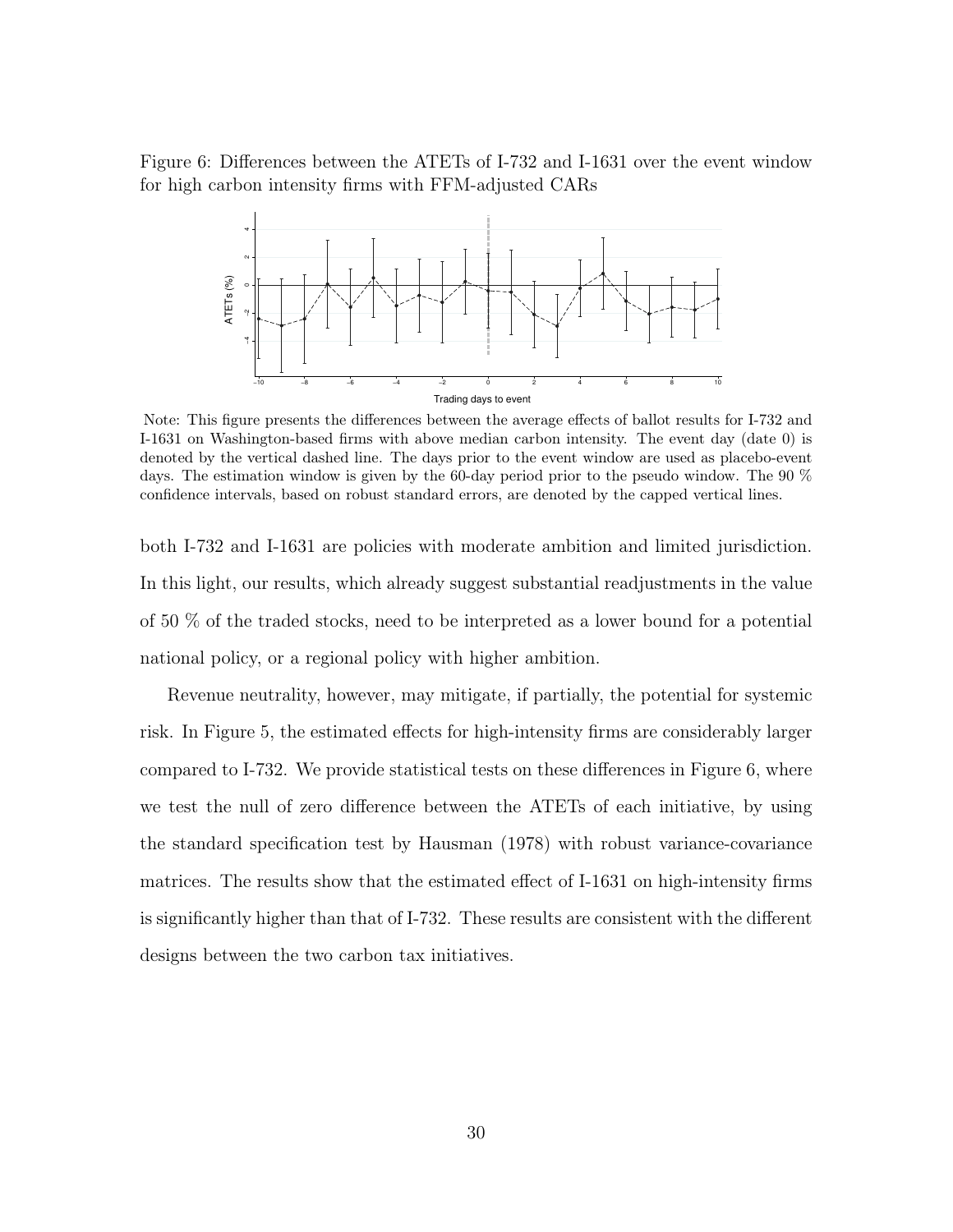Figure 6: Differences between the ATETs of I-732 and I-1631 over the event window for high carbon intensity firms with FFM-adjusted CARs

Note: This figure presents the differences between the average effects of ballot results for I-732 and I-1631 on Washington-based firms with above median carbon intensity. The event day (date 0) is denoted by the vertical dashed line. The days prior to the event window are used as placebo-event days. The estimation window is given by the 60-day period prior to the pseudo window. The 90 % confidence intervals, based on robust standard errors, are denoted by the capped vertical lines.

both I-732 and I-1631 are policies with moderate ambition and limited jurisdiction. In this light, our results, which already suggest substantial readjustments in the value of 50 % of the traded stocks, need to be interpreted as a lower bound for a potential national policy, or a regional policy with higher ambition.

Revenue neutrality, however, may mitigate, if partially, the potential for systemic risk. In Figure 5, the estimated effects for high-intensity firms are considerably larger compared to I-732. We provide statistical tests on these differences in Figure 6, where we test the null of zero difference between the ATETs of each initiative, by using the standard specification test by Hausman (1978) with robust variance-covariance matrices. The results show that the estimated effect of I-1631 on high-intensity firms is significantly higher than that of I-732. These results are consistent with the different designs between the two carbon tax initiatives.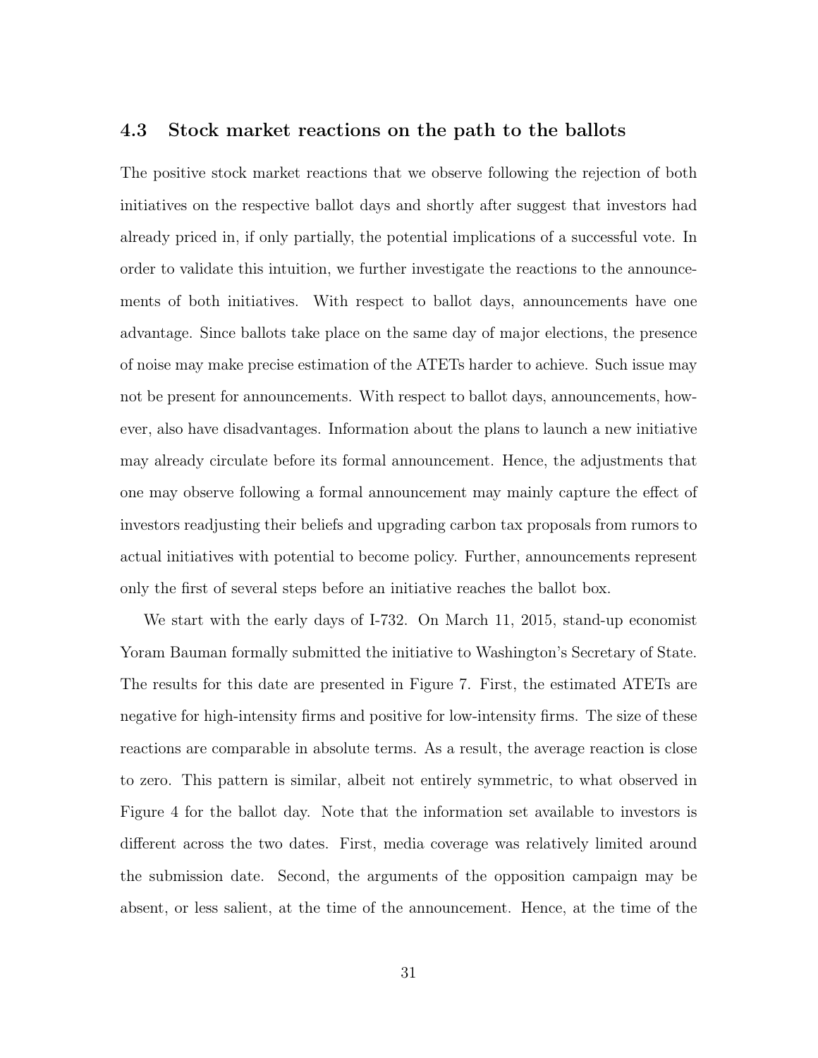### 4.3 Stock market reactions on the path to the ballots

The positive stock market reactions that we observe following the rejection of both initiatives on the respective ballot days and shortly after suggest that investors had already priced in, if only partially, the potential implications of a successful vote. In order to validate this intuition, we further investigate the reactions to the announcements of both initiatives. With respect to ballot days, announcements have one advantage. Since ballots take place on the same day of major elections, the presence of noise may make precise estimation of the ATETs harder to achieve. Such issue may not be present for announcements. With respect to ballot days, announcements, however, also have disadvantages. Information about the plans to launch a new initiative may already circulate before its formal announcement. Hence, the adjustments that one may observe following a formal announcement may mainly capture the effect of investors readjusting their beliefs and upgrading carbon tax proposals from rumors to actual initiatives with potential to become policy. Further, announcements represent only the first of several steps before an initiative reaches the ballot box.

We start with the early days of I-732. On March 11, 2015, stand-up economist Yoram Bauman formally submitted the initiative to Washington's Secretary of State. The results for this date are presented in Figure 7. First, the estimated ATETs are negative for high-intensity firms and positive for low-intensity firms. The size of these reactions are comparable in absolute terms. As a result, the average reaction is close to zero. This pattern is similar, albeit not entirely symmetric, to what observed in Figure 4 for the ballot day. Note that the information set available to investors is different across the two dates. First, media coverage was relatively limited around the submission date. Second, the arguments of the opposition campaign may be absent, or less salient, at the time of the announcement. Hence, at the time of the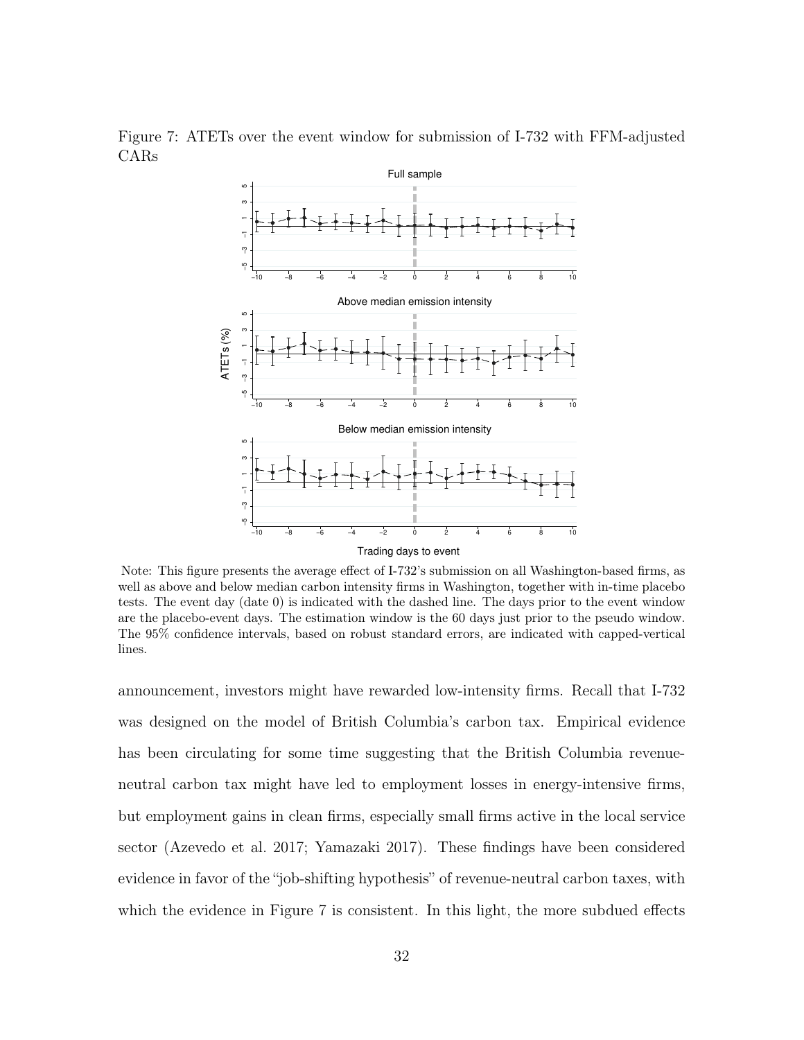Figure 7: ATETs over the event window for submission of I-732 with FFM-adjusted CARs

Note: This figure presents the average effect of I-732's submission on all Washington-based firms, as well as above and below median carbon intensity firms in Washington, together with in-time placebo tests. The event day (date 0) is indicated with the dashed line. The days prior to the event window are the placebo-event days. The estimation window is the 60 days just prior to the pseudo window. The 95% confidence intervals, based on robust standard errors, are indicated with capped-vertical lines.

announcement, investors might have rewarded low-intensity firms. Recall that I-732 was designed on the model of British Columbia's carbon tax. Empirical evidence has been circulating for some time suggesting that the British Columbia revenue-neutral carbon tax might have led to employment losses in energy-intensive firms, but employment gains in clean firms, especially small firms active in the local service sector (Azevedo et al. 2017; Yamazaki 2017). These findings have been considered evidence in favor of the "job-shifting hypothesis" of revenue-neutral carbon taxes, with which the evidence in Figure 7 is consistent. In this light, the more subdued effects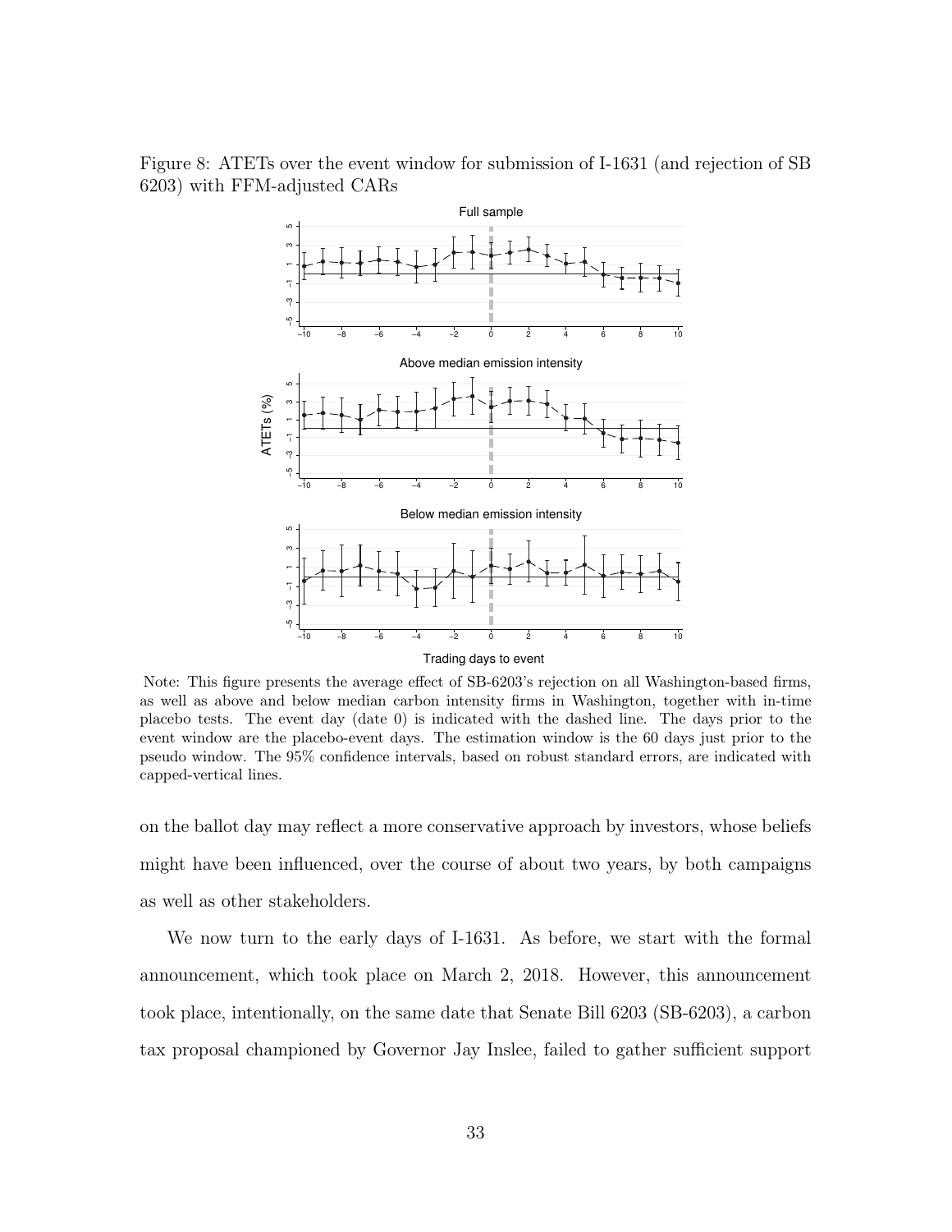Figure 8: ATETs over the event window for submission of I-1631 (and rejection of SB 6203) with FFM-adjusted CARs

Note: This figure presents the average effect of SB-6203's rejection on all Washington-based firms, as well as above and below median carbon intensity firms in Washington, together with in-time placebo tests. The event day (date 0) is indicated with the dashed line. The days prior to the event window are the placebo-event days. The estimation window is the 60 days just prior to the pseudo window. The 95% confidence intervals, based on robust standard errors, are indicated with capped-vertical lines.

on the ballot day may reflect a more conservative approach by investors, whose beliefs might have been influenced, over the course of about two years, by both campaigns as well as other stakeholders.

We now turn to the early days of I-1631. As before, we start with the formal announcement, which took place on March 2, 2018. However, this announcement took place, intentionally, on the same date that Senate Bill 6203 (SB-6203), a carbon tax proposal championed by Governor Jay Inslee, failed to gather sufficient support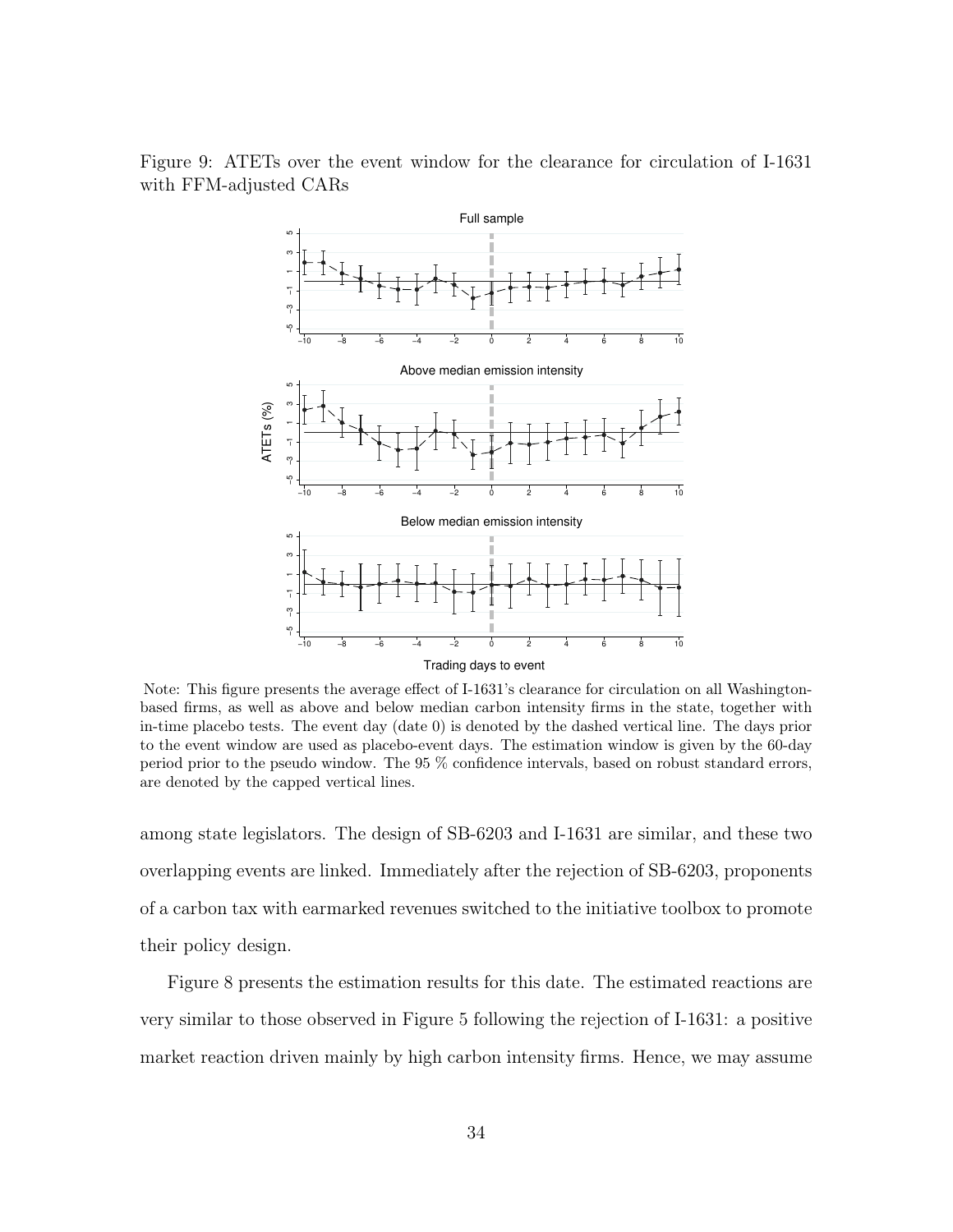Figure 9: ATETs over the event window for the clearance for circulation of I-1631 with FFM-adjusted CARs

Note: This figure presents the average effect of I-1631's clearance for circulation on all Washington-based firms, as well as above and below median carbon intensity firms in the state, together with in-time placebo tests. The event day (date 0) is denoted by the dashed vertical line. The days prior to the event window are used as placebo-event days. The estimation window is given by the 60-day period prior to the pseudo window. The 95 % confidence intervals, based on robust standard errors, are denoted by the capped vertical lines.

among state legislators. The design of SB-6203 and I-1631 are similar, and these two overlapping events are linked. Immediately after the rejection of SB-6203, proponents of a carbon tax with earmarked revenues switched to the initiative toolbox to promote their policy design.

Figure 8 presents the estimation results for this date. The estimated reactions are very similar to those observed in Figure 5 following the rejection of I-1631: a positive market reaction driven mainly by high carbon intensity firms. Hence, we may assume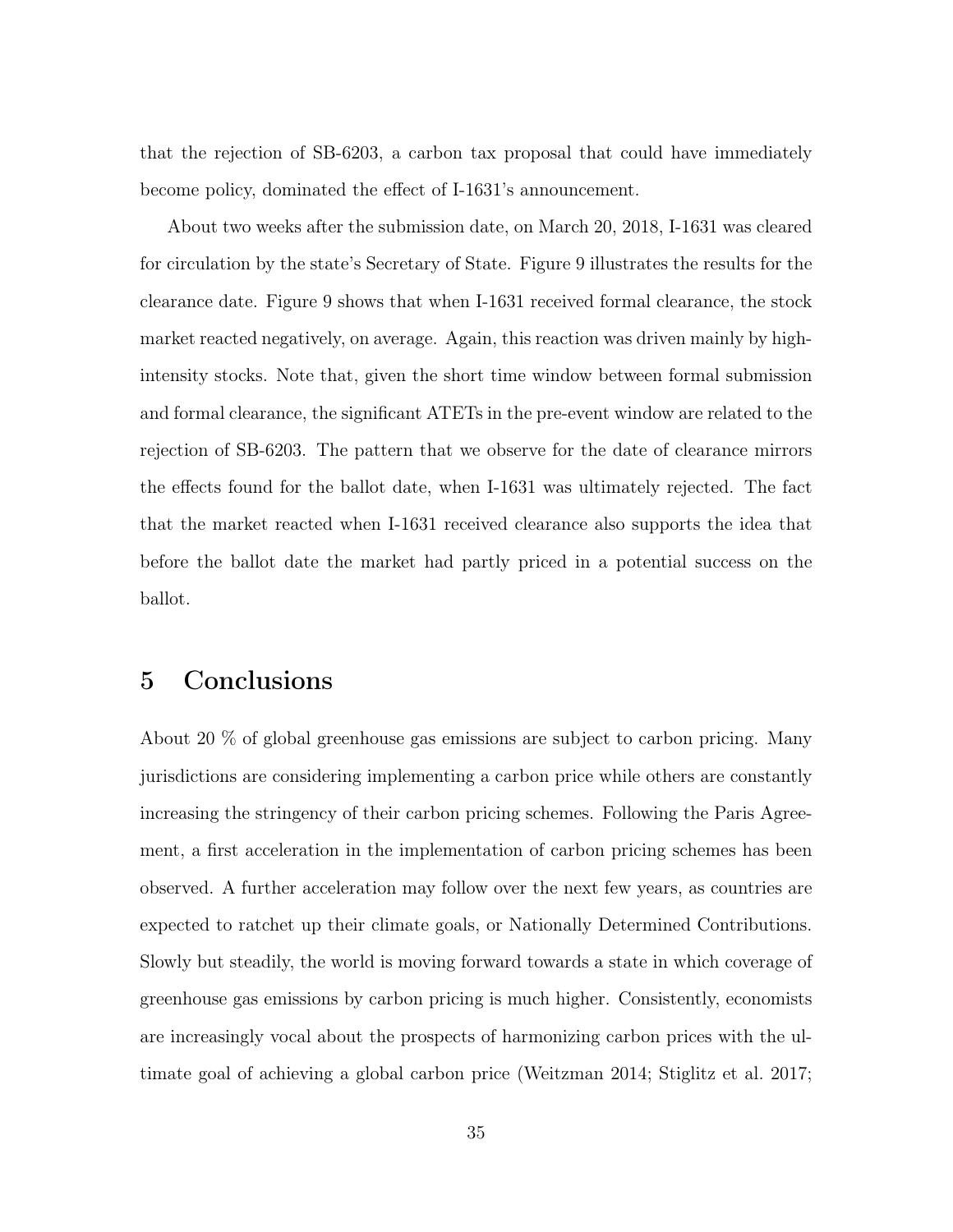that the rejection of SB-6203, a carbon tax proposal that could have immediately become policy, dominated the effect of I-1631's announcement.

About two weeks after the submission date, on March 20, 2018, I-1631 was cleared for circulation by the state's Secretary of State. Figure 9 illustrates the results for the clearance date. Figure 9 shows that when I-1631 received formal clearance, the stock market reacted negatively, on average. Again, this reaction was driven mainly by high-intensity stocks. Note that, given the short time window between formal submission and formal clearance, the significant ATETs in the pre-event window are related to the rejection of SB-6203. The pattern that we observe for the date of clearance mirrors the effects found for the ballot date, when I-1631 was ultimately rejected. The fact that the market reacted when I-1631 received clearance also supports the idea that before the ballot date the market had partly priced in a potential success on the ballot.

# 5 Conclusions

About 20 % of global greenhouse gas emissions are subject to carbon pricing. Many jurisdictions are considering implementing a carbon price while others are constantly increasing the stringency of their carbon pricing schemes. Following the Paris Agreement, a first acceleration in the implementation of carbon pricing schemes has been observed. A further acceleration may follow over the next few years, as countries are expected to ratchet up their climate goals, or Nationally Determined Contributions. Slowly but steadily, the world is moving forward towards a state in which coverage of greenhouse gas emissions by carbon pricing is much higher. Consistently, economists are increasingly vocal about the prospects of harmonizing carbon prices with the ultimate goal of achieving a global carbon price (Weitzman 2014; Stiglitz et al. 2017;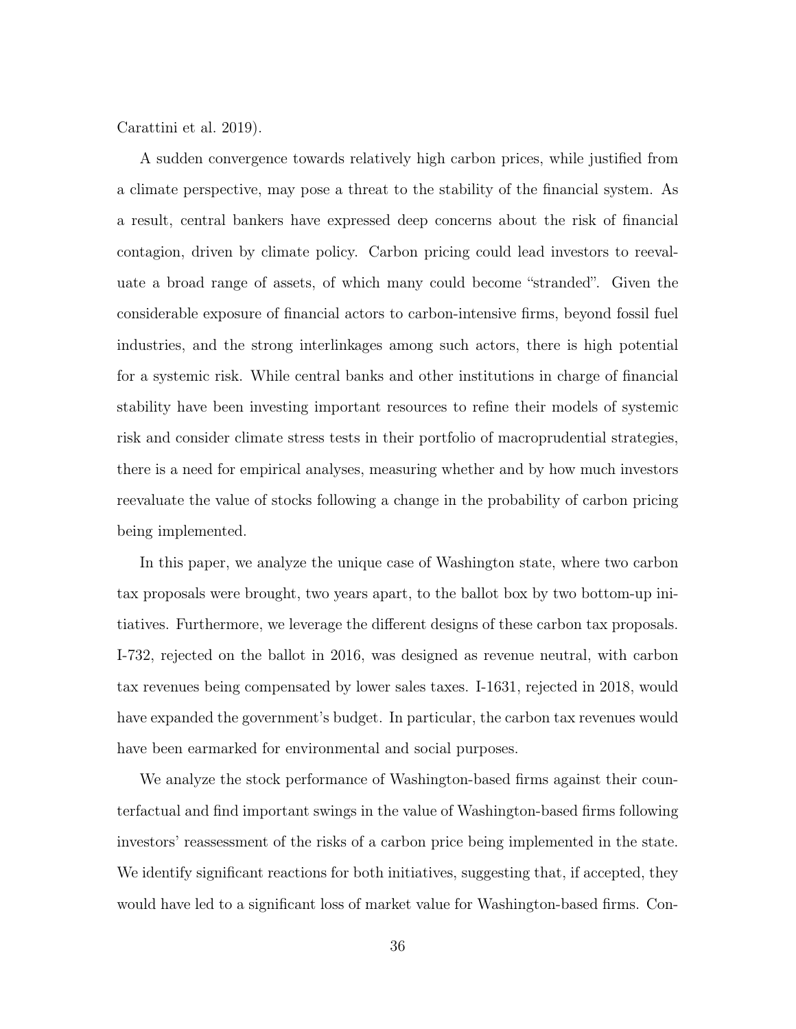Carattini et al. 2019).

A sudden convergence towards relatively high carbon prices, while justified from a climate perspective, may pose a threat to the stability of the financial system. As a result, central bankers have expressed deep concerns about the risk of financial contagion, driven by climate policy. Carbon pricing could lead investors to reevaluate a broad range of assets, of which many could become "stranded". Given the considerable exposure of financial actors to carbon-intensive firms, beyond fossil fuel industries, and the strong interlinkages among such actors, there is high potential for a systemic risk. While central banks and other institutions in charge of financial stability have been investing important resources to refine their models of systemic risk and consider climate stress tests in their portfolio of macroprudential strategies, there is a need for empirical analyses, measuring whether and by how much investors reevaluate the value of stocks following a change in the probability of carbon pricing being implemented.

In this paper, we analyze the unique case of Washington state, where two carbon tax proposals were brought, two years apart, to the ballot box by two bottom-up initiatives. Furthermore, we leverage the different designs of these carbon tax proposals. I-732, rejected on the ballot in 2016, was designed as revenue neutral, with carbon tax revenues being compensated by lower sales taxes. I-1631, rejected in 2018, would have expanded the government's budget. In particular, the carbon tax revenues would have been earmarked for environmental and social purposes.

We analyze the stock performance of Washington-based firms against their counterfactual and find important swings in the value of Washington-based firms following investors' reassessment of the risks of a carbon price being implemented in the state. We identify significant reactions for both initiatives, suggesting that, if accepted, they would have led to a significant loss of market value for Washington-based firms. Con-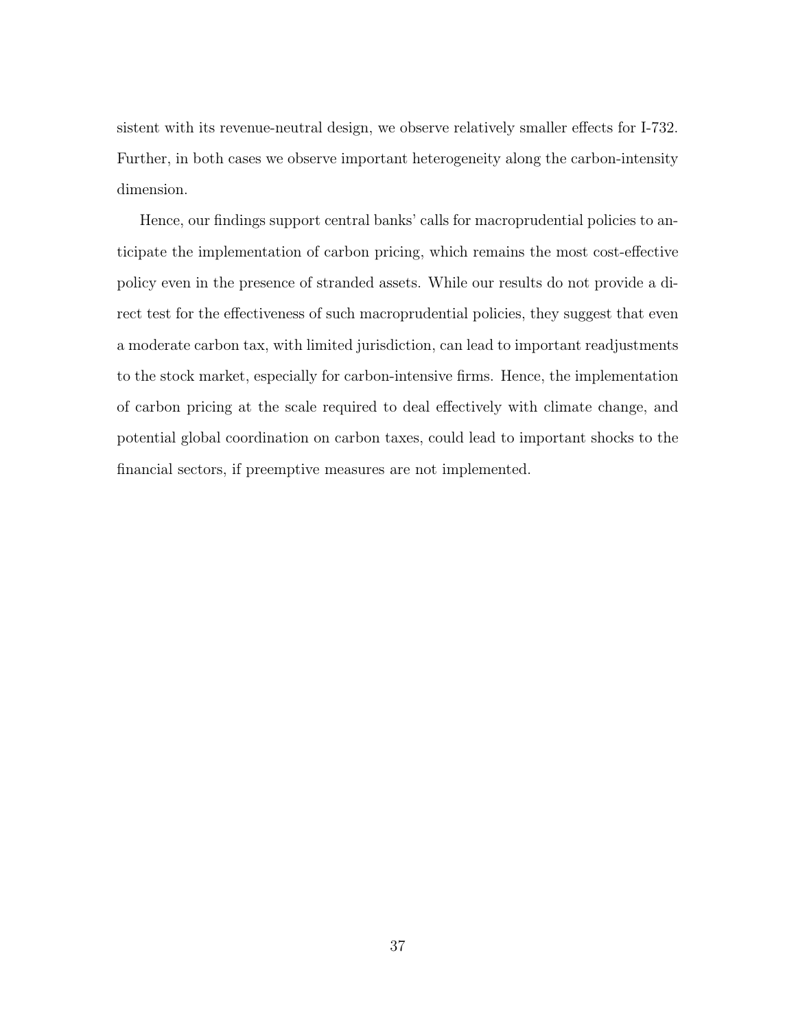sistent with its revenue-neutral design, we observe relatively smaller effects for I-732. Further, in both cases we observe important heterogeneity along the carbon-intensity dimension.

Hence, our findings support central banks' calls for macroprudential policies to anticipate the implementation of carbon pricing, which remains the most cost-effective policy even in the presence of stranded assets. While our results do not provide a direct test for the effectiveness of such macroprudential policies, they suggest that even a moderate carbon tax, with limited jurisdiction, can lead to important readjustments to the stock market, especially for carbon-intensive firms. Hence, the implementation of carbon pricing at the scale required to deal effectively with climate change, and potential global coordination on carbon taxes, could lead to important shocks to the financial sectors, if preemptive measures are not implemented.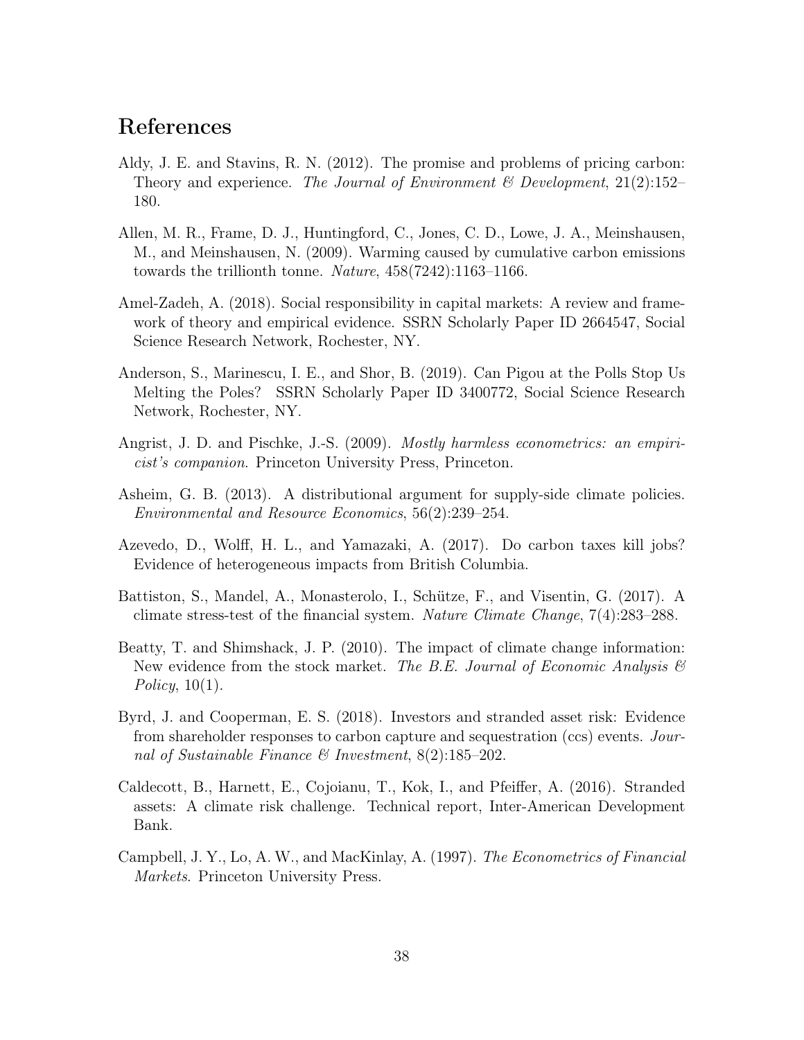## References

Aldy, J. E. and Stavins, R. N. (2012). The promise and problems of pricing carbon: Theory and experience. *The Journal of Environment & Development*, 21(2):152–180.

Allen, M. R., Frame, D. J., Huntingford, C., Jones, C. D., Lowe, J. A., Meinshausen, M., and Meinshausen, N. (2009). Warming caused by cumulative carbon emissions towards the trillionth tonne. *Nature*, 458(7242):1163–1166.

Amel-Zadeh, A. (2018). Social responsibility in capital markets: A review and framework of theory and empirical evidence. SSRN Scholarly Paper ID 2664547, Social Science Research Network, Rochester, NY.

Anderson, S., Marinescu, I. E., and Shor, B. (2019). Can Pigou at the Polls Stop Us Melting the Poles? SSRN Scholarly Paper ID 3400772, Social Science Research Network, Rochester, NY.

Angrist, J. D. and Pischke, J.-S. (2009). *Mostly harmless econometrics: an empiricist's companion*. Princeton University Press, Princeton.

Asheim, G. B. (2013). A distributional argument for supply-side climate policies. *Environmental and Resource Economics*, 56(2):239–254.

Azevedo, D., Wolff, H. L., and Yamazaki, A. (2017). Do carbon taxes kill jobs? Evidence of heterogeneous impacts from British Columbia.

Battiston, S., Mandel, A., Monasterolo, I., Schütze, F., and Visentin, G. (2017). A climate stress-test of the financial system. *Nature Climate Change*, 7(4):283–288.

Beatty, T. and Shimshack, J. P. (2010). The impact of climate change information: New evidence from the stock market. *The B.E. Journal of Economic Analysis & Policy*, 10(1).

Byrd, J. and Cooperman, E. S. (2018). Investors and stranded asset risk: Evidence from shareholder responses to carbon capture and sequestration (ccs) events. *Journal of Sustainable Finance & Investment*, 8(2):185–202.

Caldecott, B., Harnett, E., Cojoianu, T., Kok, I., and Pfeiffer, A. (2016). Stranded assets: A climate risk challenge. Technical report, Inter-American Development Bank.

Campbell, J. Y., Lo, A. W., and MacKinlay, A. (1997). *The Econometrics of Financial Markets*. Princeton University Press.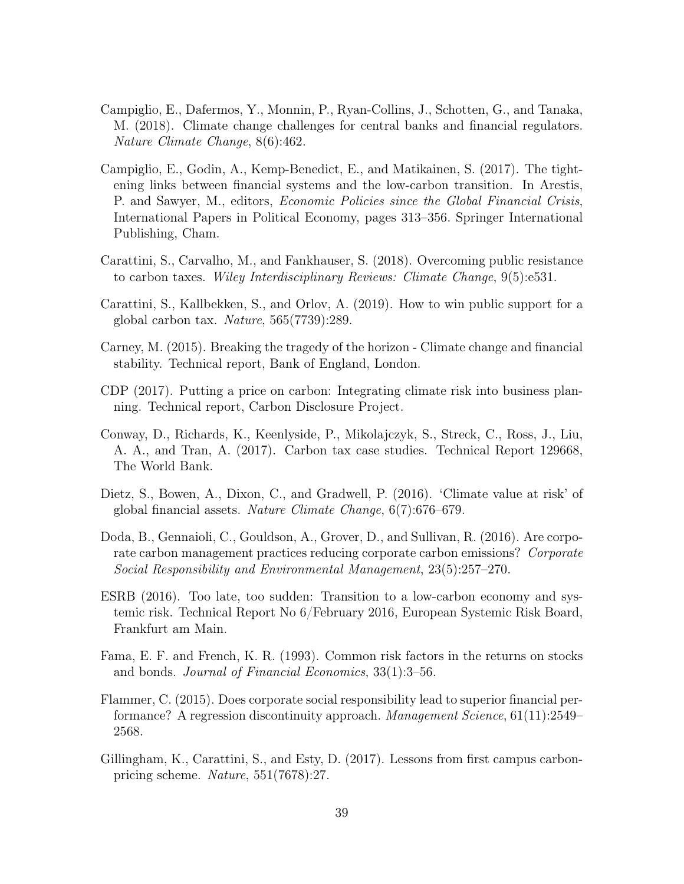Campiglio, E., Dafermos, Y., Monnin, P., Ryan-Collins, J., Schotten, G., and Tanaka, M. (2018). Climate change challenges for central banks and financial regulators. *Nature Climate Change*, 8(6):462.

Campiglio, E., Godin, A., Kemp-Benedict, E., and Matikainen, S. (2017). The tightening links between financial systems and the low-carbon transition. In Arestis, P. and Sawyer, M., editors, *Economic Policies since the Global Financial Crisis*, International Papers in Political Economy, pages 313–356. Springer International Publishing, Cham.

Carattini, S., Carvalho, M., and Fankhauser, S. (2018). Overcoming public resistance to carbon taxes. *Wiley Interdisciplinary Reviews: Climate Change*, 9(5):e531.

Carattini, S., Kallbekken, S., and Orlov, A. (2019). How to win public support for a global carbon tax. *Nature*, 565(7739):289.

Carney, M. (2015). Breaking the tragedy of the horizon - Climate change and financial stability. Technical report, Bank of England, London.

CDP (2017). Putting a price on carbon: Integrating climate risk into business planning. Technical report, Carbon Disclosure Project.

Conway, D., Richards, K., Keenlyside, P., Mikolajczyk, S., Streck, C., Ross, J., Liu, A. A., and Tran, A. (2017). Carbon tax case studies. Technical Report 129668, The World Bank.

Dietz, S., Bowen, A., Dixon, C., and Gradwell, P. (2016). 'Climate value at risk' of global financial assets. *Nature Climate Change*, 6(7):676–679.

Doda, B., Gennaioli, C., Gouldson, A., Grover, D., and Sullivan, R. (2016). Are corporate carbon management practices reducing corporate carbon emissions? *Corporate Social Responsibility and Environmental Management*, 23(5):257–270.

ESRB (2016). Too late, too sudden: Transition to a low-carbon economy and systemic risk. Technical Report No 6/February 2016, European Systemic Risk Board, Frankfurt am Main.

Fama, E. F. and French, K. R. (1993). Common risk factors in the returns on stocks and bonds. *Journal of Financial Economics*, 33(1):3–56.

Flammer, C. (2015). Does corporate social responsibility lead to superior financial performance? A regression discontinuity approach. *Management Science*, 61(11):2549–2568.

Gillingham, K., Carattini, S., and Esty, D. (2017). Lessons from first campus carbon-pricing scheme. *Nature*, 551(7678):27.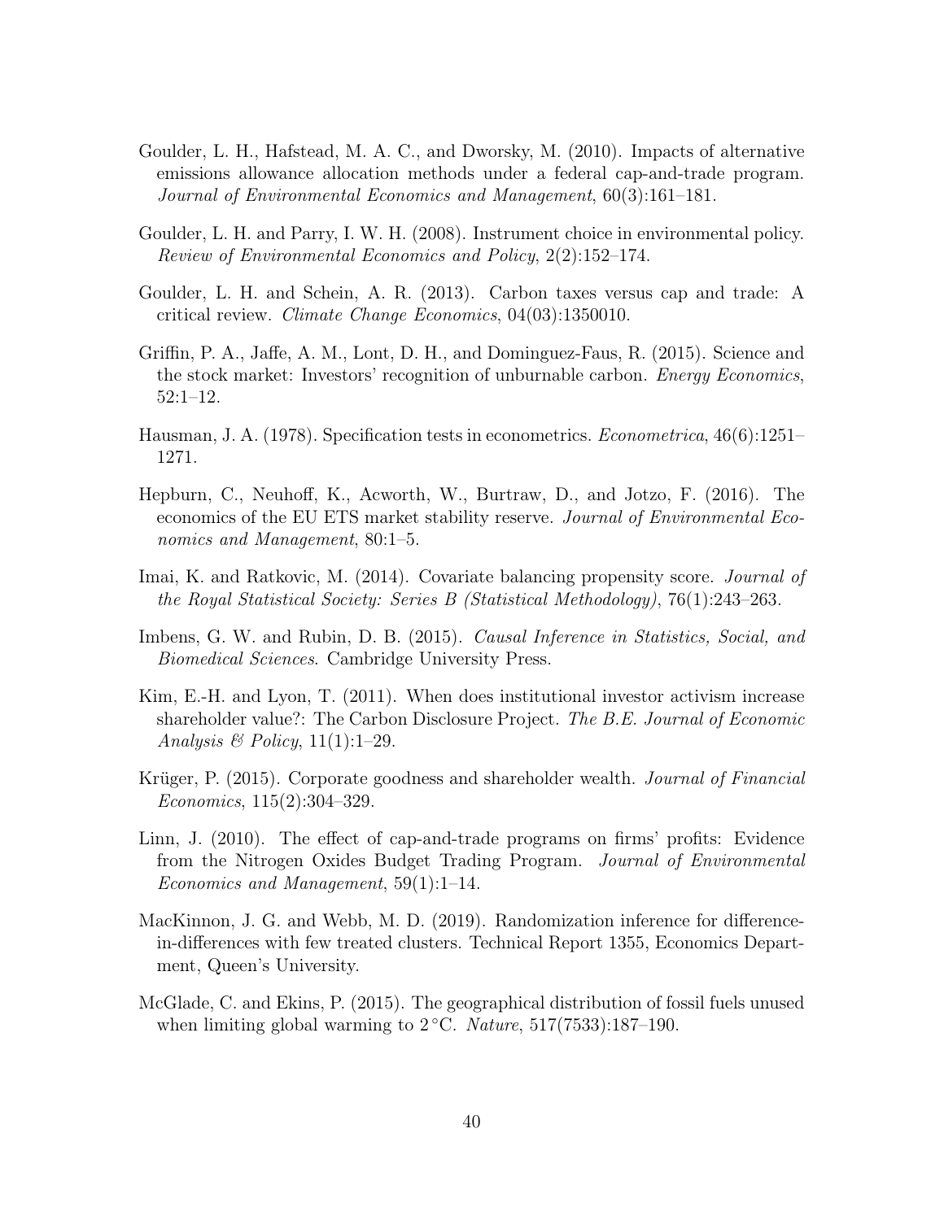Goulder, L. H., Hafstead, M. A. C., and Dworsky, M. (2010). Impacts of alternative emissions allowance allocation methods under a federal cap-and-trade program. *Journal of Environmental Economics and Management*, 60(3):161–181.

Goulder, L. H. and Parry, I. W. H. (2008). Instrument choice in environmental policy. *Review of Environmental Economics and Policy*, 2(2):152–174.

Goulder, L. H. and Schein, A. R. (2013). Carbon taxes versus cap and trade: A critical review. *Climate Change Economics*, 04(03):1350010.

Griffin, P. A., Jaffe, A. M., Lont, D. H., and Dominguez-Faus, R. (2015). Science and the stock market: Investors' recognition of unburnable carbon. *Energy Economics*, 52:1–12.

Hausman, J. A. (1978). Specification tests in econometrics. *Econometrica*, 46(6):1251–1271.

Hepburn, C., Neuhoff, K., Acworth, W., Burtraw, D., and Jotzo, F. (2016). The economics of the EU ETS market stability reserve. *Journal of Environmental Economics and Management*, 80:1–5.

Imai, K. and Ratkovic, M. (2014). Covariate balancing propensity score. *Journal of the Royal Statistical Society: Series B (Statistical Methodology)*, 76(1):243–263.

Imbens, G. W. and Rubin, D. B. (2015). *Causal Inference in Statistics, Social, and Biomedical Sciences*. Cambridge University Press.

Kim, E.-H. and Lyon, T. (2011). When does institutional investor activism increase shareholder value?: The Carbon Disclosure Project. *The B.E. Journal of Economic Analysis & Policy*, 11(1):1–29.

Krüger, P. (2015). Corporate goodness and shareholder wealth. *Journal of Financial Economics*, 115(2):304–329.

Linn, J. (2010). The effect of cap-and-trade programs on firms' profits: Evidence from the Nitrogen Oxides Budget Trading Program. *Journal of Environmental Economics and Management*, 59(1):1–14.

MacKinnon, J. G. and Webb, M. D. (2019). Randomization inference for difference-in-differences with few treated clusters. Technical Report 1355, Economics Department, Queen's University.

McGlade, C. and Ekins, P. (2015). The geographical distribution of fossil fuels unused when limiting global warming to 2 °C. *Nature*, 517(7533):187–190.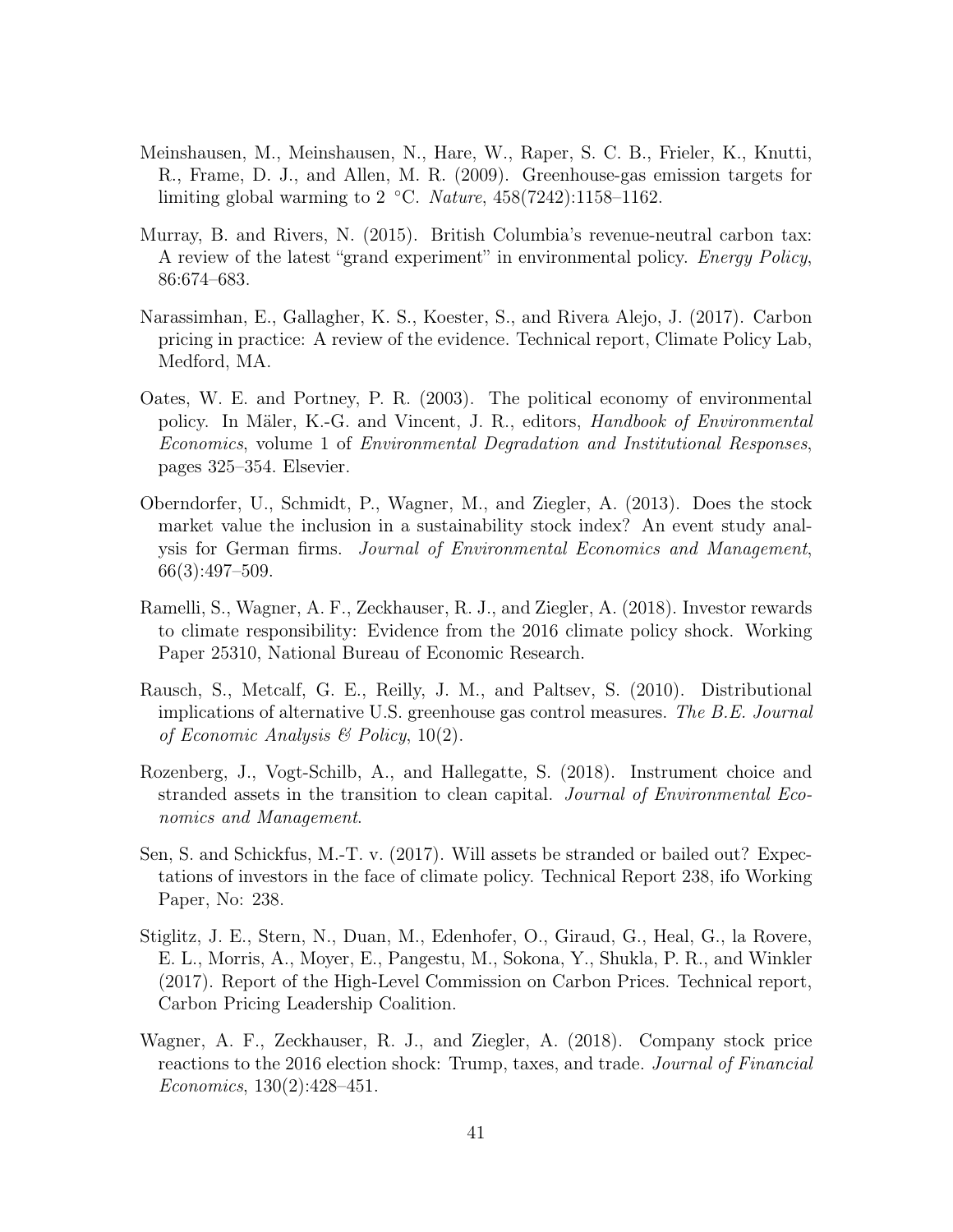Meinshausen, M., Meinshausen, N., Hare, W., Raper, S. C. B., Frieler, K., Knutti, R., Frame, D. J., and Allen, M. R. (2009). Greenhouse-gas emission targets for limiting global warming to 2 °C. *Nature*, 458(7242):1158–1162.

Murray, B. and Rivers, N. (2015). British Columbia's revenue-neutral carbon tax: A review of the latest "grand experiment" in environmental policy. *Energy Policy*, 86:674–683.

Narassimhan, E., Gallagher, K. S., Koester, S., and Rivera Alejo, J. (2017). Carbon pricing in practice: A review of the evidence. Technical report, Climate Policy Lab, Medford, MA.

Oates, W. E. and Portney, P. R. (2003). The political economy of environmental policy. In Mäler, K.-G. and Vincent, J. R., editors, *Handbook of Environmental Economics*, volume 1 of *Environmental Degradation and Institutional Responses*, pages 325–354. Elsevier.

Oberndorfer, U., Schmidt, P., Wagner, M., and Ziegler, A. (2013). Does the stock market value the inclusion in a sustainability stock index? An event study analysis for German firms. *Journal of Environmental Economics and Management*, 66(3):497–509.

Ramelli, S., Wagner, A. F., Zeckhauser, R. J., and Ziegler, A. (2018). Investor rewards to climate responsibility: Evidence from the 2016 climate policy shock. Working Paper 25310, National Bureau of Economic Research.

Rausch, S., Metcalf, G. E., Reilly, J. M., and Paltsev, S. (2010). Distributional implications of alternative U.S. greenhouse gas control measures. *The B.E. Journal of Economic Analysis & Policy*, 10(2).

Rozenberg, J., Vogt-Schilb, A., and Hallegatte, S. (2018). Instrument choice and stranded assets in the transition to clean capital. *Journal of Environmental Economics and Management*.

Sen, S. and Schickfus, M.-T. v. (2017). Will assets be stranded or bailed out? Expectations of investors in the face of climate policy. Technical Report 238, ifo Working Paper, No: 238.

Stiglitz, J. E., Stern, N., Duan, M., Edenhofer, O., Giraud, G., Heal, G., la Rovere, E. L., Morris, A., Moyer, E., Pangestu, M., Sokona, Y., Shukla, P. R., and Winkler (2017). Report of the High-Level Commission on Carbon Prices. Technical report, Carbon Pricing Leadership Coalition.

Wagner, A. F., Zeckhauser, R. J., and Ziegler, A. (2018). Company stock price reactions to the 2016 election shock: Trump, taxes, and trade. *Journal of Financial Economics*, 130(2):428–451.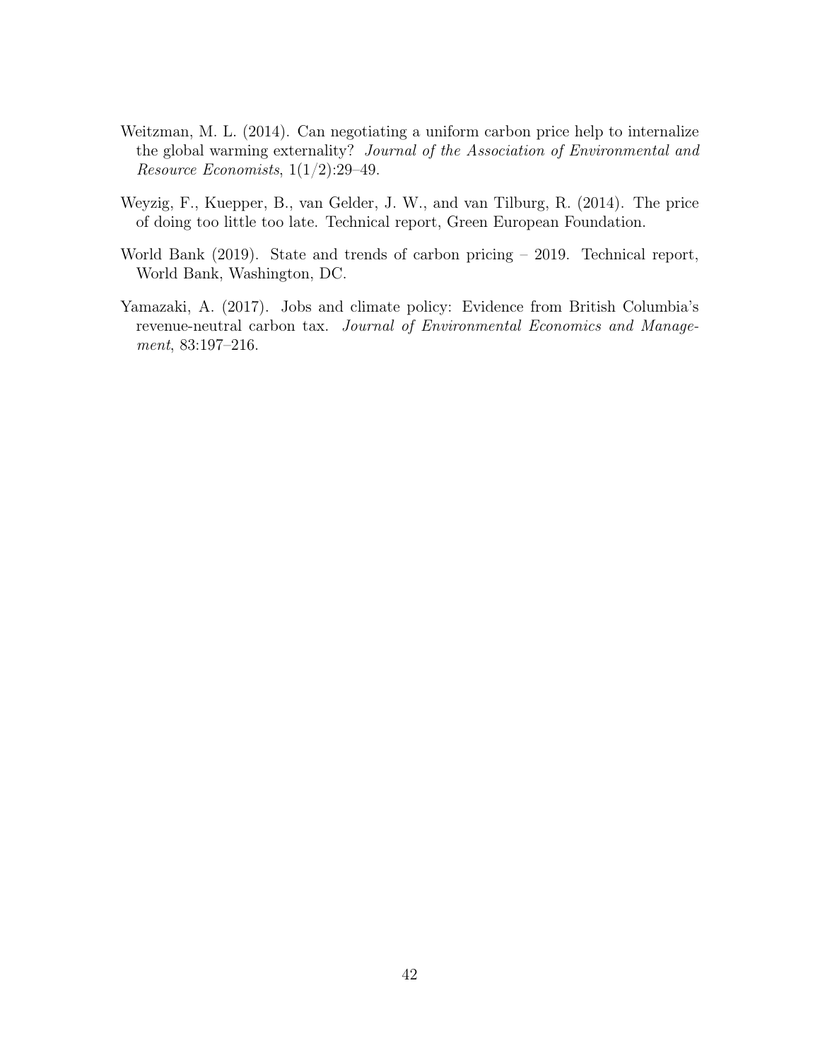Weitzman, M. L. (2014). Can negotiating a uniform carbon price help to internalize the global warming externality? *Journal of the Association of Environmental and Resource Economists*, 1(1/2):29–49.

Weyzig, F., Kuepper, B., van Gelder, J. W., and van Tilburg, R. (2014). The price of doing too little too late. Technical report, Green European Foundation.

World Bank (2019). State and trends of carbon pricing – 2019. Technical report, World Bank, Washington, DC.

Yamazaki, A. (2017). Jobs and climate policy: Evidence from British Columbia's revenue-neutral carbon tax. *Journal of Environmental Economics and Management*, 83:197–216.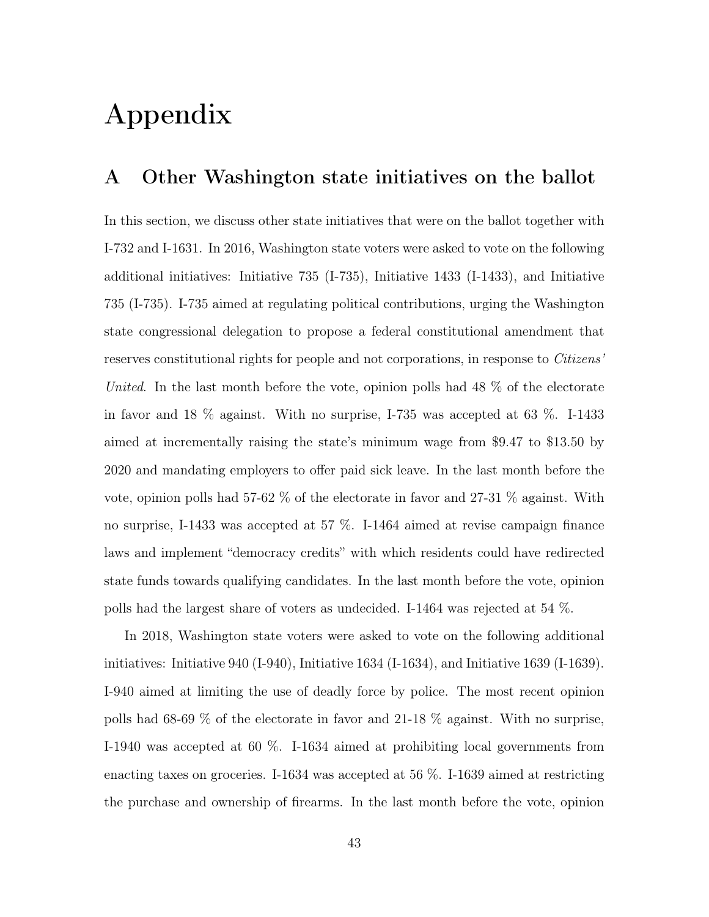# Appendix

## A Other Washington state initiatives on the ballot

In this section, we discuss other state initiatives that were on the ballot together with I-732 and I-1631. In 2016, Washington state voters were asked to vote on the following additional initiatives: Initiative 735 (I-735), Initiative 1433 (I-1433), and Initiative 735 (I-735). I-735 aimed at regulating political contributions, urging the Washington state congressional delegation to propose a federal constitutional amendment that reserves constitutional rights for people and not corporations, in response to *Citizens' United*. In the last month before the vote, opinion polls had 48 % of the electorate in favor and 18 % against. With no surprise, I-735 was accepted at 63 %. I-1433 aimed at incrementally raising the state's minimum wage from $9.47 to $13.50 by 2020 and mandating employers to offer paid sick leave. In the last month before the vote, opinion polls had 57-62 % of the electorate in favor and 27-31 % against. With no surprise, I-1433 was accepted at 57 %. I-1464 aimed at revise campaign finance laws and implement "democracy credits" with which residents could have redirected state funds towards qualifying candidates. In the last month before the vote, opinion polls had the largest share of voters as undecided. I-1464 was rejected at 54 %.

In 2018, Washington state voters were asked to vote on the following additional initiatives: Initiative 940 (I-940), Initiative 1634 (I-1634), and Initiative 1639 (I-1639). I-940 aimed at limiting the use of deadly force by police. The most recent opinion polls had 68-69 % of the electorate in favor and 21-18 % against. With no surprise, I-1940 was accepted at 60 %. I-1634 aimed at prohibiting local governments from enacting taxes on groceries. I-1634 was accepted at 56 %. I-1639 aimed at restricting the purchase and ownership of firearms. In the last month before the vote, opinion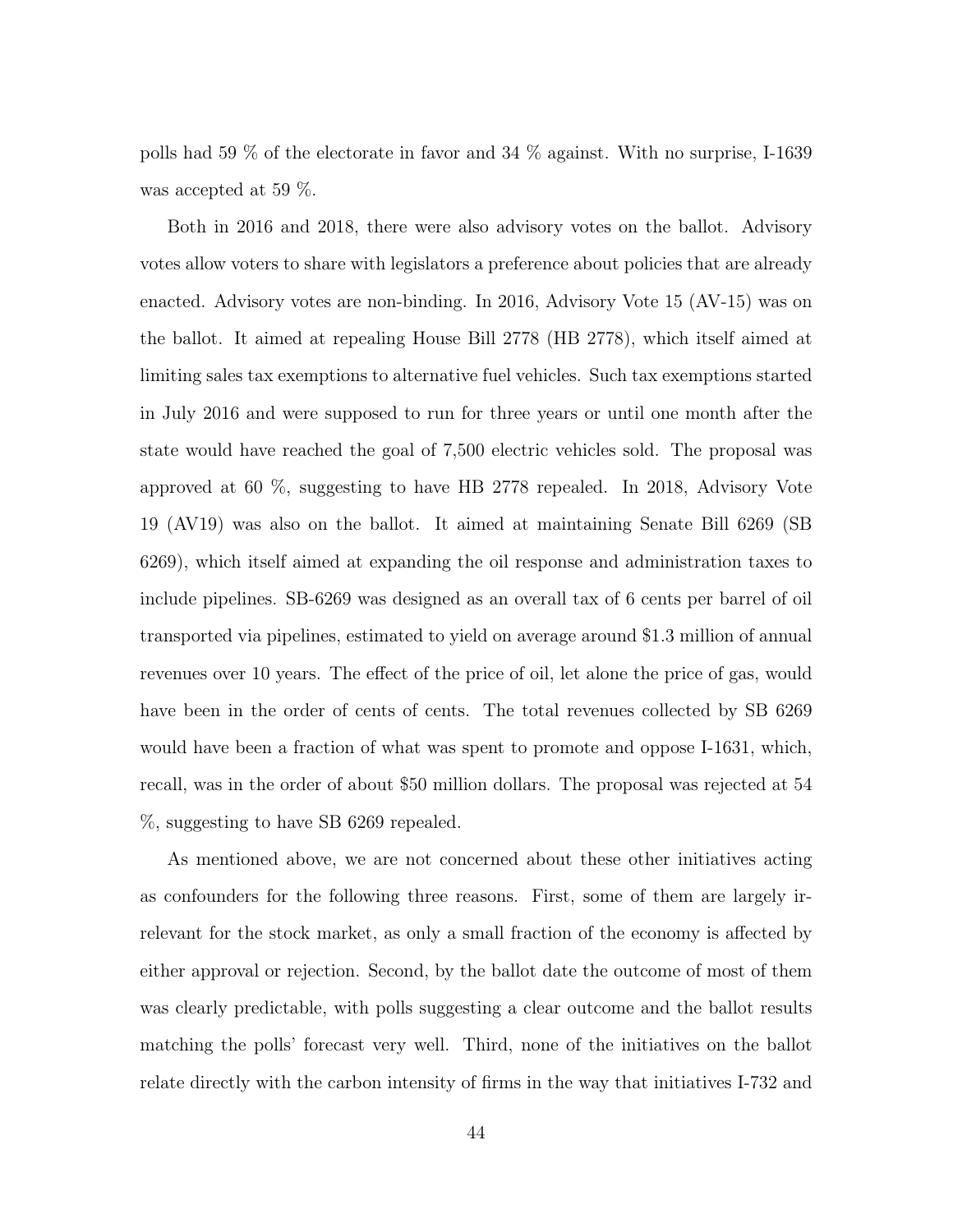polls had 59 % of the electorate in favor and 34 % against. With no surprise, I-1639 was accepted at 59 %.

Both in 2016 and 2018, there were also advisory votes on the ballot. Advisory votes allow voters to share with legislators a preference about policies that are already enacted. Advisory votes are non-binding. In 2016, Advisory Vote 15 (AV-15) was on the ballot. It aimed at repealing House Bill 2778 (HB 2778), which itself aimed at limiting sales tax exemptions to alternative fuel vehicles. Such tax exemptions started in July 2016 and were supposed to run for three years or until one month after the state would have reached the goal of 7,500 electric vehicles sold. The proposal was approved at 60 %, suggesting to have HB 2778 repealed. In 2018, Advisory Vote 19 (AV19) was also on the ballot. It aimed at maintaining Senate Bill 6269 (SB 6269), which itself aimed at expanding the oil response and administration taxes to include pipelines. SB-6269 was designed as an overall tax of 6 cents per barrel of oil transported via pipelines, estimated to yield on average around $1.3 million of annual revenues over 10 years. The effect of the price of oil, let alone the price of gas, would have been in the order of cents of cents. The total revenues collected by SB 6269 would have been a fraction of what was spent to promote and oppose I-1631, which, recall, was in the order of about $50 million dollars. The proposal was rejected at 54 %, suggesting to have SB 6269 repealed.

As mentioned above, we are not concerned about these other initiatives acting as confounders for the following three reasons. First, some of them are largely irrelevant for the stock market, as only a small fraction of the economy is affected by either approval or rejection. Second, by the ballot date the outcome of most of them was clearly predictable, with polls suggesting a clear outcome and the ballot results matching the polls' forecast very well. Third, none of the initiatives on the ballot relate directly with the carbon intensity of firms in the way that initiatives I-732 and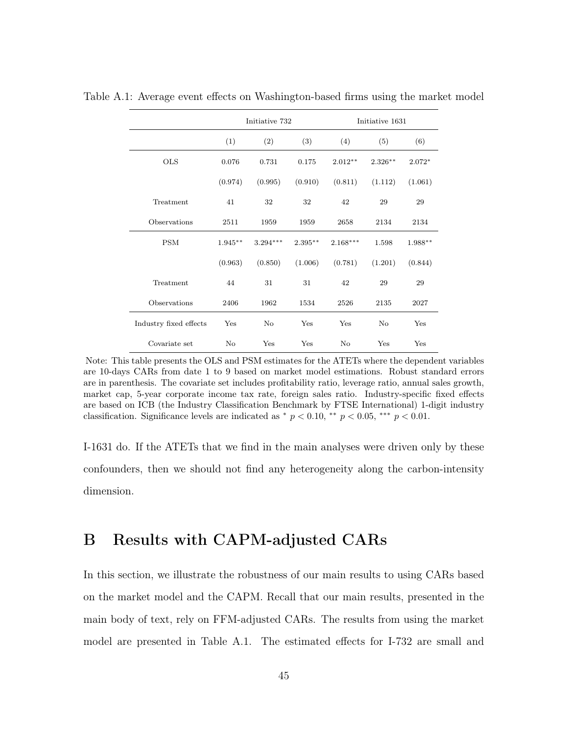Table A.1: Average event effects on Washington-based firms using the market model

| | Initiative 732 | | | Initiative 1631 | | |
|---|---|---|---|---|---|---|
| | (1) | (2) | (3) | (4) | (5) | (6) |
| OLS | 0.076 | 0.731 | 0.175 | 2.012** | 2.326** | 2.072* |
| | (0.974) | (0.995) | (0.910) | (0.811) | (1.112) | (1.061) |
| Treatment | 41 | 32 | 32 | 42 | 29 | 29 |
| Observations | 2511 | 1959 | 1959 | 2658 | 2134 | 2134 |
| PSM | 1.945** | 3.294*** | 2.395** | 2.168*** | 1.598 | 1.988** |
| | (0.963) | (0.850) | (1.006) | (0.781) | (1.201) | (0.844) |
| Treatment | 44 | 31 | 31 | 42 | 29 | 29 |
| Observations | 2406 | 1962 | 1534 | 2526 | 2135 | 2027 |
| Industry fixed effects | Yes | No | Yes | Yes | No | Yes |
| Covariate set | No | Yes | Yes | No | Yes | Yes |

Note: This table presents the OLS and PSM estimates for the ATETs where the dependent variables are 10-days CARs from date 1 to 9 based on market model estimations. Robust standard errors are in parenthesis. The covariate set includes profitability ratio, leverage ratio, annual sales growth, market cap, 5-year corporate income tax rate, foreign sales ratio. Industry-specific fixed effects are based on ICB (the Industry Classification Benchmark by FTSE International) 1-digit industry classification. Significance levels are indicated as * $p < 0.10$, ** $p < 0.05$, *** $p < 0.01$.

I-1631 do. If the ATETs that we find in the main analyses were driven only by these confounders, then we should not find any heterogeneity along the carbon-intensity dimension.

# B Results with CAPM-adjusted CARs

In this section, we illustrate the robustness of our main results to using CARs based on the market model and the CAPM. Recall that our main results, presented in the main body of text, rely on FFM-adjusted CARs. The results from using the market model are presented in Table A.1. The estimated effects for I-732 are small and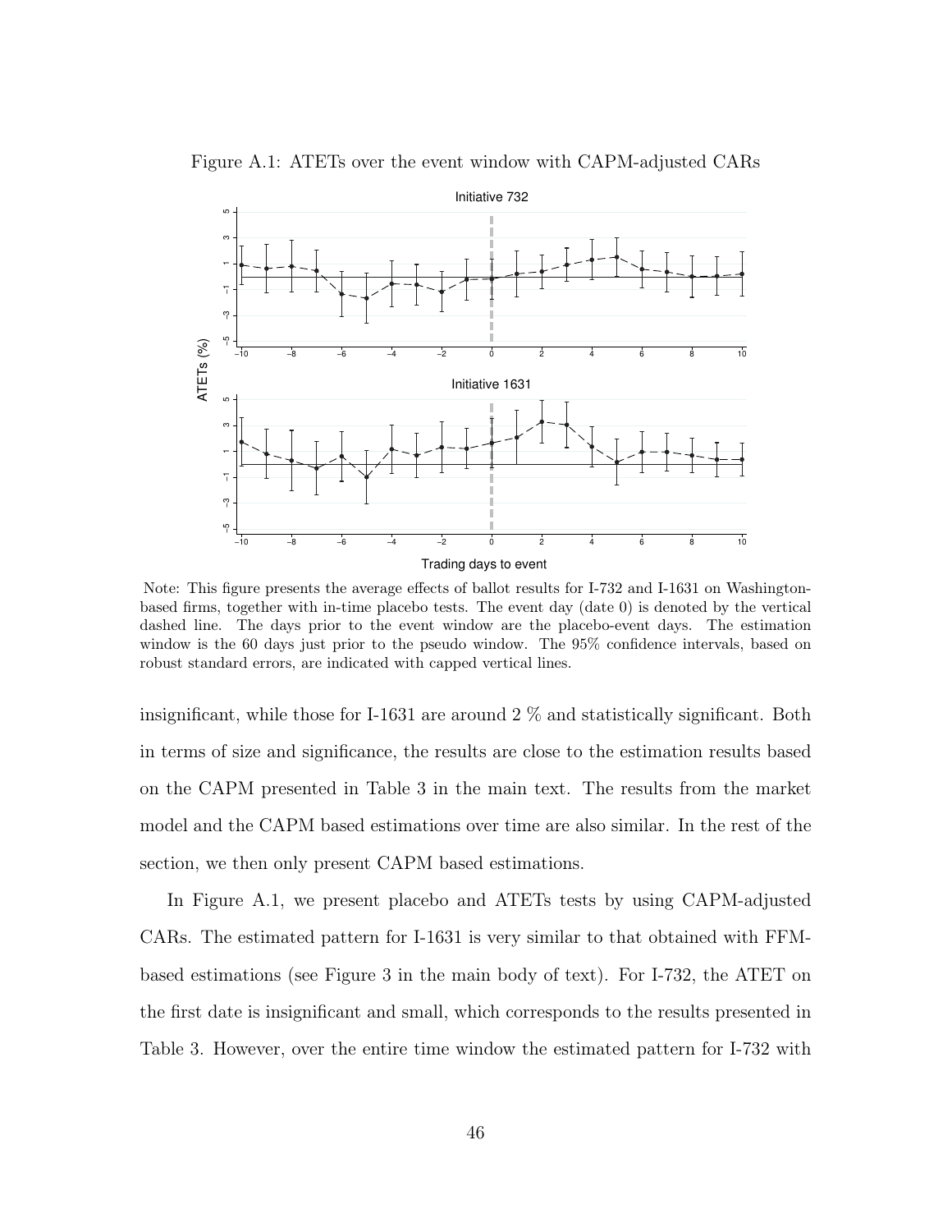Figure A.1: ATETs over the event window with CAPM-adjusted CARs

Note: This figure presents the average effects of ballot results for I-732 and I-1631 on Washington-based firms, together with in-time placebo tests. The event day (date 0) is denoted by the vertical dashed line. The days prior to the event window are the placebo-event days. The estimation window is the 60 days just prior to the pseudo window. The 95% confidence intervals, based on robust standard errors, are indicated with capped vertical lines.

insignificant, while those for I-1631 are around 2 % and statistically significant. Both in terms of size and significance, the results are close to the estimation results based on the CAPM presented in Table 3 in the main text. The results from the market model and the CAPM based estimations over time are also similar. In the rest of the section, we then only present CAPM based estimations.

In Figure A.1, we present placebo and ATETs tests by using CAPM-adjusted CARs. The estimated pattern for I-1631 is very similar to that obtained with FFM-based estimations (see Figure 3 in the main body of text). For I-732, the ATET on the first date is insignificant and small, which corresponds to the results presented in Table 3. However, over the entire time window the estimated pattern for I-732 with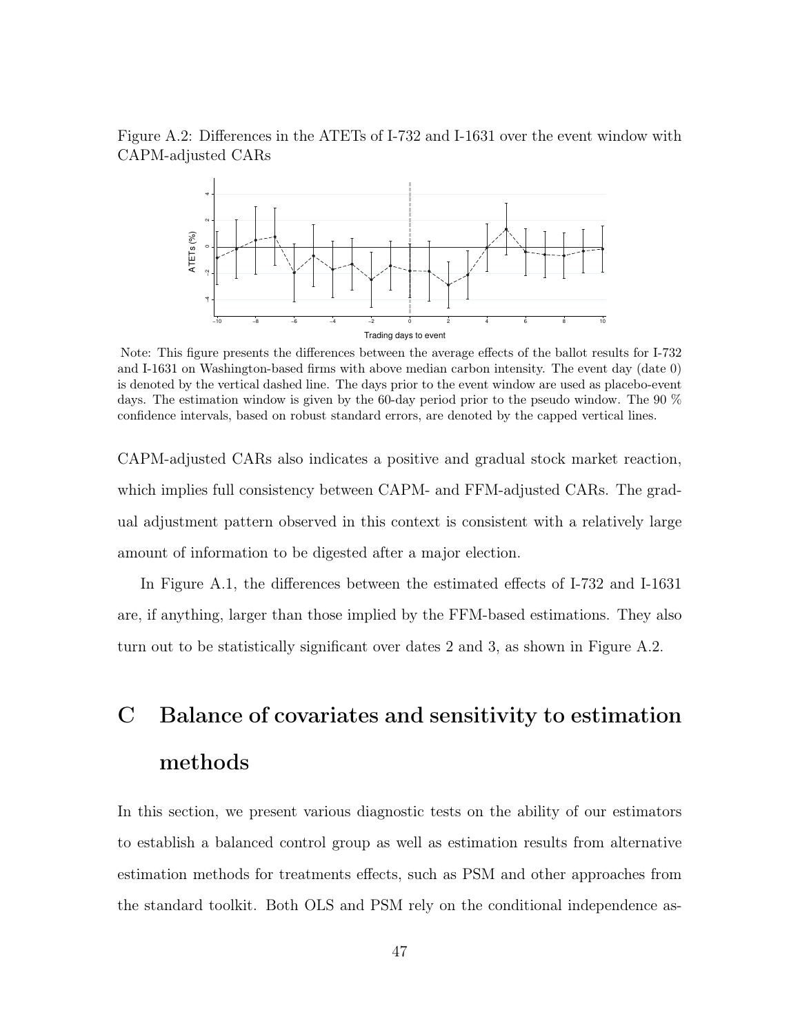Figure A.2: Differences in the ATETs of I-732 and I-1631 over the event window with CAPM-adjusted CARs

Note: This figure presents the differences between the average effects of the ballot results for I-732 and I-1631 on Washington-based firms with above median carbon intensity. The event day (date 0) is denoted by the vertical dashed line. The days prior to the event window are used as placebo-event days. The estimation window is given by the 60-day period prior to the pseudo window. The 90 % confidence intervals, based on robust standard errors, are denoted by the capped vertical lines.

CAPM-adjusted CARs also indicates a positive and gradual stock market reaction, which implies full consistency between CAPM- and FFM-adjusted CARs. The gradual adjustment pattern observed in this context is consistent with a relatively large amount of information to be digested after a major election.

In Figure A.1, the differences between the estimated effects of I-732 and I-1631 are, if anything, larger than those implied by the FFM-based estimations. They also turn out to be statistically significant over dates 2 and 3, as shown in Figure A.2.

# C Balance of covariates and sensitivity to estimation methods

In this section, we present various diagnostic tests on the ability of our estimators to establish a balanced control group as well as estimation results from alternative estimation methods for treatments effects, such as PSM and other approaches from the standard toolkit. Both OLS and PSM rely on the conditional independence as-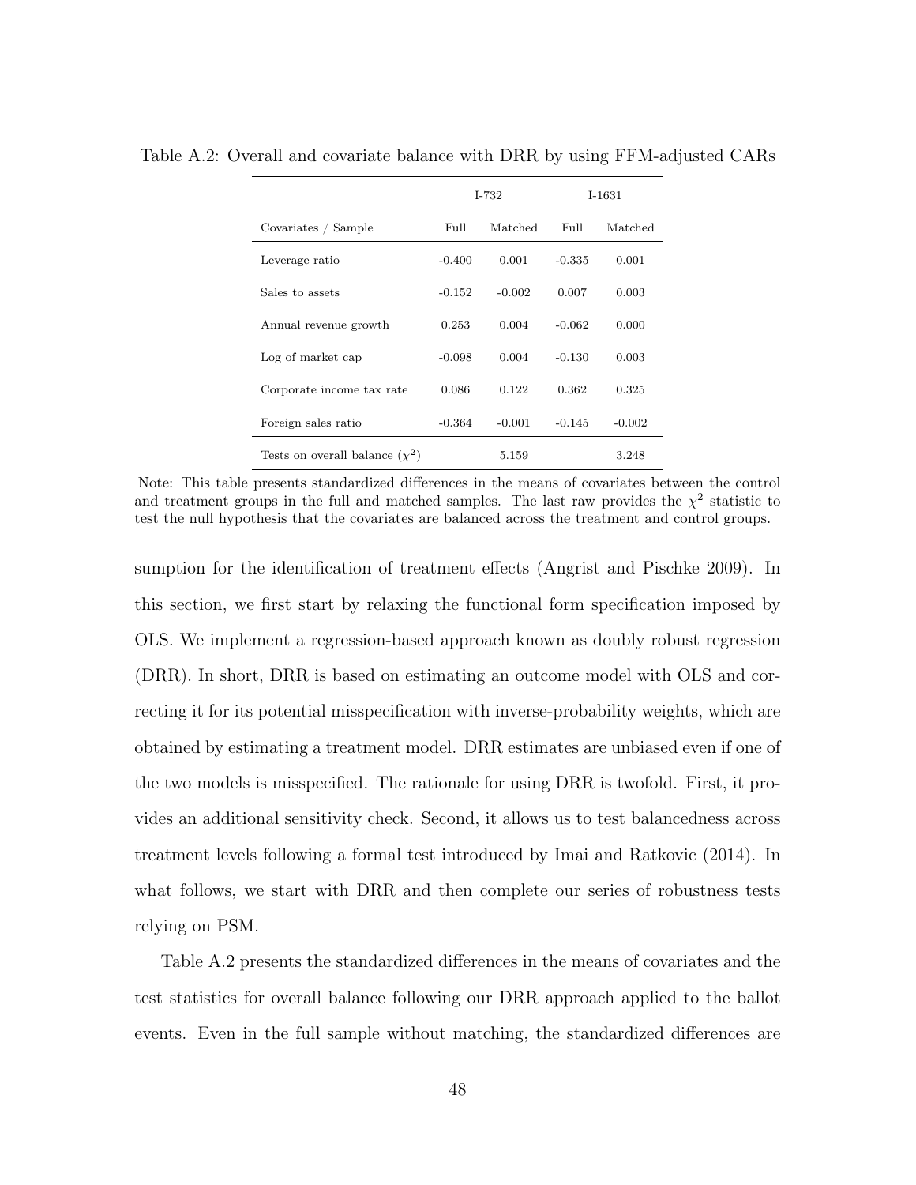Table A.2: Overall and covariate balance with DRR by using FFM-adjusted CARs

| | I-732 | | I-1631 | |
|---|---|---|---|---|
| Covariates / Sample | Full | Matched | Full | Matched |
| Leverage ratio | -0.400 | 0.001 | -0.335 | 0.001 |
| Sales to assets | -0.152 | -0.002 | 0.007 | 0.003 |
| Annual revenue growth | 0.253 | 0.004 | -0.062 | 0.000 |
| Log of market cap | -0.098 | 0.004 | -0.130 | 0.003 |
| Corporate income tax rate | 0.086 | 0.122 | 0.362 | 0.325 |
| Foreign sales ratio | -0.364 | -0.001 | -0.145 | -0.002 |
| Tests on overall balance ($\chi^2$) | | 5.159 | | 3.248 |

Note: This table presents standardized differences in the means of covariates between the control and treatment groups in the full and matched samples. The last raw provides the $\chi^2$ statistic to test the null hypothesis that the covariates are balanced across the treatment and control groups.

sumption for the identification of treatment effects (Angrist and Pischke 2009). In this section, we first start by relaxing the functional form specification imposed by OLS. We implement a regression-based approach known as doubly robust regression (DRR). In short, DRR is based on estimating an outcome model with OLS and correcting it for its potential misspecification with inverse-probability weights, which are obtained by estimating a treatment model. DRR estimates are unbiased even if one of the two models is misspecified. The rationale for using DRR is twofold. First, it provides an additional sensitivity check. Second, it allows us to test balancedness across treatment levels following a formal test introduced by Imai and Ratkovic (2014). In what follows, we start with DRR and then complete our series of robustness tests relying on PSM.

Table A.2 presents the standardized differences in the means of covariates and the test statistics for overall balance following our DRR approach applied to the ballot events. Even in the full sample without matching, the standardized differences are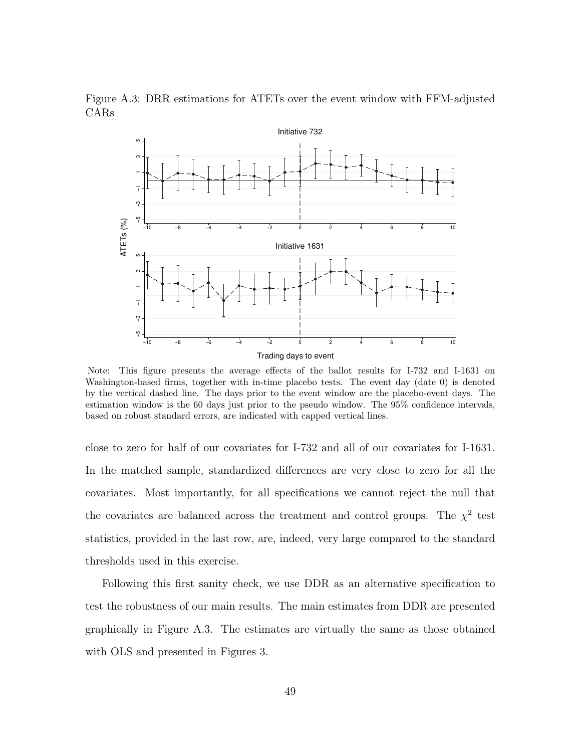Figure A.3: DRR estimations for ATETs over the event window with FFM-adjusted CARs

Note: This figure presents the average effects of the ballot results for I-732 and I-1631 on Washington-based firms, together with in-time placebo tests. The event day (date 0) is denoted by the vertical dashed line. The days prior to the event window are the placebo-event days. The estimation window is the 60 days just prior to the pseudo window. The 95% confidence intervals, based on robust standard errors, are indicated with capped vertical lines.

close to zero for half of our covariates for I-732 and all of our covariates for I-1631. In the matched sample, standardized differences are very close to zero for all the covariates. Most importantly, for all specifications we cannot reject the null that the covariates are balanced across the treatment and control groups. The $\chi^2$ test statistics, provided in the last row, are, indeed, very large compared to the standard thresholds used in this exercise.

Following this first sanity check, we use DDR as an alternative specification to test the robustness of our main results. The main estimates from DDR are presented graphically in Figure A.3. The estimates are virtually the same as those obtained with OLS and presented in Figures 3.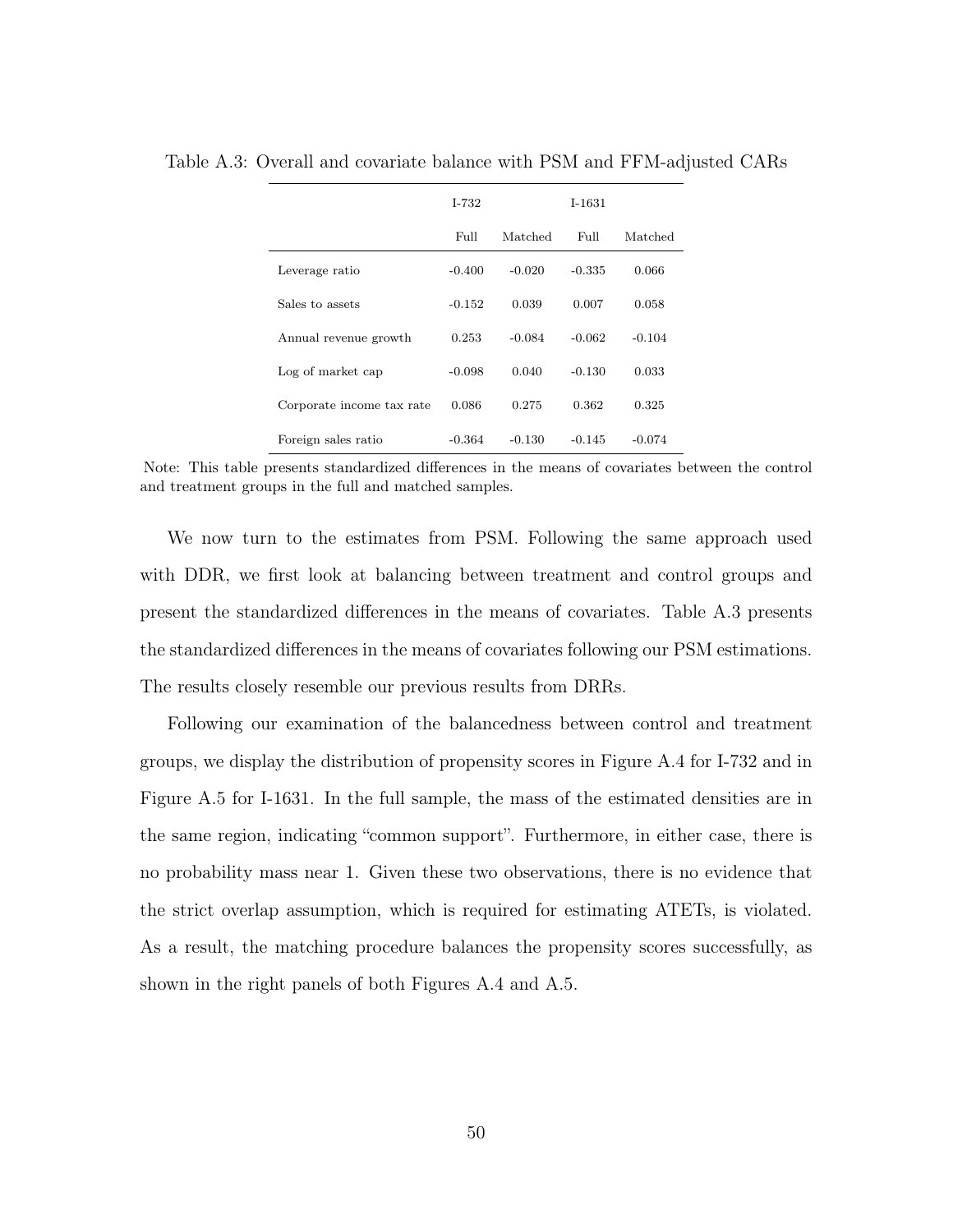Table A.3: Overall and covariate balance with PSM and FFM-adjusted CARs

| | I-732 | | I-1631 | |
|---|---|---|---|---|
| | Full | Matched | Full | Matched |
| Leverage ratio | -0.400 | -0.020 | -0.335 | 0.066 |
| Sales to assets | -0.152 | 0.039 | 0.007 | 0.058 |
| Annual revenue growth | 0.253 | -0.084 | -0.062 | -0.104 |
| Log of market cap | -0.098 | 0.040 | -0.130 | 0.033 |
| Corporate income tax rate | 0.086 | 0.275 | 0.362 | 0.325 |
| Foreign sales ratio | -0.364 | -0.130 | -0.145 | -0.074 |

Note: This table presents standardized differences in the means of covariates between the control and treatment groups in the full and matched samples.

We now turn to the estimates from PSM. Following the same approach used with DDR, we first look at balancing between treatment and control groups and present the standardized differences in the means of covariates. Table A.3 presents the standardized differences in the means of covariates following our PSM estimations. The results closely resemble our previous results from DRRs.

Following our examination of the balancedness between control and treatment groups, we display the distribution of propensity scores in Figure A.4 for I-732 and in Figure A.5 for I-1631. In the full sample, the mass of the estimated densities are in the same region, indicating "common support". Furthermore, in either case, there is no probability mass near 1. Given these two observations, there is no evidence that the strict overlap assumption, which is required for estimating ATETs, is violated. As a result, the matching procedure balances the propensity scores successfully, as shown in the right panels of both Figures A.4 and A.5.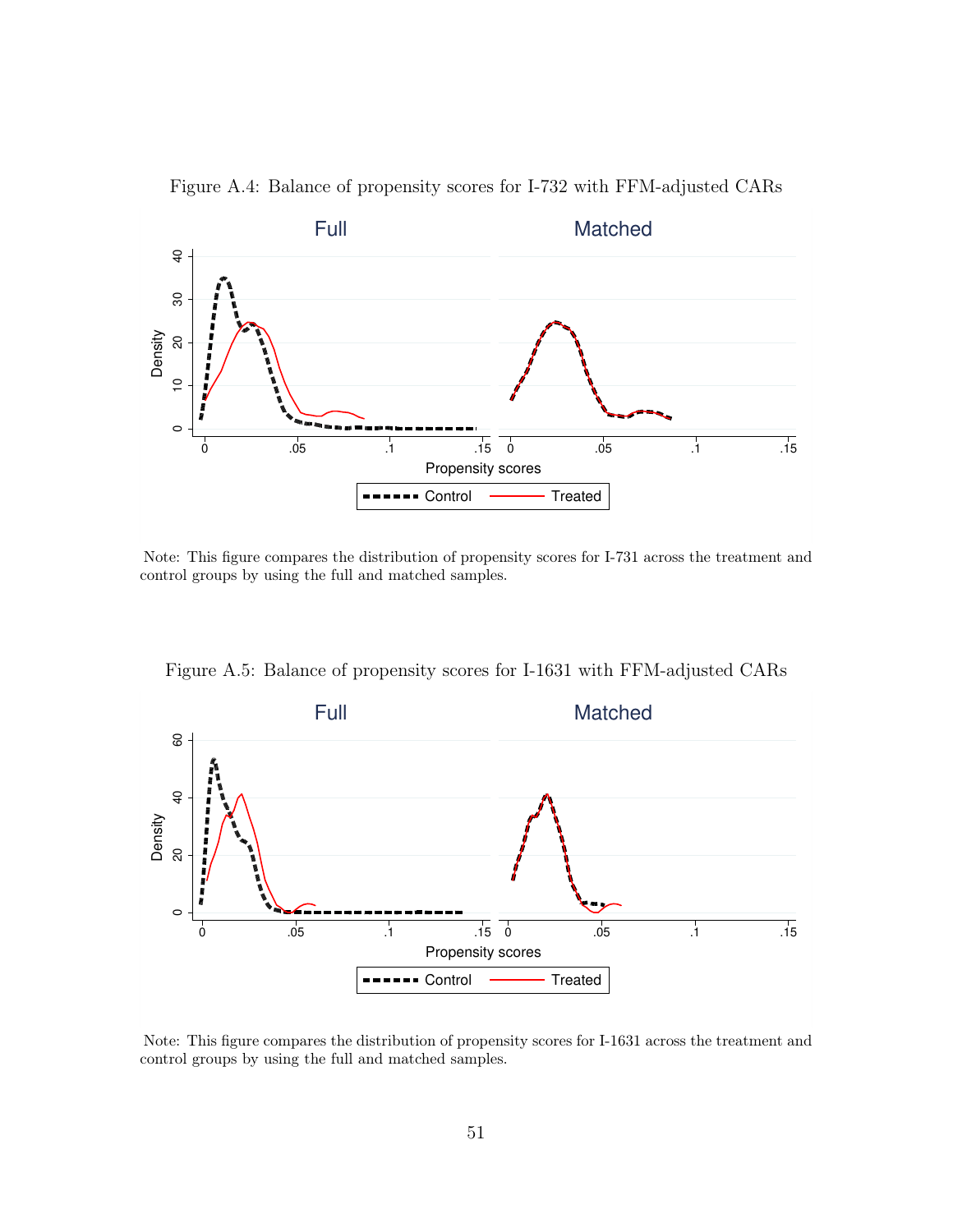Figure A.4: Balance of propensity scores for I-732 with FFM-adjusted CARs

Note: This figure compares the distribution of propensity scores for I-731 across the treatment and control groups by using the full and matched samples.

Figure A.5: Balance of propensity scores for I-1631 with FFM-adjusted CARs

Note: This figure compares the distribution of propensity scores for I-1631 across the treatment and control groups by using the full and matched samples.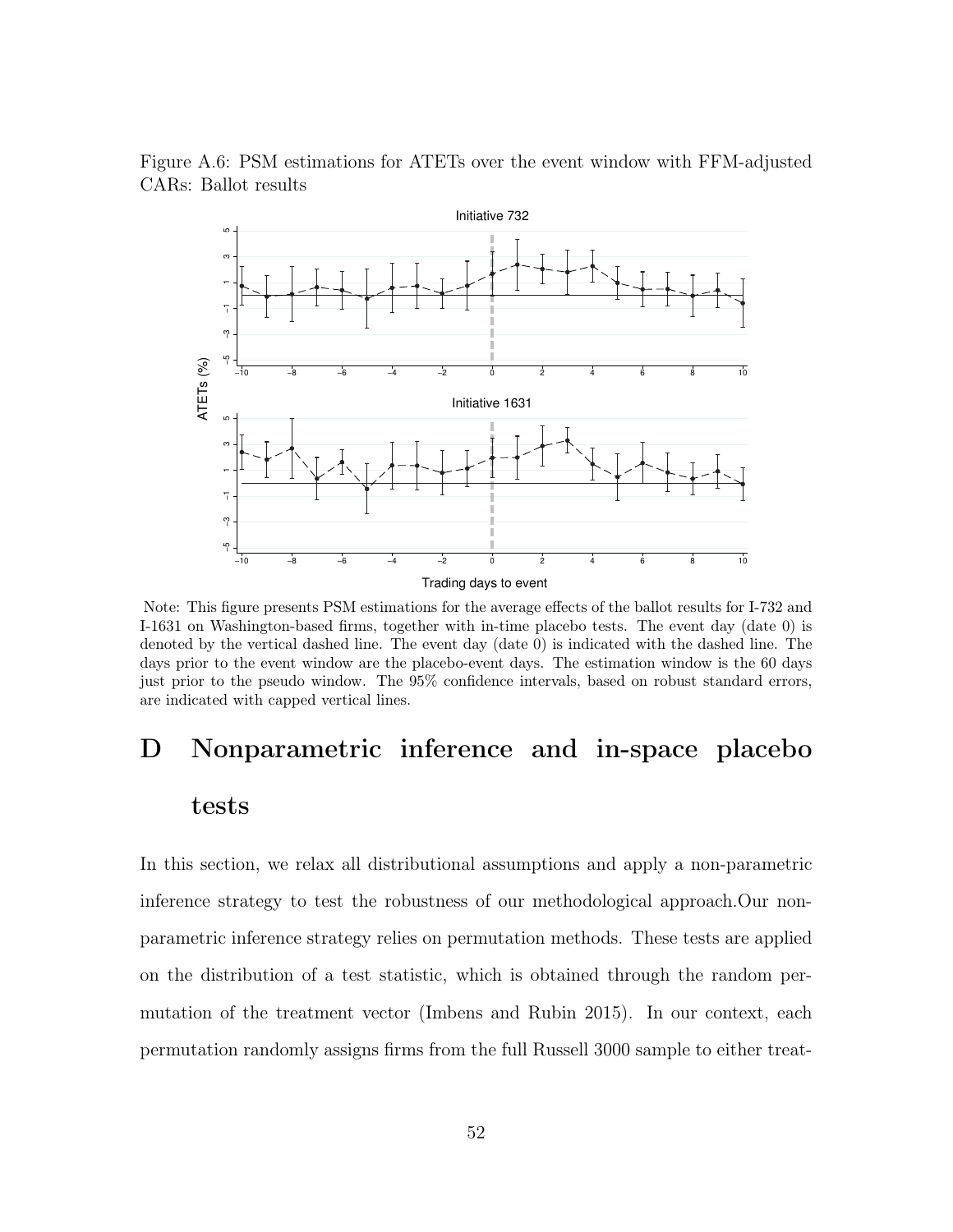Figure A.6: PSM estimations for ATETs over the event window with FFM-adjusted CARs: Ballot results

Note: This figure presents PSM estimations for the average effects of the ballot results for I-732 and I-1631 on Washington-based firms, together with in-time placebo tests. The event day (date 0) is denoted by the vertical dashed line. The event day (date 0) is indicated with the dashed line. The days prior to the event window are the placebo-event days. The estimation window is the 60 days just prior to the pseudo window. The 95% confidence intervals, based on robust standard errors, are indicated with capped vertical lines.

# D Nonparametric inference and in-space placebo tests

In this section, we relax all distributional assumptions and apply a non-parametric inference strategy to test the robustness of our methodological approach.Our non-parametric inference strategy relies on permutation methods. These tests are applied on the distribution of a test statistic, which is obtained through the random permutation of the treatment vector (Imbens and Rubin 2015). In our context, each permutation randomly assigns firms from the full Russell 3000 sample to either treat-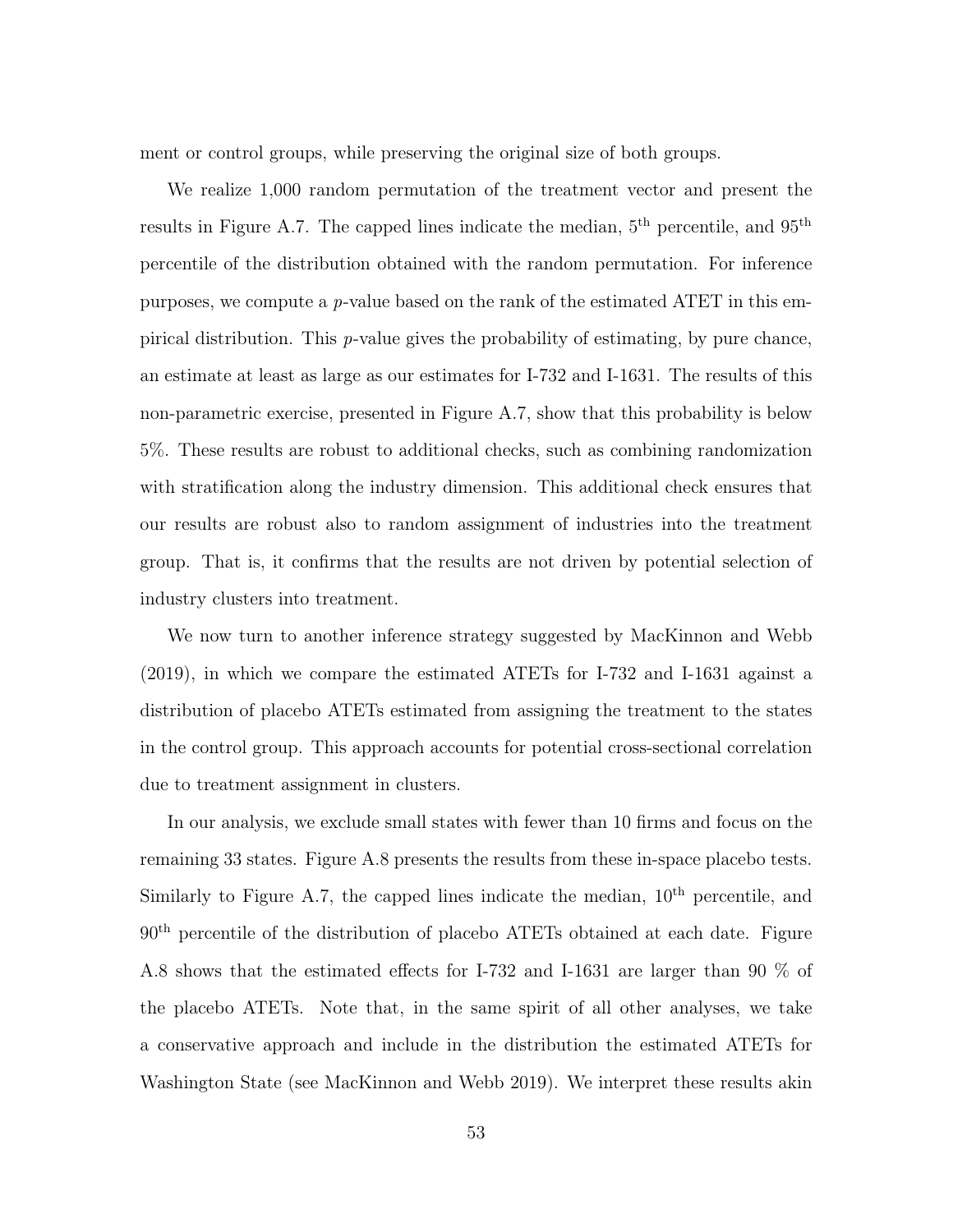ment or control groups, while preserving the original size of both groups.

We realize 1,000 random permutation of the treatment vector and present the results in Figure A.7. The capped lines indicate the median, $5^{\text{th}}$ percentile, and $95^{\text{th}}$ percentile of the distribution obtained with the random permutation. For inference purposes, we compute a $p$-value based on the rank of the estimated ATET in this empirical distribution. This $p$-value gives the probability of estimating, by pure chance, an estimate at least as large as our estimates for I-732 and I-1631. The results of this non-parametric exercise, presented in Figure A.7, show that this probability is below 5%. These results are robust to additional checks, such as combining randomization with stratification along the industry dimension. This additional check ensures that our results are robust also to random assignment of industries into the treatment group. That is, it confirms that the results are not driven by potential selection of industry clusters into treatment.

We now turn to another inference strategy suggested by MacKinnon and Webb (2019), in which we compare the estimated ATETs for I-732 and I-1631 against a distribution of placebo ATETs estimated from assigning the treatment to the states in the control group. This approach accounts for potential cross-sectional correlation due to treatment assignment in clusters.

In our analysis, we exclude small states with fewer than 10 firms and focus on the remaining 33 states. Figure A.8 presents the results from these in-space placebo tests. Similarly to Figure A.7, the capped lines indicate the median, $10^{\text{th}}$ percentile, and $90^{\text{th}}$ percentile of the distribution of placebo ATETs obtained at each date. Figure A.8 shows that the estimated effects for I-732 and I-1631 are larger than 90 % of the placebo ATETs. Note that, in the same spirit of all other analyses, we take a conservative approach and include in the distribution the estimated ATETs for Washington State (see MacKinnon and Webb 2019). We interpret these results akin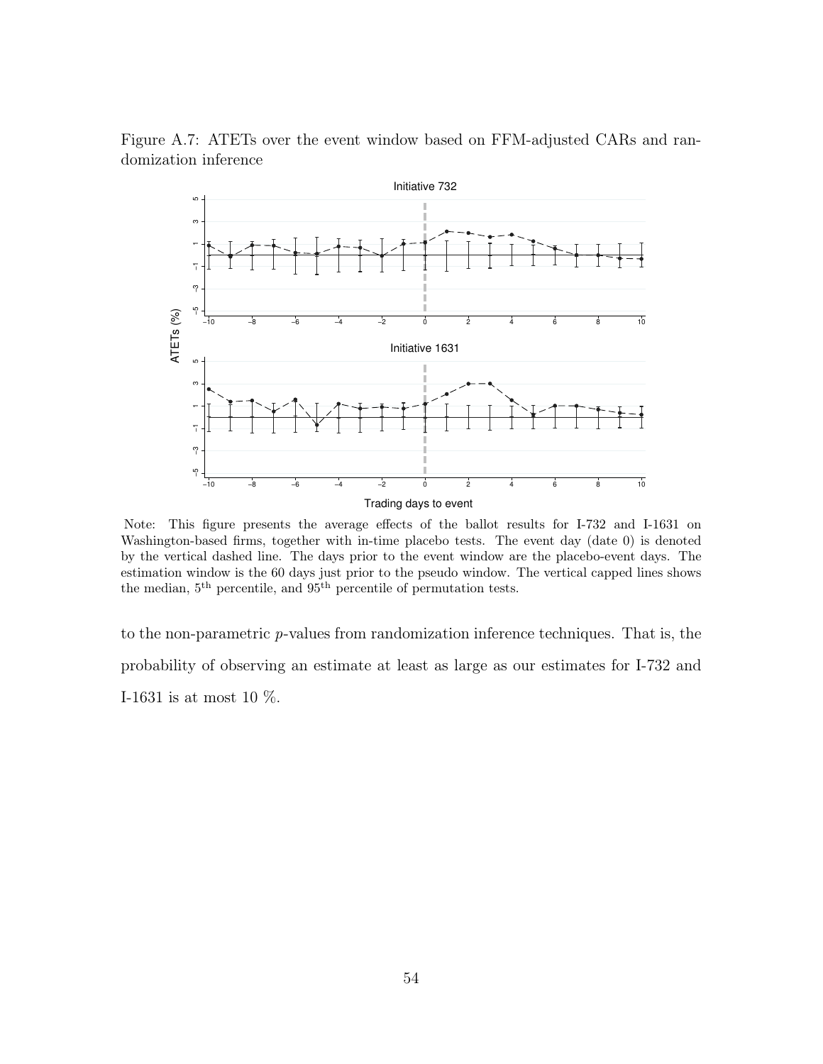Figure A.7: ATETs over the event window based on FFM-adjusted CARs and randomization inference

Note: This figure presents the average effects of the ballot results for I-732 and I-1631 on Washington-based firms, together with in-time placebo tests. The event day (date 0) is denoted by the vertical dashed line. The days prior to the event window are the placebo-event days. The estimation window is the 60 days just prior to the pseudo window. The vertical capped lines shows the median, 5[th] percentile, and 95[th] percentile of permutation tests.

to the non-parametric $p$-values from randomization inference techniques. That is, the probability of observing an estimate at least as large as our estimates for I-732 and I-1631 is at most 10 %.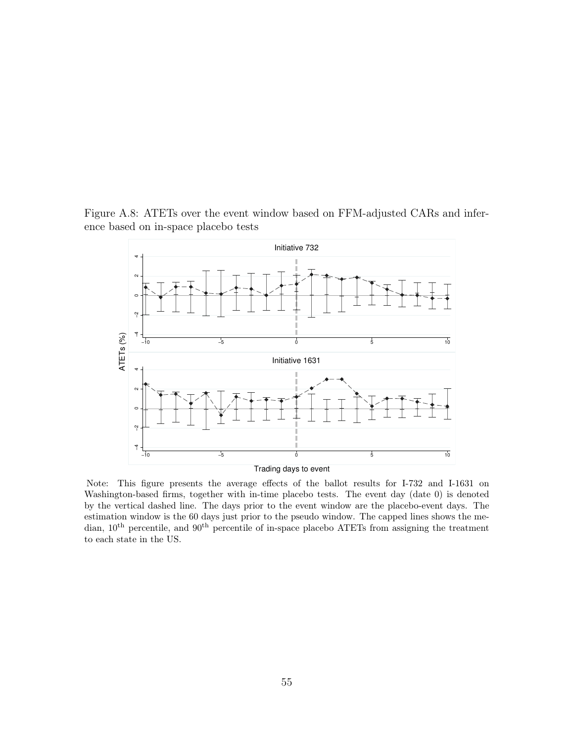Figure A.8: ATETs over the event window based on FFM-adjusted CARs and inference based on in-space placebo tests

Initiative 732

Initiative 1631

ATETs (%)

4
2
0
−2
−4

−10
−5
0
5
10

Trading days to event

Note: This figure presents the average effects of the ballot results for I-732 and I-1631 on Washington-based firms, together with in-time placebo tests. The event day (date 0) is denoted by the vertical dashed line. The days prior to the event window are the placebo-event days. The estimation window is the 60 days just prior to the pseudo window. The capped lines shows the median, 10th percentile, and 90th percentile of in-space placebo ATETs from assigning the treatment to each state in the US.